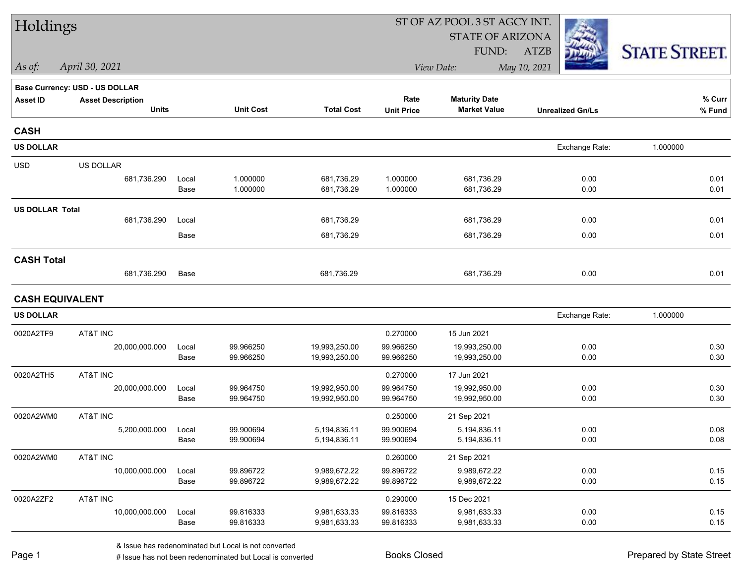# Holdings

ST OF AZ POOL 3 ST AGCY INT.
STATE OF ARIZONA
FUND: ATZB

*As of:* *April 30, 2021*

*View Date:* *May 10, 2021*

STATE STREET.

**Base Currency: USD - US DOLLAR**

| Asset ID | Asset Description / Units | | Unit Cost | Total Cost | Rate / Unit Price | Maturity Date / Market Value | Unrealized Gn/Ls | % Curr / % Fund |
|---|---|---|---|---|---|---|---|---|
| **CASH** | | | | | | | | |
| **US DOLLAR** | | | | | | | Exchange Rate: 1.000000 | |
| USD | US DOLLAR | | | | | | | |
| | 681,736.290 | Local | 1.000000 | 681,736.29 | 1.000000 | 681,736.29 | 0.00 | 0.01 |
| | | Base | 1.000000 | 681,736.29 | 1.000000 | 681,736.29 | 0.00 | 0.01 |
| **US DOLLAR Total** | 681,736.290 | Local | | 681,736.29 | | 681,736.29 | 0.00 | 0.01 |
| | | Base | | 681,736.29 | | 681,736.29 | 0.00 | 0.01 |
| **CASH Total** | 681,736.290 | Base | | 681,736.29 | | 681,736.29 | 0.00 | 0.01 |
| **CASH EQUIVALENT** | | | | | | | | |
| **US DOLLAR** | | | | | | | Exchange Rate: 1.000000 | |
| 0020A2TF9 | AT&T INC | | | | 0.270000 | 15 Jun 2021 | | |
| | 20,000,000.000 | Local | 99.966250 | 19,993,250.00 | 99.966250 | 19,993,250.00 | 0.00 | 0.30 |
| | | Base | 99.966250 | 19,993,250.00 | 99.966250 | 19,993,250.00 | 0.00 | 0.30 |
| 0020A2TH5 | AT&T INC | | | | 0.270000 | 17 Jun 2021 | | |
| | 20,000,000.000 | Local | 99.964750 | 19,992,950.00 | 99.964750 | 19,992,950.00 | 0.00 | 0.30 |
| | | Base | 99.964750 | 19,992,950.00 | 99.964750 | 19,992,950.00 | 0.00 | 0.30 |
| 0020A2WM0 | AT&T INC | | | | 0.250000 | 21 Sep 2021 | | |
| | 5,200,000.000 | Local | 99.900694 | 5,194,836.11 | 99.900694 | 5,194,836.11 | 0.00 | 0.08 |
| | | Base | 99.900694 | 5,194,836.11 | 99.900694 | 5,194,836.11 | 0.00 | 0.08 |
| 0020A2WM0 | AT&T INC | | | | 0.260000 | 21 Sep 2021 | | |
| | 10,000,000.000 | Local | 99.896722 | 9,989,672.22 | 99.896722 | 9,989,672.22 | 0.00 | 0.15 |
| | | Base | 99.896722 | 9,989,672.22 | 99.896722 | 9,989,672.22 | 0.00 | 0.15 |
| 0020A2ZF2 | AT&T INC | | | | 0.290000 | 15 Dec 2021 | | |
| | 10,000,000.000 | Local | 99.816333 | 9,981,633.33 | 99.816333 | 9,981,633.33 | 0.00 | 0.15 |
| | | Base | 99.816333 | 9,981,633.33 | 99.816333 | 9,981,633.33 | 0.00 | 0.15 |

& Issue has redenominated but Local is not converted
# Issue has not been redenominated but Local is converted

Books Closed

Prepared by State Street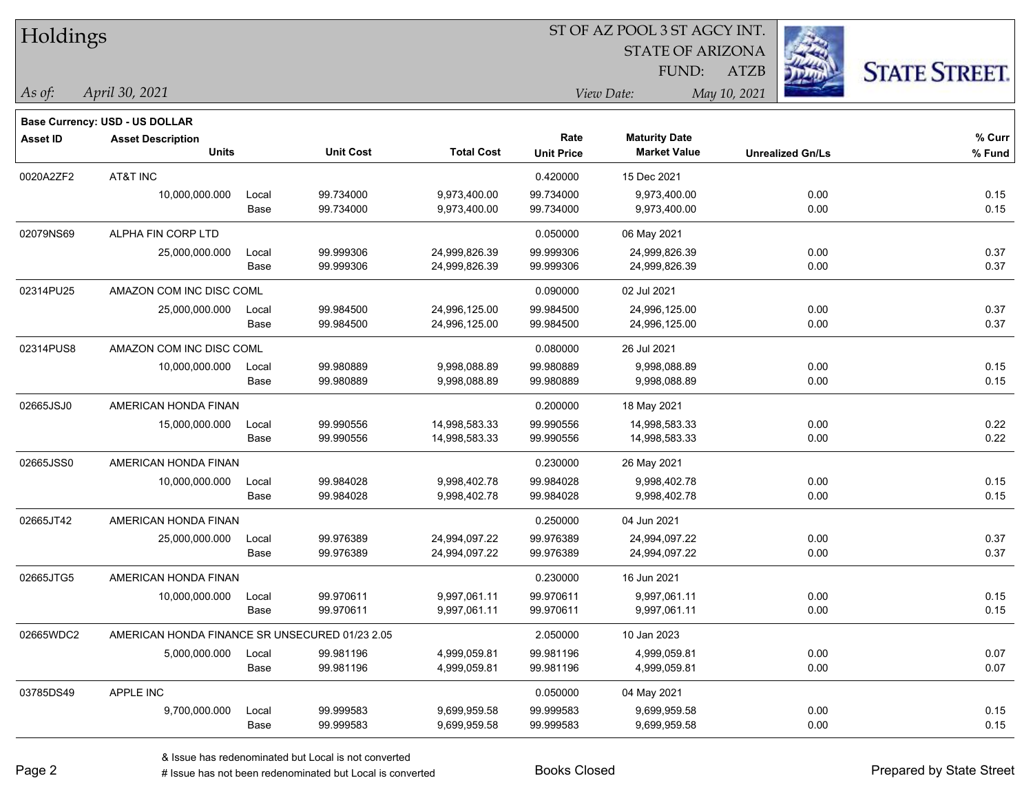# Holdings

ST OF AZ POOL 3 ST AGCY INT.
STATE OF ARIZONA
FUND: ATZB

*As of:* *April 30, 2021*

*View Date:* *May 10, 2021*

**Base Currency: USD - US DOLLAR**

| Asset ID | Asset Description / Units | | Unit Cost | Total Cost | Rate / Unit Price | Maturity Date / Market Value | Unrealized Gn/Ls | % Curr / % Fund |
|---|---|---|---|---|---|---|---|---|
| 0020A2ZF2 | AT&T INC | | | | 0.420000 | 15 Dec 2021 | | |
| | 10,000,000.000 | Local | 99.734000 | 9,973,400.00 | 99.734000 | 9,973,400.00 | 0.00 | 0.15 |
| | | Base | 99.734000 | 9,973,400.00 | 99.734000 | 9,973,400.00 | 0.00 | 0.15 |
| 02079NS69 | ALPHA FIN CORP LTD | | | | 0.050000 | 06 May 2021 | | |
| | 25,000,000.000 | Local | 99.999306 | 24,999,826.39 | 99.999306 | 24,999,826.39 | 0.00 | 0.37 |
| | | Base | 99.999306 | 24,999,826.39 | 99.999306 | 24,999,826.39 | 0.00 | 0.37 |
| 02314PU25 | AMAZON COM INC DISC COML | | | | 0.090000 | 02 Jul 2021 | | |
| | 25,000,000.000 | Local | 99.984500 | 24,996,125.00 | 99.984500 | 24,996,125.00 | 0.00 | 0.37 |
| | | Base | 99.984500 | 24,996,125.00 | 99.984500 | 24,996,125.00 | 0.00 | 0.37 |
| 02314PUS8 | AMAZON COM INC DISC COML | | | | 0.080000 | 26 Jul 2021 | | |
| | 10,000,000.000 | Local | 99.980889 | 9,998,088.89 | 99.980889 | 9,998,088.89 | 0.00 | 0.15 |
| | | Base | 99.980889 | 9,998,088.89 | 99.980889 | 9,998,088.89 | 0.00 | 0.15 |
| 02665JSJ0 | AMERICAN HONDA FINAN | | | | 0.200000 | 18 May 2021 | | |
| | 15,000,000.000 | Local | 99.990556 | 14,998,583.33 | 99.990556 | 14,998,583.33 | 0.00 | 0.22 |
| | | Base | 99.990556 | 14,998,583.33 | 99.990556 | 14,998,583.33 | 0.00 | 0.22 |
| 02665JSS0 | AMERICAN HONDA FINAN | | | | 0.230000 | 26 May 2021 | | |
| | 10,000,000.000 | Local | 99.984028 | 9,998,402.78 | 99.984028 | 9,998,402.78 | 0.00 | 0.15 |
| | | Base | 99.984028 | 9,998,402.78 | 99.984028 | 9,998,402.78 | 0.00 | 0.15 |
| 02665JT42 | AMERICAN HONDA FINAN | | | | 0.250000 | 04 Jun 2021 | | |
| | 25,000,000.000 | Local | 99.976389 | 24,994,097.22 | 99.976389 | 24,994,097.22 | 0.00 | 0.37 |
| | | Base | 99.976389 | 24,994,097.22 | 99.976389 | 24,994,097.22 | 0.00 | 0.37 |
| 02665JTG5 | AMERICAN HONDA FINAN | | | | 0.230000 | 16 Jun 2021 | | |
| | 10,000,000.000 | Local | 99.970611 | 9,997,061.11 | 99.970611 | 9,997,061.11 | 0.00 | 0.15 |
| | | Base | 99.970611 | 9,997,061.11 | 99.970611 | 9,997,061.11 | 0.00 | 0.15 |
| 02665WDC2 | AMERICAN HONDA FINANCE SR UNSECURED 01/23 2.05 | | | | 2.050000 | 10 Jan 2023 | | |
| | 5,000,000.000 | Local | 99.981196 | 4,999,059.81 | 99.981196 | 4,999,059.81 | 0.00 | 0.07 |
| | | Base | 99.981196 | 4,999,059.81 | 99.981196 | 4,999,059.81 | 0.00 | 0.07 |
| 03785DS49 | APPLE INC | | | | 0.050000 | 04 May 2021 | | |
| | 9,700,000.000 | Local | 99.999583 | 9,699,959.58 | 99.999583 | 9,699,959.58 | 0.00 | 0.15 |
| | | Base | 99.999583 | 9,699,959.58 | 99.999583 | 9,699,959.58 | 0.00 | 0.15 |

& Issue has redenominated but Local is not converted
# Issue has not been redenominated but Local is converted

Books Closed

Prepared by State Street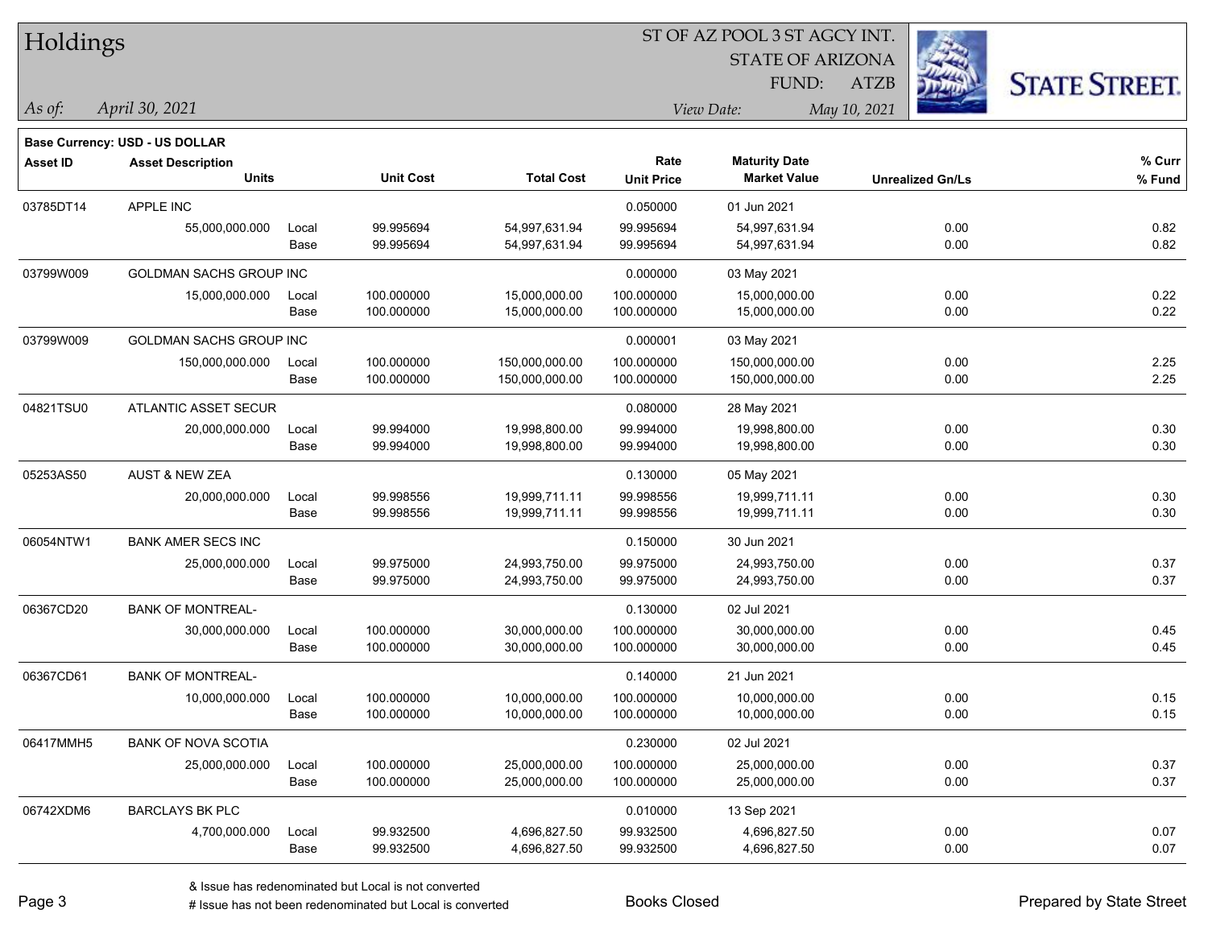# Holdings

ST OF AZ POOL 3 ST AGCY INT.
STATE OF ARIZONA
FUND: ATZB

*As of: April 30, 2021*

*View Date: May 10, 2021*

**Base Currency: USD - US DOLLAR**

| Asset ID | Asset Description / Units | | Unit Cost | Total Cost | Rate / Unit Price | Maturity Date / Market Value | Unrealized Gn/Ls | % Curr / % Fund |
|---|---|---|---|---|---|---|---|---|
| 03785DT14 | APPLE INC | | | | 0.050000 | 01 Jun 2021 | | |
| | 55,000,000.000 | Local | 99.995694 | 54,997,631.94 | 99.995694 | 54,997,631.94 | 0.00 | 0.82 |
| | | Base | 99.995694 | 54,997,631.94 | 99.995694 | 54,997,631.94 | 0.00 | 0.82 |
| 03799W009 | GOLDMAN SACHS GROUP INC | | | | 0.000000 | 03 May 2021 | | |
| | 15,000,000.000 | Local | 100.000000 | 15,000,000.00 | 100.000000 | 15,000,000.00 | 0.00 | 0.22 |
| | | Base | 100.000000 | 15,000,000.00 | 100.000000 | 15,000,000.00 | 0.00 | 0.22 |
| 03799W009 | GOLDMAN SACHS GROUP INC | | | | 0.000001 | 03 May 2021 | | |
| | 150,000,000.000 | Local | 100.000000 | 150,000,000.00 | 100.000000 | 150,000,000.00 | 0.00 | 2.25 |
| | | Base | 100.000000 | 150,000,000.00 | 100.000000 | 150,000,000.00 | 0.00 | 2.25 |
| 04821TSU0 | ATLANTIC ASSET SECUR | | | | 0.080000 | 28 May 2021 | | |
| | 20,000,000.000 | Local | 99.994000 | 19,998,800.00 | 99.994000 | 19,998,800.00 | 0.00 | 0.30 |
| | | Base | 99.994000 | 19,998,800.00 | 99.994000 | 19,998,800.00 | 0.00 | 0.30 |
| 05253AS50 | AUST & NEW ZEA | | | | 0.130000 | 05 May 2021 | | |
| | 20,000,000.000 | Local | 99.998556 | 19,999,711.11 | 99.998556 | 19,999,711.11 | 0.00 | 0.30 |
| | | Base | 99.998556 | 19,999,711.11 | 99.998556 | 19,999,711.11 | 0.00 | 0.30 |
| 06054NTW1 | BANK AMER SECS INC | | | | 0.150000 | 30 Jun 2021 | | |
| | 25,000,000.000 | Local | 99.975000 | 24,993,750.00 | 99.975000 | 24,993,750.00 | 0.00 | 0.37 |
| | | Base | 99.975000 | 24,993,750.00 | 99.975000 | 24,993,750.00 | 0.00 | 0.37 |
| 06367CD20 | BANK OF MONTREAL- | | | | 0.130000 | 02 Jul 2021 | | |
| | 30,000,000.000 | Local | 100.000000 | 30,000,000.00 | 100.000000 | 30,000,000.00 | 0.00 | 0.45 |
| | | Base | 100.000000 | 30,000,000.00 | 100.000000 | 30,000,000.00 | 0.00 | 0.45 |
| 06367CD61 | BANK OF MONTREAL- | | | | 0.140000 | 21 Jun 2021 | | |
| | 10,000,000.000 | Local | 100.000000 | 10,000,000.00 | 100.000000 | 10,000,000.00 | 0.00 | 0.15 |
| | | Base | 100.000000 | 10,000,000.00 | 100.000000 | 10,000,000.00 | 0.00 | 0.15 |
| 06417MMH5 | BANK OF NOVA SCOTIA | | | | 0.230000 | 02 Jul 2021 | | |
| | 25,000,000.000 | Local | 100.000000 | 25,000,000.00 | 100.000000 | 25,000,000.00 | 0.00 | 0.37 |
| | | Base | 100.000000 | 25,000,000.00 | 100.000000 | 25,000,000.00 | 0.00 | 0.37 |
| 06742XDM6 | BARCLAYS BK PLC | | | | 0.010000 | 13 Sep 2021 | | |
| | 4,700,000.000 | Local | 99.932500 | 4,696,827.50 | 99.932500 | 4,696,827.50 | 0.00 | 0.07 |
| | | Base | 99.932500 | 4,696,827.50 | 99.932500 | 4,696,827.50 | 0.00 | 0.07 |

& Issue has redenominated but Local is not converted
# Issue has not been redenominated but Local is converted

Books Closed

Prepared by State Street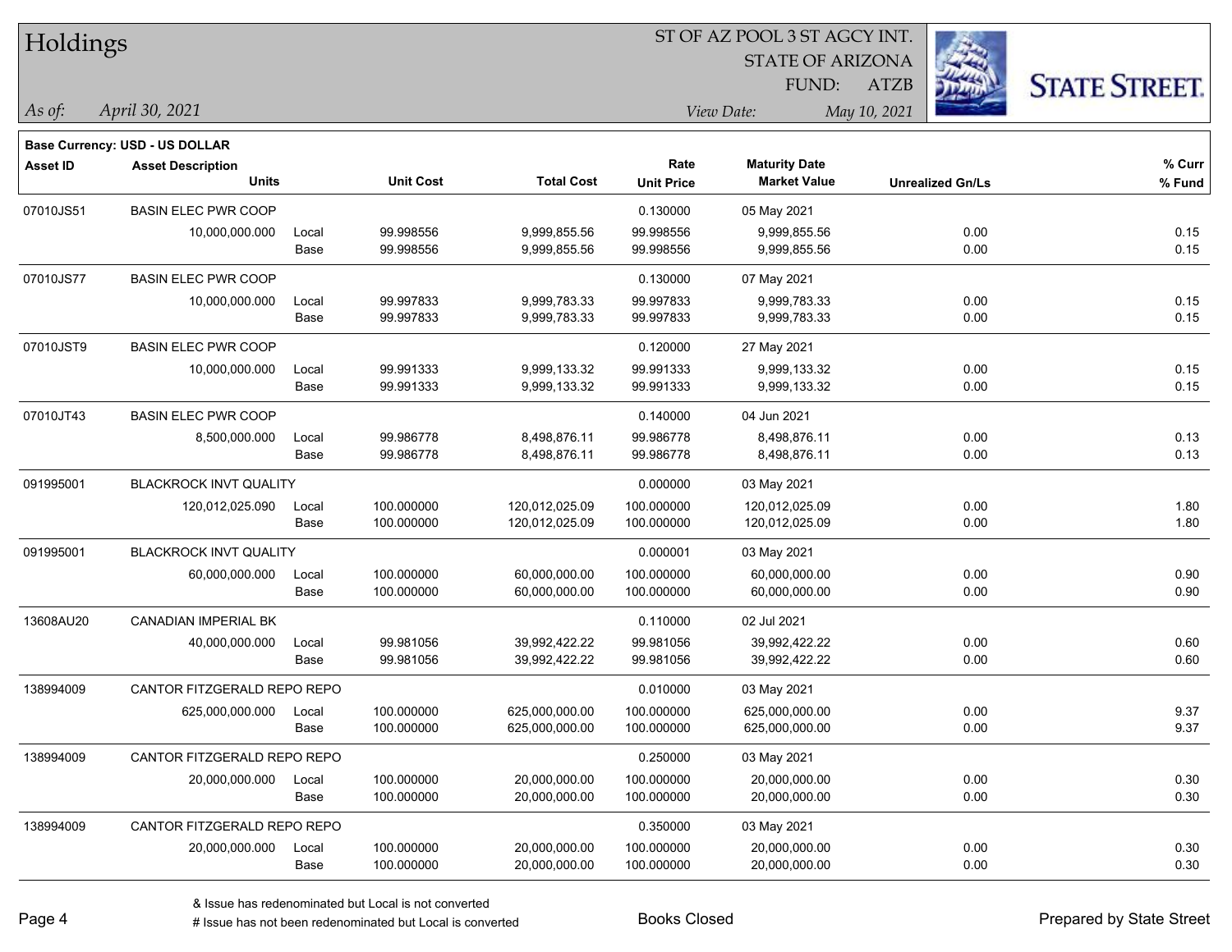# Holdings

ST OF AZ POOL 3 ST AGCY INT.
STATE OF ARIZONA
FUND: ATZB

*As of:* *April 30, 2021*

*View Date:* *May 10, 2021*

**Base Currency: USD - US DOLLAR**

| Asset ID | Asset Description / Units | | Unit Cost | Total Cost | Rate / Unit Price | Maturity Date / Market Value | Unrealized Gn/Ls | % Curr / % Fund |
|---|---|---|---|---|---|---|---|---|
| 07010JS51 | BASIN ELEC PWR COOP | | | | 0.130000 | 05 May 2021 | | |
| | 10,000,000.000 | Local | 99.998556 | 9,999,855.56 | 99.998556 | 9,999,855.56 | 0.00 | 0.15 |
| | | Base | 99.998556 | 9,999,855.56 | 99.998556 | 9,999,855.56 | 0.00 | 0.15 |
| 07010JS77 | BASIN ELEC PWR COOP | | | | 0.130000 | 07 May 2021 | | |
| | 10,000,000.000 | Local | 99.997833 | 9,999,783.33 | 99.997833 | 9,999,783.33 | 0.00 | 0.15 |
| | | Base | 99.997833 | 9,999,783.33 | 99.997833 | 9,999,783.33 | 0.00 | 0.15 |
| 07010JST9 | BASIN ELEC PWR COOP | | | | 0.120000 | 27 May 2021 | | |
| | 10,000,000.000 | Local | 99.991333 | 9,999,133.32 | 99.991333 | 9,999,133.32 | 0.00 | 0.15 |
| | | Base | 99.991333 | 9,999,133.32 | 99.991333 | 9,999,133.32 | 0.00 | 0.15 |
| 07010JT43 | BASIN ELEC PWR COOP | | | | 0.140000 | 04 Jun 2021 | | |
| | 8,500,000.000 | Local | 99.986778 | 8,498,876.11 | 99.986778 | 8,498,876.11 | 0.00 | 0.13 |
| | | Base | 99.986778 | 8,498,876.11 | 99.986778 | 8,498,876.11 | 0.00 | 0.13 |
| 091995001 | BLACKROCK INVT QUALITY | | | | 0.000000 | 03 May 2021 | | |
| | 120,012,025.090 | Local | 100.000000 | 120,012,025.09 | 100.000000 | 120,012,025.09 | 0.00 | 1.80 |
| | | Base | 100.000000 | 120,012,025.09 | 100.000000 | 120,012,025.09 | 0.00 | 1.80 |
| 091995001 | BLACKROCK INVT QUALITY | | | | 0.000001 | 03 May 2021 | | |
| | 60,000,000.000 | Local | 100.000000 | 60,000,000.00 | 100.000000 | 60,000,000.00 | 0.00 | 0.90 |
| | | Base | 100.000000 | 60,000,000.00 | 100.000000 | 60,000,000.00 | 0.00 | 0.90 |
| 13608AU20 | CANADIAN IMPERIAL BK | | | | 0.110000 | 02 Jul 2021 | | |
| | 40,000,000.000 | Local | 99.981056 | 39,992,422.22 | 99.981056 | 39,992,422.22 | 0.00 | 0.60 |
| | | Base | 99.981056 | 39,992,422.22 | 99.981056 | 39,992,422.22 | 0.00 | 0.60 |
| 138994009 | CANTOR FITZGERALD REPO REPO | | | | 0.010000 | 03 May 2021 | | |
| | 625,000,000.000 | Local | 100.000000 | 625,000,000.00 | 100.000000 | 625,000,000.00 | 0.00 | 9.37 |
| | | Base | 100.000000 | 625,000,000.00 | 100.000000 | 625,000,000.00 | 0.00 | 9.37 |
| 138994009 | CANTOR FITZGERALD REPO REPO | | | | 0.250000 | 03 May 2021 | | |
| | 20,000,000.000 | Local | 100.000000 | 20,000,000.00 | 100.000000 | 20,000,000.00 | 0.00 | 0.30 |
| | | Base | 100.000000 | 20,000,000.00 | 100.000000 | 20,000,000.00 | 0.00 | 0.30 |
| 138994009 | CANTOR FITZGERALD REPO REPO | | | | 0.350000 | 03 May 2021 | | |
| | 20,000,000.000 | Local | 100.000000 | 20,000,000.00 | 100.000000 | 20,000,000.00 | 0.00 | 0.30 |
| | | Base | 100.000000 | 20,000,000.00 | 100.000000 | 20,000,000.00 | 0.00 | 0.30 |

& Issue has redenominated but Local is not converted
# Issue has not been redenominated but Local is converted

Books Closed

Prepared by State Street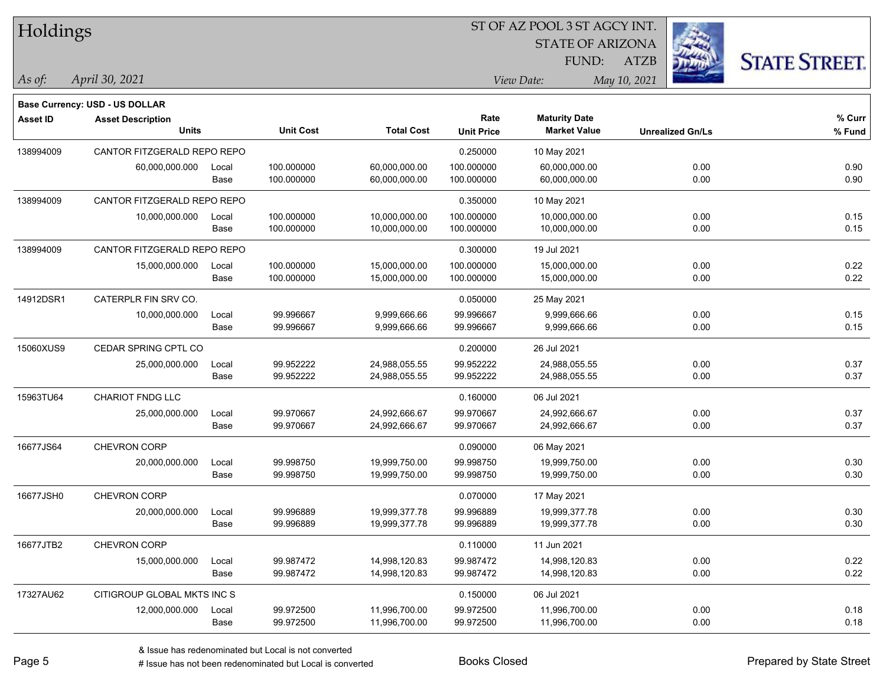# Holdings

ST OF AZ POOL 3 ST AGCY INT.
STATE OF ARIZONA
FUND: ATZB

*As of:* *April 30, 2021*

*View Date:* *May 10, 2021*

**Base Currency: USD - US DOLLAR**

| Asset ID | Asset Description / Units | | Unit Cost | Total Cost | Rate / Unit Price | Maturity Date / Market Value | Unrealized Gn/Ls | % Curr / % Fund |
|---|---|---|---|---|---|---|---|---|
| 138994009 | CANTOR FITZGERALD REPO REPO | | | | 0.250000 | 10 May 2021 | | |
| | 60,000,000.000 | Local | 100.000000 | 60,000,000.00 | 100.000000 | 60,000,000.00 | 0.00 | 0.90 |
| | | Base | 100.000000 | 60,000,000.00 | 100.000000 | 60,000,000.00 | 0.00 | 0.90 |
| 138994009 | CANTOR FITZGERALD REPO REPO | | | | 0.350000 | 10 May 2021 | | |
| | 10,000,000.000 | Local | 100.000000 | 10,000,000.00 | 100.000000 | 10,000,000.00 | 0.00 | 0.15 |
| | | Base | 100.000000 | 10,000,000.00 | 100.000000 | 10,000,000.00 | 0.00 | 0.15 |
| 138994009 | CANTOR FITZGERALD REPO REPO | | | | 0.300000 | 19 Jul 2021 | | |
| | 15,000,000.000 | Local | 100.000000 | 15,000,000.00 | 100.000000 | 15,000,000.00 | 0.00 | 0.22 |
| | | Base | 100.000000 | 15,000,000.00 | 100.000000 | 15,000,000.00 | 0.00 | 0.22 |
| 14912DSR1 | CATERPLR FIN SRV CO. | | | | 0.050000 | 25 May 2021 | | |
| | 10,000,000.000 | Local | 99.996667 | 9,999,666.66 | 99.996667 | 9,999,666.66 | 0.00 | 0.15 |
| | | Base | 99.996667 | 9,999,666.66 | 99.996667 | 9,999,666.66 | 0.00 | 0.15 |
| 15060XUS9 | CEDAR SPRING CPTL CO | | | | 0.200000 | 26 Jul 2021 | | |
| | 25,000,000.000 | Local | 99.952222 | 24,988,055.55 | 99.952222 | 24,988,055.55 | 0.00 | 0.37 |
| | | Base | 99.952222 | 24,988,055.55 | 99.952222 | 24,988,055.55 | 0.00 | 0.37 |
| 15963TU64 | CHARIOT FNDG LLC | | | | 0.160000 | 06 Jul 2021 | | |
| | 25,000,000.000 | Local | 99.970667 | 24,992,666.67 | 99.970667 | 24,992,666.67 | 0.00 | 0.37 |
| | | Base | 99.970667 | 24,992,666.67 | 99.970667 | 24,992,666.67 | 0.00 | 0.37 |
| 16677JS64 | CHEVRON CORP | | | | 0.090000 | 06 May 2021 | | |
| | 20,000,000.000 | Local | 99.998750 | 19,999,750.00 | 99.998750 | 19,999,750.00 | 0.00 | 0.30 |
| | | Base | 99.998750 | 19,999,750.00 | 99.998750 | 19,999,750.00 | 0.00 | 0.30 |
| 16677JSH0 | CHEVRON CORP | | | | 0.070000 | 17 May 2021 | | |
| | 20,000,000.000 | Local | 99.996889 | 19,999,377.78 | 99.996889 | 19,999,377.78 | 0.00 | 0.30 |
| | | Base | 99.996889 | 19,999,377.78 | 99.996889 | 19,999,377.78 | 0.00 | 0.30 |
| 16677JTB2 | CHEVRON CORP | | | | 0.110000 | 11 Jun 2021 | | |
| | 15,000,000.000 | Local | 99.987472 | 14,998,120.83 | 99.987472 | 14,998,120.83 | 0.00 | 0.22 |
| | | Base | 99.987472 | 14,998,120.83 | 99.987472 | 14,998,120.83 | 0.00 | 0.22 |
| 17327AU62 | CITIGROUP GLOBAL MKTS INC S | | | | 0.150000 | 06 Jul 2021 | | |
| | 12,000,000.000 | Local | 99.972500 | 11,996,700.00 | 99.972500 | 11,996,700.00 | 0.00 | 0.18 |
| | | Base | 99.972500 | 11,996,700.00 | 99.972500 | 11,996,700.00 | 0.00 | 0.18 |

& Issue has redenominated but Local is not converted
# Issue has not been redenominated but Local is converted

Books Closed

Prepared by State Street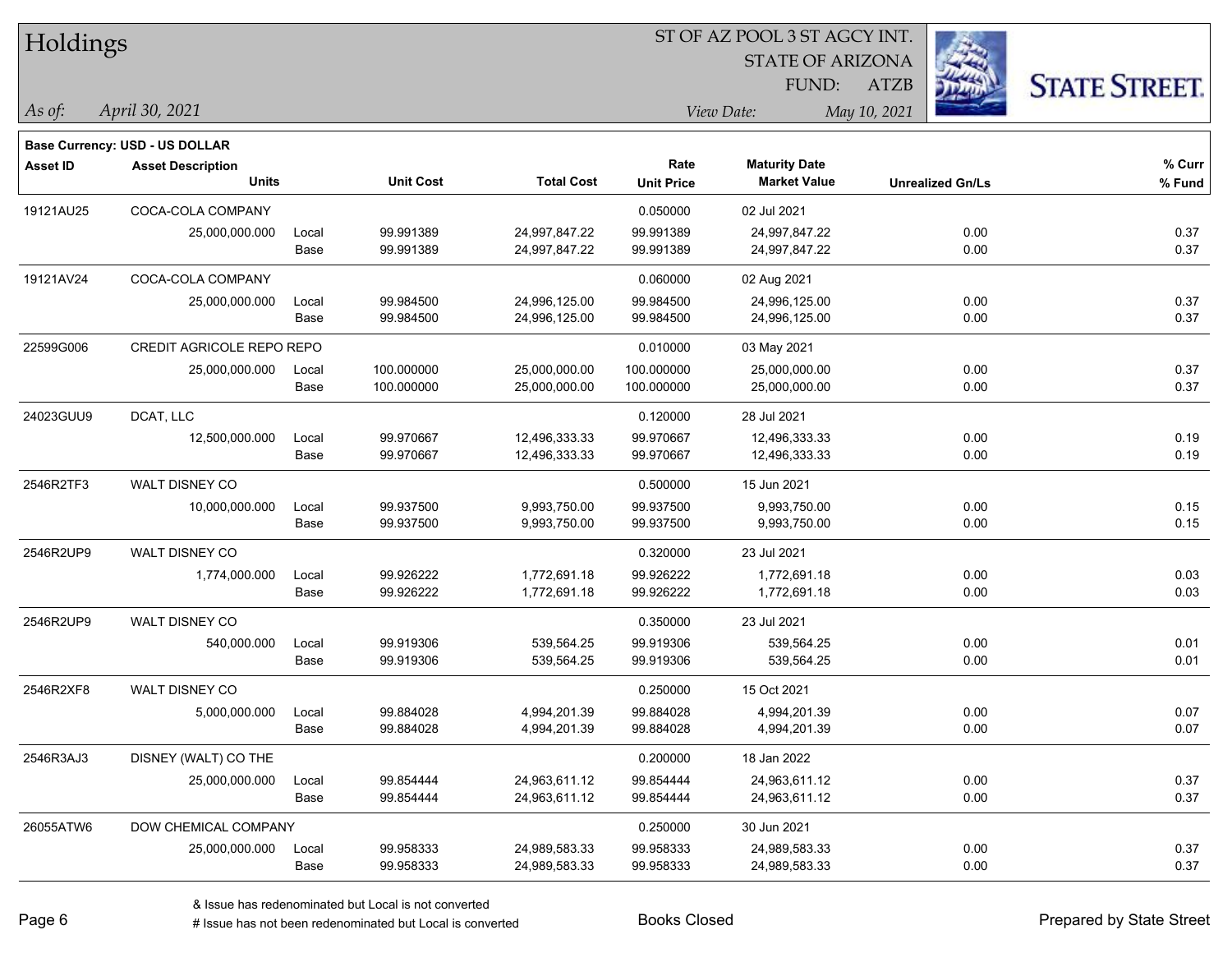# Holdings

ST OF AZ POOL 3 ST AGCY INT.
STATE OF ARIZONA
FUND: ATZB

*As of:* *April 30, 2021*

*View Date:* *May 10, 2021*

**Base Currency: USD - US DOLLAR**

| Asset ID | Asset Description / Units | | Unit Cost | Total Cost | Rate / Unit Price | Maturity Date / Market Value | Unrealized Gn/Ls | % Curr / % Fund |
|---|---|---|---|---|---|---|---|---|
| 19121AU25 | COCA-COLA COMPANY | | | | 0.050000 | 02 Jul 2021 | | |
| | 25,000,000.000 | Local | 99.991389 | 24,997,847.22 | 99.991389 | 24,997,847.22 | 0.00 | 0.37 |
| | | Base | 99.991389 | 24,997,847.22 | 99.991389 | 24,997,847.22 | 0.00 | 0.37 |
| 19121AV24 | COCA-COLA COMPANY | | | | 0.060000 | 02 Aug 2021 | | |
| | 25,000,000.000 | Local | 99.984500 | 24,996,125.00 | 99.984500 | 24,996,125.00 | 0.00 | 0.37 |
| | | Base | 99.984500 | 24,996,125.00 | 99.984500 | 24,996,125.00 | 0.00 | 0.37 |
| 22599G006 | CREDIT AGRICOLE REPO REPO | | | | 0.010000 | 03 May 2021 | | |
| | 25,000,000.000 | Local | 100.000000 | 25,000,000.00 | 100.000000 | 25,000,000.00 | 0.00 | 0.37 |
| | | Base | 100.000000 | 25,000,000.00 | 100.000000 | 25,000,000.00 | 0.00 | 0.37 |
| 24023GUU9 | DCAT, LLC | | | | 0.120000 | 28 Jul 2021 | | |
| | 12,500,000.000 | Local | 99.970667 | 12,496,333.33 | 99.970667 | 12,496,333.33 | 0.00 | 0.19 |
| | | Base | 99.970667 | 12,496,333.33 | 99.970667 | 12,496,333.33 | 0.00 | 0.19 |
| 2546R2TF3 | WALT DISNEY CO | | | | 0.500000 | 15 Jun 2021 | | |
| | 10,000,000.000 | Local | 99.937500 | 9,993,750.00 | 99.937500 | 9,993,750.00 | 0.00 | 0.15 |
| | | Base | 99.937500 | 9,993,750.00 | 99.937500 | 9,993,750.00 | 0.00 | 0.15 |
| 2546R2UP9 | WALT DISNEY CO | | | | 0.320000 | 23 Jul 2021 | | |
| | 1,774,000.000 | Local | 99.926222 | 1,772,691.18 | 99.926222 | 1,772,691.18 | 0.00 | 0.03 |
| | | Base | 99.926222 | 1,772,691.18 | 99.926222 | 1,772,691.18 | 0.00 | 0.03 |
| 2546R2UP9 | WALT DISNEY CO | | | | 0.350000 | 23 Jul 2021 | | |
| | 540,000.000 | Local | 99.919306 | 539,564.25 | 99.919306 | 539,564.25 | 0.00 | 0.01 |
| | | Base | 99.919306 | 539,564.25 | 99.919306 | 539,564.25 | 0.00 | 0.01 |
| 2546R2XF8 | WALT DISNEY CO | | | | 0.250000 | 15 Oct 2021 | | |
| | 5,000,000.000 | Local | 99.884028 | 4,994,201.39 | 99.884028 | 4,994,201.39 | 0.00 | 0.07 |
| | | Base | 99.884028 | 4,994,201.39 | 99.884028 | 4,994,201.39 | 0.00 | 0.07 |
| 2546R3AJ3 | DISNEY (WALT) CO THE | | | | 0.200000 | 18 Jan 2022 | | |
| | 25,000,000.000 | Local | 99.854444 | 24,963,611.12 | 99.854444 | 24,963,611.12 | 0.00 | 0.37 |
| | | Base | 99.854444 | 24,963,611.12 | 99.854444 | 24,963,611.12 | 0.00 | 0.37 |
| 26055ATW6 | DOW CHEMICAL COMPANY | | | | 0.250000 | 30 Jun 2021 | | |
| | 25,000,000.000 | Local | 99.958333 | 24,989,583.33 | 99.958333 | 24,989,583.33 | 0.00 | 0.37 |
| | | Base | 99.958333 | 24,989,583.33 | 99.958333 | 24,989,583.33 | 0.00 | 0.37 |

& Issue has redenominated but Local is not converted
# Issue has not been redenominated but Local is converted

Books Closed

Prepared by State Street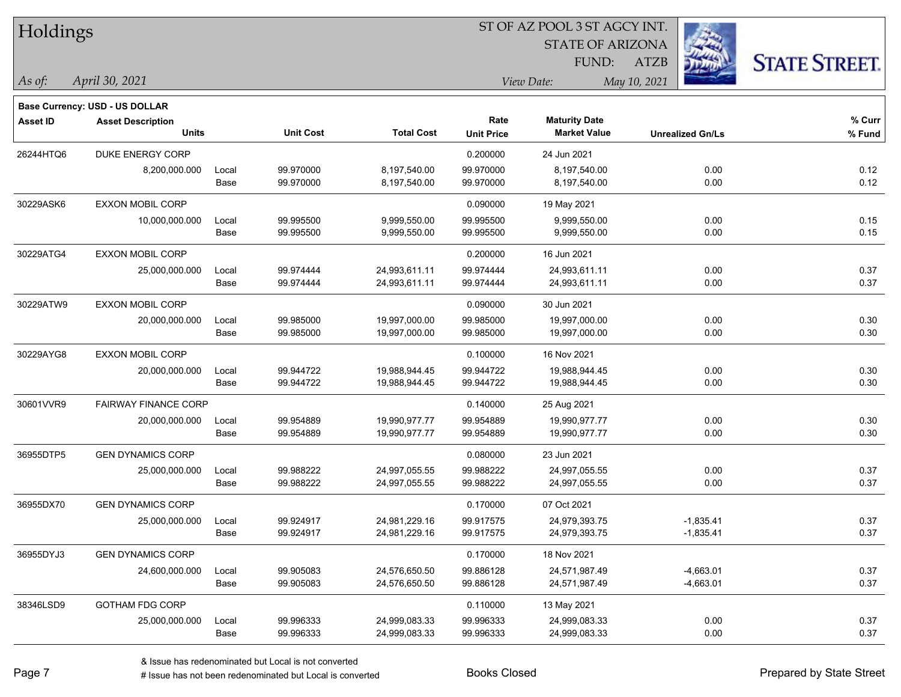# Holdings

ST OF AZ POOL 3 ST AGCY INT.
STATE OF ARIZONA
FUND: ATZB

*As of: April 30, 2021*

*View Date: May 10, 2021*

**Base Currency: USD - US DOLLAR**

| Asset ID | Asset Description / Units | | Unit Cost | Total Cost | Rate / Unit Price | Maturity Date / Market Value | Unrealized Gn/Ls | % Curr / % Fund |
|---|---|---|---|---|---|---|---|---|
| 26244HTQ6 | DUKE ENERGY CORP | | | | 0.200000 | 24 Jun 2021 | | |
| | 8,200,000.000 | Local | 99.970000 | 8,197,540.00 | 99.970000 | 8,197,540.00 | 0.00 | 0.12 |
| | | Base | 99.970000 | 8,197,540.00 | 99.970000 | 8,197,540.00 | 0.00 | 0.12 |
| 30229ASK6 | EXXON MOBIL CORP | | | | 0.090000 | 19 May 2021 | | |
| | 10,000,000.000 | Local | 99.995500 | 9,999,550.00 | 99.995500 | 9,999,550.00 | 0.00 | 0.15 |
| | | Base | 99.995500 | 9,999,550.00 | 99.995500 | 9,999,550.00 | 0.00 | 0.15 |
| 30229ATG4 | EXXON MOBIL CORP | | | | 0.200000 | 16 Jun 2021 | | |
| | 25,000,000.000 | Local | 99.974444 | 24,993,611.11 | 99.974444 | 24,993,611.11 | 0.00 | 0.37 |
| | | Base | 99.974444 | 24,993,611.11 | 99.974444 | 24,993,611.11 | 0.00 | 0.37 |
| 30229ATW9 | EXXON MOBIL CORP | | | | 0.090000 | 30 Jun 2021 | | |
| | 20,000,000.000 | Local | 99.985000 | 19,997,000.00 | 99.985000 | 19,997,000.00 | 0.00 | 0.30 |
| | | Base | 99.985000 | 19,997,000.00 | 99.985000 | 19,997,000.00 | 0.00 | 0.30 |
| 30229AYG8 | EXXON MOBIL CORP | | | | 0.100000 | 16 Nov 2021 | | |
| | 20,000,000.000 | Local | 99.944722 | 19,988,944.45 | 99.944722 | 19,988,944.45 | 0.00 | 0.30 |
| | | Base | 99.944722 | 19,988,944.45 | 99.944722 | 19,988,944.45 | 0.00 | 0.30 |
| 30601VVR9 | FAIRWAY FINANCE CORP | | | | 0.140000 | 25 Aug 2021 | | |
| | 20,000,000.000 | Local | 99.954889 | 19,990,977.77 | 99.954889 | 19,990,977.77 | 0.00 | 0.30 |
| | | Base | 99.954889 | 19,990,977.77 | 99.954889 | 19,990,977.77 | 0.00 | 0.30 |
| 36955DTP5 | GEN DYNAMICS CORP | | | | 0.080000 | 23 Jun 2021 | | |
| | 25,000,000.000 | Local | 99.988222 | 24,997,055.55 | 99.988222 | 24,997,055.55 | 0.00 | 0.37 |
| | | Base | 99.988222 | 24,997,055.55 | 99.988222 | 24,997,055.55 | 0.00 | 0.37 |
| 36955DX70 | GEN DYNAMICS CORP | | | | 0.170000 | 07 Oct 2021 | | |
| | 25,000,000.000 | Local | 99.924917 | 24,981,229.16 | 99.917575 | 24,979,393.75 | -1,835.41 | 0.37 |
| | | Base | 99.924917 | 24,981,229.16 | 99.917575 | 24,979,393.75 | -1,835.41 | 0.37 |
| 36955DYJ3 | GEN DYNAMICS CORP | | | | 0.170000 | 18 Nov 2021 | | |
| | 24,600,000.000 | Local | 99.905083 | 24,576,650.50 | 99.886128 | 24,571,987.49 | -4,663.01 | 0.37 |
| | | Base | 99.905083 | 24,576,650.50 | 99.886128 | 24,571,987.49 | -4,663.01 | 0.37 |
| 38346LSD9 | GOTHAM FDG CORP | | | | 0.110000 | 13 May 2021 | | |
| | 25,000,000.000 | Local | 99.996333 | 24,999,083.33 | 99.996333 | 24,999,083.33 | 0.00 | 0.37 |
| | | Base | 99.996333 | 24,999,083.33 | 99.996333 | 24,999,083.33 | 0.00 | 0.37 |

& Issue has redenominated but Local is not converted
# Issue has not been redenominated but Local is converted

Books Closed

Prepared by State Street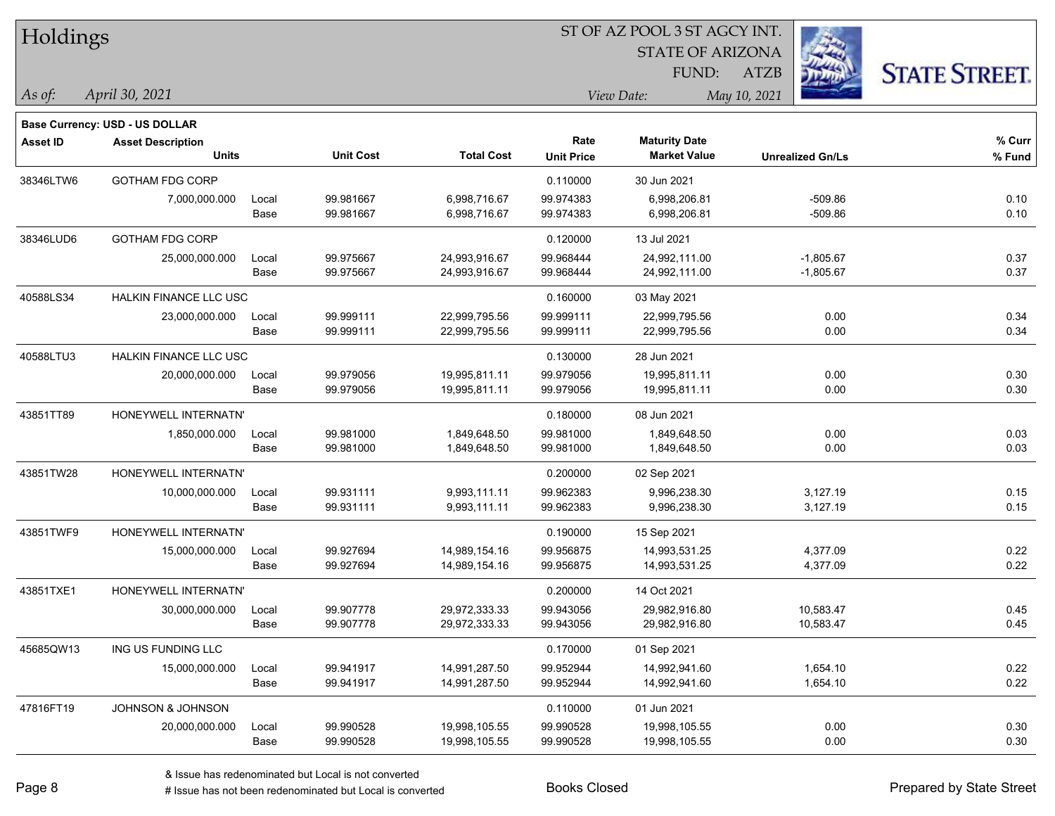# Holdings

ST OF AZ POOL 3 ST AGCY INT.
STATE OF ARIZONA
FUND: ATZB

*As of:* *April 30, 2021*

*View Date:* *May 10, 2021*

**Base Currency: USD - US DOLLAR**

| Asset ID | Asset Description / Units | | Unit Cost | Total Cost | Rate / Unit Price | Maturity Date / Market Value | Unrealized Gn/Ls | % Curr / % Fund |
|---|---|---|---|---|---|---|---|---|
| 38346LTW6 | GOTHAM FDG CORP | | | | 0.110000 | 30 Jun 2021 | | |
| | 7,000,000.000 | Local | 99.981667 | 6,998,716.67 | 99.974383 | 6,998,206.81 | -509.86 | 0.10 |
| | | Base | 99.981667 | 6,998,716.67 | 99.974383 | 6,998,206.81 | -509.86 | 0.10 |
| 38346LUD6 | GOTHAM FDG CORP | | | | 0.120000 | 13 Jul 2021 | | |
| | 25,000,000.000 | Local | 99.975667 | 24,993,916.67 | 99.968444 | 24,992,111.00 | -1,805.67 | 0.37 |
| | | Base | 99.975667 | 24,993,916.67 | 99.968444 | 24,992,111.00 | -1,805.67 | 0.37 |
| 40588LS34 | HALKIN FINANCE LLC USC | | | | 0.160000 | 03 May 2021 | | |
| | 23,000,000.000 | Local | 99.999111 | 22,999,795.56 | 99.999111 | 22,999,795.56 | 0.00 | 0.34 |
| | | Base | 99.999111 | 22,999,795.56 | 99.999111 | 22,999,795.56 | 0.00 | 0.34 |
| 40588LTU3 | HALKIN FINANCE LLC USC | | | | 0.130000 | 28 Jun 2021 | | |
| | 20,000,000.000 | Local | 99.979056 | 19,995,811.11 | 99.979056 | 19,995,811.11 | 0.00 | 0.30 |
| | | Base | 99.979056 | 19,995,811.11 | 99.979056 | 19,995,811.11 | 0.00 | 0.30 |
| 43851TT89 | HONEYWELL INTERNATN' | | | | 0.180000 | 08 Jun 2021 | | |
| | 1,850,000.000 | Local | 99.981000 | 1,849,648.50 | 99.981000 | 1,849,648.50 | 0.00 | 0.03 |
| | | Base | 99.981000 | 1,849,648.50 | 99.981000 | 1,849,648.50 | 0.00 | 0.03 |
| 43851TW28 | HONEYWELL INTERNATN' | | | | 0.200000 | 02 Sep 2021 | | |
| | 10,000,000.000 | Local | 99.931111 | 9,993,111.11 | 99.962383 | 9,996,238.30 | 3,127.19 | 0.15 |
| | | Base | 99.931111 | 9,993,111.11 | 99.962383 | 9,996,238.30 | 3,127.19 | 0.15 |
| 43851TWF9 | HONEYWELL INTERNATN' | | | | 0.190000 | 15 Sep 2021 | | |
| | 15,000,000.000 | Local | 99.927694 | 14,989,154.16 | 99.956875 | 14,993,531.25 | 4,377.09 | 0.22 |
| | | Base | 99.927694 | 14,989,154.16 | 99.956875 | 14,993,531.25 | 4,377.09 | 0.22 |
| 43851TXE1 | HONEYWELL INTERNATN' | | | | 0.200000 | 14 Oct 2021 | | |
| | 30,000,000.000 | Local | 99.907778 | 29,972,333.33 | 99.943056 | 29,982,916.80 | 10,583.47 | 0.45 |
| | | Base | 99.907778 | 29,972,333.33 | 99.943056 | 29,982,916.80 | 10,583.47 | 0.45 |
| 45685QW13 | ING US FUNDING LLC | | | | 0.170000 | 01 Sep 2021 | | |
| | 15,000,000.000 | Local | 99.941917 | 14,991,287.50 | 99.952944 | 14,992,941.60 | 1,654.10 | 0.22 |
| | | Base | 99.941917 | 14,991,287.50 | 99.952944 | 14,992,941.60 | 1,654.10 | 0.22 |
| 47816FT19 | JOHNSON & JOHNSON | | | | 0.110000 | 01 Jun 2021 | | |
| | 20,000,000.000 | Local | 99.990528 | 19,998,105.55 | 99.990528 | 19,998,105.55 | 0.00 | 0.30 |
| | | Base | 99.990528 | 19,998,105.55 | 99.990528 | 19,998,105.55 | 0.00 | 0.30 |

& Issue has redenominated but Local is not converted
# Issue has not been redenominated but Local is converted

Books Closed

Prepared by State Street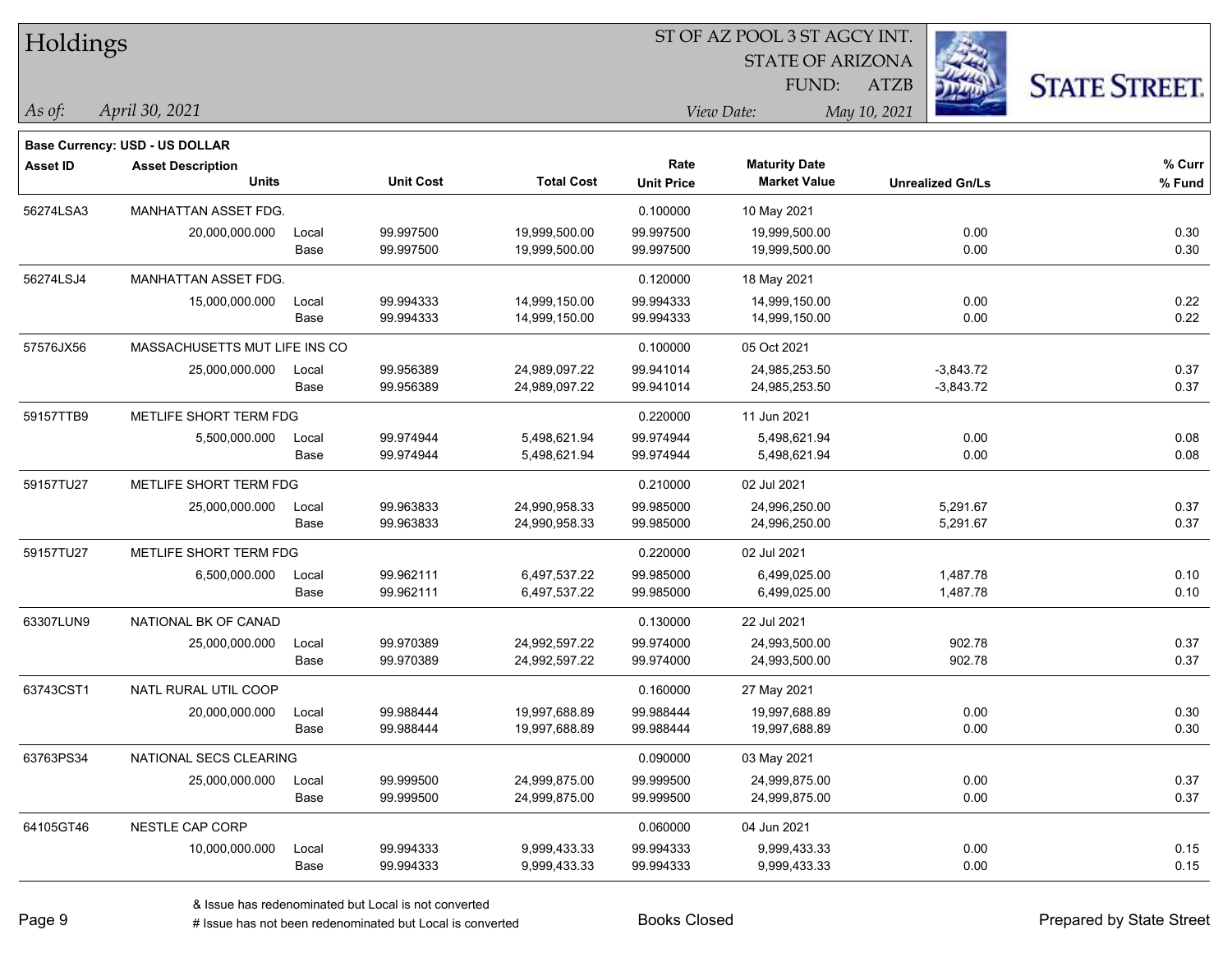# Holdings

ST OF AZ POOL 3 ST AGCY INT.
STATE OF ARIZONA
FUND: ATZB

*As of:* *April 30, 2021*

*View Date:* *May 10, 2021*

**Base Currency: USD - US DOLLAR**

| Asset ID | Asset Description / Units | | Unit Cost | Total Cost | Rate / Unit Price | Maturity Date / Market Value | Unrealized Gn/Ls | % Curr / % Fund |
|---|---|---|---|---|---|---|---|---|
| 56274LSA3 | MANHATTAN ASSET FDG. | | | | 0.100000 | 10 May 2021 | | |
| | 20,000,000.000 | Local | 99.997500 | 19,999,500.00 | 99.997500 | 19,999,500.00 | 0.00 | 0.30 |
| | | Base | 99.997500 | 19,999,500.00 | 99.997500 | 19,999,500.00 | 0.00 | 0.30 |
| 56274LSJ4 | MANHATTAN ASSET FDG. | | | | 0.120000 | 18 May 2021 | | |
| | 15,000,000.000 | Local | 99.994333 | 14,999,150.00 | 99.994333 | 14,999,150.00 | 0.00 | 0.22 |
| | | Base | 99.994333 | 14,999,150.00 | 99.994333 | 14,999,150.00 | 0.00 | 0.22 |
| 57576JX56 | MASSACHUSETTS MUT LIFE INS CO | | | | 0.100000 | 05 Oct 2021 | | |
| | 25,000,000.000 | Local | 99.956389 | 24,989,097.22 | 99.941014 | 24,985,253.50 | -3,843.72 | 0.37 |
| | | Base | 99.956389 | 24,989,097.22 | 99.941014 | 24,985,253.50 | -3,843.72 | 0.37 |
| 59157TTB9 | METLIFE SHORT TERM FDG | | | | 0.220000 | 11 Jun 2021 | | |
| | 5,500,000.000 | Local | 99.974944 | 5,498,621.94 | 99.974944 | 5,498,621.94 | 0.00 | 0.08 |
| | | Base | 99.974944 | 5,498,621.94 | 99.974944 | 5,498,621.94 | 0.00 | 0.08 |
| 59157TU27 | METLIFE SHORT TERM FDG | | | | 0.210000 | 02 Jul 2021 | | |
| | 25,000,000.000 | Local | 99.963833 | 24,990,958.33 | 99.985000 | 24,996,250.00 | 5,291.67 | 0.37 |
| | | Base | 99.963833 | 24,990,958.33 | 99.985000 | 24,996,250.00 | 5,291.67 | 0.37 |
| 59157TU27 | METLIFE SHORT TERM FDG | | | | 0.220000 | 02 Jul 2021 | | |
| | 6,500,000.000 | Local | 99.962111 | 6,497,537.22 | 99.985000 | 6,499,025.00 | 1,487.78 | 0.10 |
| | | Base | 99.962111 | 6,497,537.22 | 99.985000 | 6,499,025.00 | 1,487.78 | 0.10 |
| 63307LUN9 | NATIONAL BK OF CANAD | | | | 0.130000 | 22 Jul 2021 | | |
| | 25,000,000.000 | Local | 99.970389 | 24,992,597.22 | 99.974000 | 24,993,500.00 | 902.78 | 0.37 |
| | | Base | 99.970389 | 24,992,597.22 | 99.974000 | 24,993,500.00 | 902.78 | 0.37 |
| 63743CST1 | NATL RURAL UTIL COOP | | | | 0.160000 | 27 May 2021 | | |
| | 20,000,000.000 | Local | 99.988444 | 19,997,688.89 | 99.988444 | 19,997,688.89 | 0.00 | 0.30 |
| | | Base | 99.988444 | 19,997,688.89 | 99.988444 | 19,997,688.89 | 0.00 | 0.30 |
| 63763PS34 | NATIONAL SECS CLEARING | | | | 0.090000 | 03 May 2021 | | |
| | 25,000,000.000 | Local | 99.999500 | 24,999,875.00 | 99.999500 | 24,999,875.00 | 0.00 | 0.37 |
| | | Base | 99.999500 | 24,999,875.00 | 99.999500 | 24,999,875.00 | 0.00 | 0.37 |
| 64105GT46 | NESTLE CAP CORP | | | | 0.060000 | 04 Jun 2021 | | |
| | 10,000,000.000 | Local | 99.994333 | 9,999,433.33 | 99.994333 | 9,999,433.33 | 0.00 | 0.15 |
| | | Base | 99.994333 | 9,999,433.33 | 99.994333 | 9,999,433.33 | 0.00 | 0.15 |

& Issue has redenominated but Local is not converted
# Issue has not been redenominated but Local is converted

Books Closed

Prepared by State Street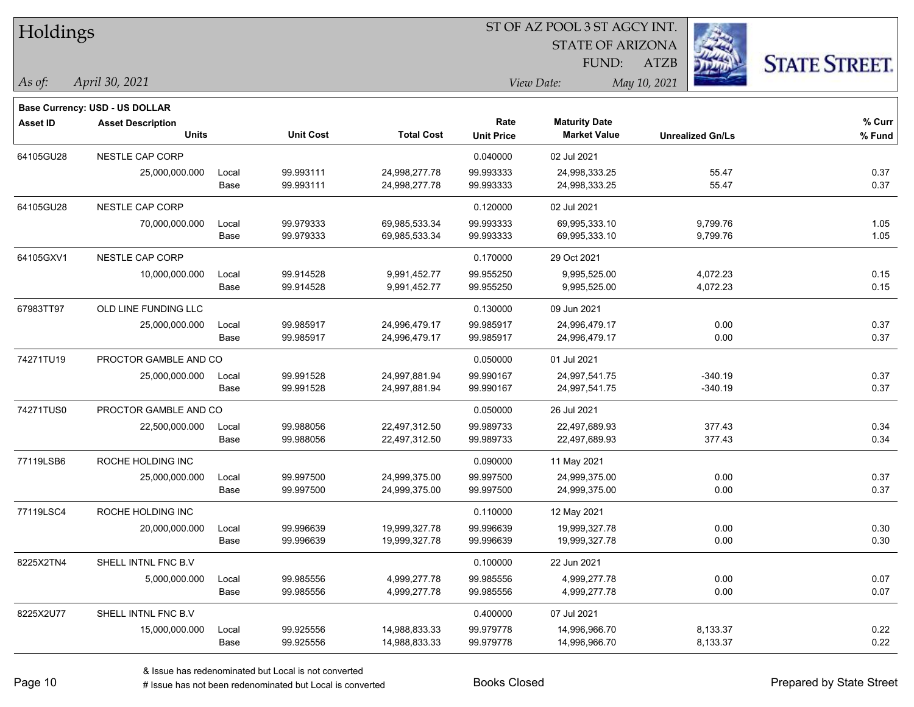# Holdings

ST OF AZ POOL 3 ST AGCY INT.
STATE OF ARIZONA
FUND: ATZB

*As of:* *April 30, 2021*

*View Date:* *May 10, 2021*

**Base Currency: USD - US DOLLAR**

| Asset ID | Asset Description / Units | | Unit Cost | Total Cost | Rate / Unit Price | Maturity Date / Market Value | Unrealized Gn/Ls | % Curr / % Fund |
|---|---|---|---|---|---|---|---|---|
| 64105GU28 | NESTLE CAP CORP | | | | 0.040000 | 02 Jul 2021 | | |
| | 25,000,000.000 | Local | 99.993111 | 24,998,277.78 | 99.993333 | 24,998,333.25 | 55.47 | 0.37 |
| | | Base | 99.993111 | 24,998,277.78 | 99.993333 | 24,998,333.25 | 55.47 | 0.37 |
| 64105GU28 | NESTLE CAP CORP | | | | 0.120000 | 02 Jul 2021 | | |
| | 70,000,000.000 | Local | 99.979333 | 69,985,533.34 | 99.993333 | 69,995,333.10 | 9,799.76 | 1.05 |
| | | Base | 99.979333 | 69,985,533.34 | 99.993333 | 69,995,333.10 | 9,799.76 | 1.05 |
| 64105GXV1 | NESTLE CAP CORP | | | | 0.170000 | 29 Oct 2021 | | |
| | 10,000,000.000 | Local | 99.914528 | 9,991,452.77 | 99.955250 | 9,995,525.00 | 4,072.23 | 0.15 |
| | | Base | 99.914528 | 9,991,452.77 | 99.955250 | 9,995,525.00 | 4,072.23 | 0.15 |
| 67983TT97 | OLD LINE FUNDING LLC | | | | 0.130000 | 09 Jun 2021 | | |
| | 25,000,000.000 | Local | 99.985917 | 24,996,479.17 | 99.985917 | 24,996,479.17 | 0.00 | 0.37 |
| | | Base | 99.985917 | 24,996,479.17 | 99.985917 | 24,996,479.17 | 0.00 | 0.37 |
| 74271TU19 | PROCTOR GAMBLE AND CO | | | | 0.050000 | 01 Jul 2021 | | |
| | 25,000,000.000 | Local | 99.991528 | 24,997,881.94 | 99.990167 | 24,997,541.75 | -340.19 | 0.37 |
| | | Base | 99.991528 | 24,997,881.94 | 99.990167 | 24,997,541.75 | -340.19 | 0.37 |
| 74271TUS0 | PROCTOR GAMBLE AND CO | | | | 0.050000 | 26 Jul 2021 | | |
| | 22,500,000.000 | Local | 99.988056 | 22,497,312.50 | 99.989733 | 22,497,689.93 | 377.43 | 0.34 |
| | | Base | 99.988056 | 22,497,312.50 | 99.989733 | 22,497,689.93 | 377.43 | 0.34 |
| 77119LSB6 | ROCHE HOLDING INC | | | | 0.090000 | 11 May 2021 | | |
| | 25,000,000.000 | Local | 99.997500 | 24,999,375.00 | 99.997500 | 24,999,375.00 | 0.00 | 0.37 |
| | | Base | 99.997500 | 24,999,375.00 | 99.997500 | 24,999,375.00 | 0.00 | 0.37 |
| 77119LSC4 | ROCHE HOLDING INC | | | | 0.110000 | 12 May 2021 | | |
| | 20,000,000.000 | Local | 99.996639 | 19,999,327.78 | 99.996639 | 19,999,327.78 | 0.00 | 0.30 |
| | | Base | 99.996639 | 19,999,327.78 | 99.996639 | 19,999,327.78 | 0.00 | 0.30 |
| 8225X2TN4 | SHELL INTNL FNC B.V | | | | 0.100000 | 22 Jun 2021 | | |
| | 5,000,000.000 | Local | 99.985556 | 4,999,277.78 | 99.985556 | 4,999,277.78 | 0.00 | 0.07 |
| | | Base | 99.985556 | 4,999,277.78 | 99.985556 | 4,999,277.78 | 0.00 | 0.07 |
| 8225X2U77 | SHELL INTNL FNC B.V | | | | 0.400000 | 07 Jul 2021 | | |
| | 15,000,000.000 | Local | 99.925556 | 14,988,833.33 | 99.979778 | 14,996,966.70 | 8,133.37 | 0.22 |
| | | Base | 99.925556 | 14,988,833.33 | 99.979778 | 14,996,966.70 | 8,133.37 | 0.22 |

& Issue has redenominated but Local is not converted
# Issue has not been redenominated but Local is converted

Books Closed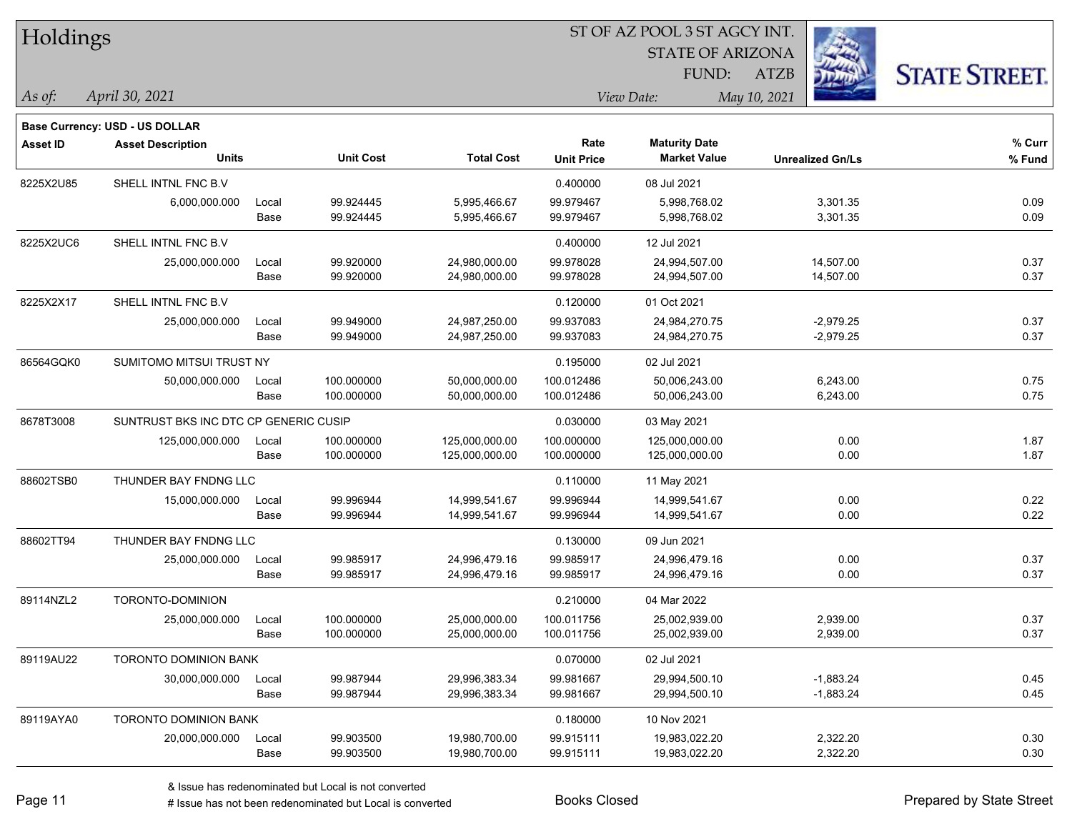# Holdings

ST OF AZ POOL 3 ST AGCY INT.
STATE OF ARIZONA
FUND: ATZB

*As of:* *April 30, 2021*
*View Date:* *May 10, 2021*

**Base Currency: USD - US DOLLAR**

| Asset ID | Asset Description / Units | | Unit Cost | Total Cost | Rate / Unit Price | Maturity Date / Market Value | Unrealized Gn/Ls | % Curr / % Fund |
|---|---|---|---|---|---|---|---|---|
| 8225X2U85 | SHELL INTNL FNC B.V | | | | 0.400000 | 08 Jul 2021 | | |
| | 6,000,000.000 | Local | 99.924445 | 5,995,466.67 | 99.979467 | 5,998,768.02 | 3,301.35 | 0.09 |
| | | Base | 99.924445 | 5,995,466.67 | 99.979467 | 5,998,768.02 | 3,301.35 | 0.09 |
| 8225X2UC6 | SHELL INTNL FNC B.V | | | | 0.400000 | 12 Jul 2021 | | |
| | 25,000,000.000 | Local | 99.920000 | 24,980,000.00 | 99.978028 | 24,994,507.00 | 14,507.00 | 0.37 |
| | | Base | 99.920000 | 24,980,000.00 | 99.978028 | 24,994,507.00 | 14,507.00 | 0.37 |
| 8225X2X17 | SHELL INTNL FNC B.V | | | | 0.120000 | 01 Oct 2021 | | |
| | 25,000,000.000 | Local | 99.949000 | 24,987,250.00 | 99.937083 | 24,984,270.75 | -2,979.25 | 0.37 |
| | | Base | 99.949000 | 24,987,250.00 | 99.937083 | 24,984,270.75 | -2,979.25 | 0.37 |
| 86564GQK0 | SUMITOMO MITSUI TRUST NY | | | | 0.195000 | 02 Jul 2021 | | |
| | 50,000,000.000 | Local | 100.000000 | 50,000,000.00 | 100.012486 | 50,006,243.00 | 6,243.00 | 0.75 |
| | | Base | 100.000000 | 50,000,000.00 | 100.012486 | 50,006,243.00 | 6,243.00 | 0.75 |
| 8678T3008 | SUNTRUST BKS INC DTC CP GENERIC CUSIP | | | | 0.030000 | 03 May 2021 | | |
| | 125,000,000.000 | Local | 100.000000 | 125,000,000.00 | 100.000000 | 125,000,000.00 | 0.00 | 1.87 |
| | | Base | 100.000000 | 125,000,000.00 | 100.000000 | 125,000,000.00 | 0.00 | 1.87 |
| 88602TSB0 | THUNDER BAY FNDNG LLC | | | | 0.110000 | 11 May 2021 | | |
| | 15,000,000.000 | Local | 99.996944 | 14,999,541.67 | 99.996944 | 14,999,541.67 | 0.00 | 0.22 |
| | | Base | 99.996944 | 14,999,541.67 | 99.996944 | 14,999,541.67 | 0.00 | 0.22 |
| 88602TT94 | THUNDER BAY FNDNG LLC | | | | 0.130000 | 09 Jun 2021 | | |
| | 25,000,000.000 | Local | 99.985917 | 24,996,479.16 | 99.985917 | 24,996,479.16 | 0.00 | 0.37 |
| | | Base | 99.985917 | 24,996,479.16 | 99.985917 | 24,996,479.16 | 0.00 | 0.37 |
| 89114NZL2 | TORONTO-DOMINION | | | | 0.210000 | 04 Mar 2022 | | |
| | 25,000,000.000 | Local | 100.000000 | 25,000,000.00 | 100.011756 | 25,002,939.00 | 2,939.00 | 0.37 |
| | | Base | 100.000000 | 25,000,000.00 | 100.011756 | 25,002,939.00 | 2,939.00 | 0.37 |
| 89119AU22 | TORONTO DOMINION BANK | | | | 0.070000 | 02 Jul 2021 | | |
| | 30,000,000.000 | Local | 99.987944 | 29,996,383.34 | 99.981667 | 29,994,500.10 | -1,883.24 | 0.45 |
| | | Base | 99.987944 | 29,996,383.34 | 99.981667 | 29,994,500.10 | -1,883.24 | 0.45 |
| 89119AYA0 | TORONTO DOMINION BANK | | | | 0.180000 | 10 Nov 2021 | | |
| | 20,000,000.000 | Local | 99.903500 | 19,980,700.00 | 99.915111 | 19,983,022.20 | 2,322.20 | 0.30 |
| | | Base | 99.903500 | 19,980,700.00 | 99.915111 | 19,983,022.20 | 2,322.20 | 0.30 |

& Issue has redenominated but Local is not converted
# Issue has not been redenominated but Local is converted

Books Closed

Prepared by State Street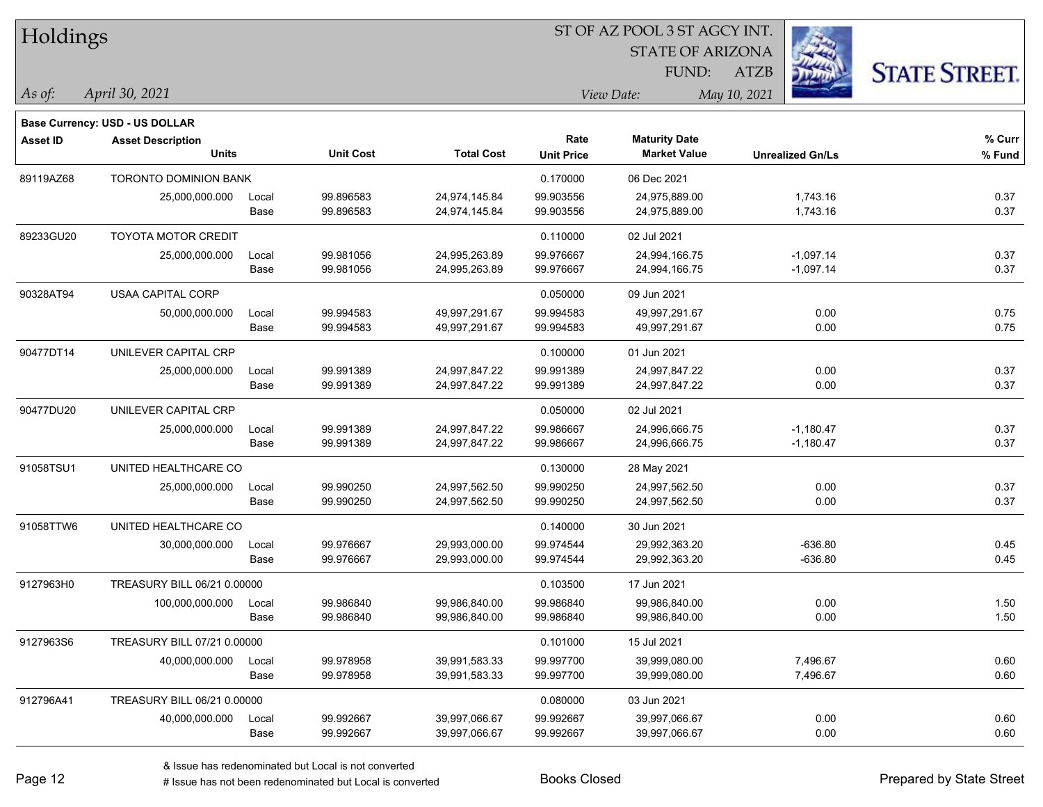# Holdings

ST OF AZ POOL 3 ST AGCY INT.
STATE OF ARIZONA
FUND: ATZB

*As of:* *April 30, 2021*
*View Date:* *May 10, 2021*

**Base Currency: USD - US DOLLAR**

| Asset ID | Asset Description / Units | | Unit Cost | Total Cost | Rate / Unit Price | Maturity Date / Market Value | Unrealized Gn/Ls | % Curr / % Fund |
|---|---|---|---|---|---|---|---|---|
| 89119AZ68 | TORONTO DOMINION BANK | | | | 0.170000 | 06 Dec 2021 | | |
| | 25,000,000.000 | Local | 99.896583 | 24,974,145.84 | 99.903556 | 24,975,889.00 | 1,743.16 | 0.37 |
| | | Base | 99.896583 | 24,974,145.84 | 99.903556 | 24,975,889.00 | 1,743.16 | 0.37 |
| 89233GU20 | TOYOTA MOTOR CREDIT | | | | 0.110000 | 02 Jul 2021 | | |
| | 25,000,000.000 | Local | 99.981056 | 24,995,263.89 | 99.976667 | 24,994,166.75 | -1,097.14 | 0.37 |
| | | Base | 99.981056 | 24,995,263.89 | 99.976667 | 24,994,166.75 | -1,097.14 | 0.37 |
| 90328AT94 | USAA CAPITAL CORP | | | | 0.050000 | 09 Jun 2021 | | |
| | 50,000,000.000 | Local | 99.994583 | 49,997,291.67 | 99.994583 | 49,997,291.67 | 0.00 | 0.75 |
| | | Base | 99.994583 | 49,997,291.67 | 99.994583 | 49,997,291.67 | 0.00 | 0.75 |
| 90477DT14 | UNILEVER CAPITAL CRP | | | | 0.100000 | 01 Jun 2021 | | |
| | 25,000,000.000 | Local | 99.991389 | 24,997,847.22 | 99.991389 | 24,997,847.22 | 0.00 | 0.37 |
| | | Base | 99.991389 | 24,997,847.22 | 99.991389 | 24,997,847.22 | 0.00 | 0.37 |
| 90477DU20 | UNILEVER CAPITAL CRP | | | | 0.050000 | 02 Jul 2021 | | |
| | 25,000,000.000 | Local | 99.991389 | 24,997,847.22 | 99.986667 | 24,996,666.75 | -1,180.47 | 0.37 |
| | | Base | 99.991389 | 24,997,847.22 | 99.986667 | 24,996,666.75 | -1,180.47 | 0.37 |
| 91058TSU1 | UNITED HEALTHCARE CO | | | | 0.130000 | 28 May 2021 | | |
| | 25,000,000.000 | Local | 99.990250 | 24,997,562.50 | 99.990250 | 24,997,562.50 | 0.00 | 0.37 |
| | | Base | 99.990250 | 24,997,562.50 | 99.990250 | 24,997,562.50 | 0.00 | 0.37 |
| 91058TTW6 | UNITED HEALTHCARE CO | | | | 0.140000 | 30 Jun 2021 | | |
| | 30,000,000.000 | Local | 99.976667 | 29,993,000.00 | 99.974544 | 29,992,363.20 | -636.80 | 0.45 |
| | | Base | 99.976667 | 29,993,000.00 | 99.974544 | 29,992,363.20 | -636.80 | 0.45 |
| 9127963H0 | TREASURY BILL 06/21 0.00000 | | | | 0.103500 | 17 Jun 2021 | | |
| | 100,000,000.000 | Local | 99.986840 | 99,986,840.00 | 99.986840 | 99,986,840.00 | 0.00 | 1.50 |
| | | Base | 99.986840 | 99,986,840.00 | 99.986840 | 99,986,840.00 | 0.00 | 1.50 |
| 9127963S6 | TREASURY BILL 07/21 0.00000 | | | | 0.101000 | 15 Jul 2021 | | |
| | 40,000,000.000 | Local | 99.978958 | 39,991,583.33 | 99.997700 | 39,999,080.00 | 7,496.67 | 0.60 |
| | | Base | 99.978958 | 39,991,583.33 | 99.997700 | 39,999,080.00 | 7,496.67 | 0.60 |
| 912796A41 | TREASURY BILL 06/21 0.00000 | | | | 0.080000 | 03 Jun 2021 | | |
| | 40,000,000.000 | Local | 99.992667 | 39,997,066.67 | 99.992667 | 39,997,066.67 | 0.00 | 0.60 |
| | | Base | 99.992667 | 39,997,066.67 | 99.992667 | 39,997,066.67 | 0.00 | 0.60 |

& Issue has redenominated but Local is not converted
# Issue has not been redenominated but Local is converted

Books Closed

Prepared by State Street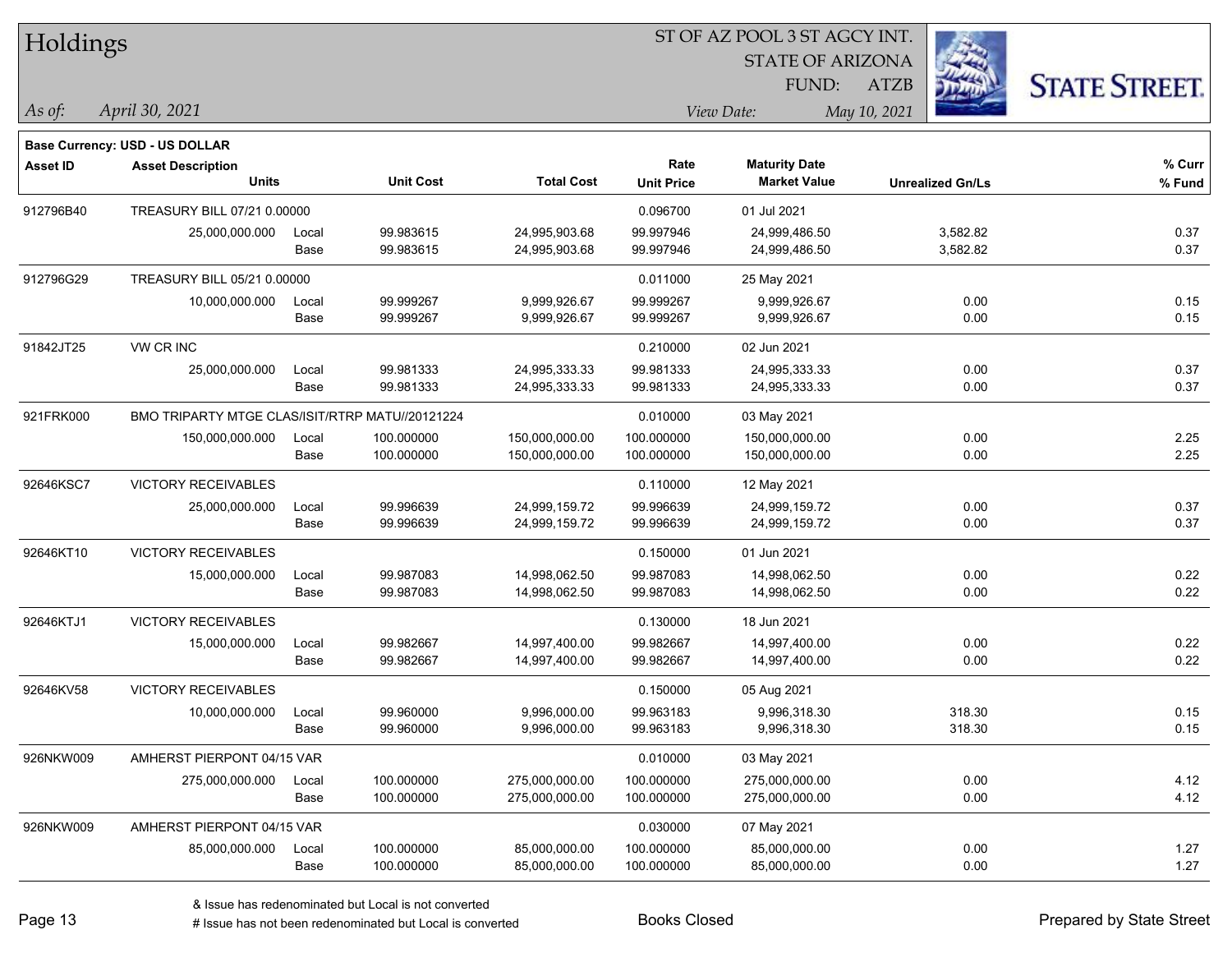# Holdings

ST OF AZ POOL 3 ST AGCY INT.
STATE OF ARIZONA
FUND: ATZB

*As of:* *April 30, 2021*

*View Date:* *May 10, 2021*

**Base Currency: USD - US DOLLAR**

| Asset ID | Asset Description / Units | | Unit Cost | Total Cost | Rate / Unit Price | Maturity Date / Market Value | Unrealized Gn/Ls | % Curr / % Fund |
|---|---|---|---|---|---|---|---|---|
| 912796B40 | TREASURY BILL 07/21 0.00000 | | | | 0.096700 | 01 Jul 2021 | | |
| | 25,000,000.000 | Local | 99.983615 | 24,995,903.68 | 99.997946 | 24,999,486.50 | 3,582.82 | 0.37 |
| | | Base | 99.983615 | 24,995,903.68 | 99.997946 | 24,999,486.50 | 3,582.82 | 0.37 |
| 912796G29 | TREASURY BILL 05/21 0.00000 | | | | 0.011000 | 25 May 2021 | | |
| | 10,000,000.000 | Local | 99.999267 | 9,999,926.67 | 99.999267 | 9,999,926.67 | 0.00 | 0.15 |
| | | Base | 99.999267 | 9,999,926.67 | 99.999267 | 9,999,926.67 | 0.00 | 0.15 |
| 91842JT25 | VW CR INC | | | | 0.210000 | 02 Jun 2021 | | |
| | 25,000,000.000 | Local | 99.981333 | 24,995,333.33 | 99.981333 | 24,995,333.33 | 0.00 | 0.37 |
| | | Base | 99.981333 | 24,995,333.33 | 99.981333 | 24,995,333.33 | 0.00 | 0.37 |
| 921FRK000 | BMO TRIPARTY MTGE CLAS/ISIT/RTRP MATU//20121224 | | | | 0.010000 | 03 May 2021 | | |
| | 150,000,000.000 | Local | 100.000000 | 150,000,000.00 | 100.000000 | 150,000,000.00 | 0.00 | 2.25 |
| | | Base | 100.000000 | 150,000,000.00 | 100.000000 | 150,000,000.00 | 0.00 | 2.25 |
| 92646KSC7 | VICTORY RECEIVABLES | | | | 0.110000 | 12 May 2021 | | |
| | 25,000,000.000 | Local | 99.996639 | 24,999,159.72 | 99.996639 | 24,999,159.72 | 0.00 | 0.37 |
| | | Base | 99.996639 | 24,999,159.72 | 99.996639 | 24,999,159.72 | 0.00 | 0.37 |
| 92646KT10 | VICTORY RECEIVABLES | | | | 0.150000 | 01 Jun 2021 | | |
| | 15,000,000.000 | Local | 99.987083 | 14,998,062.50 | 99.987083 | 14,998,062.50 | 0.00 | 0.22 |
| | | Base | 99.987083 | 14,998,062.50 | 99.987083 | 14,998,062.50 | 0.00 | 0.22 |
| 92646KTJ1 | VICTORY RECEIVABLES | | | | 0.130000 | 18 Jun 2021 | | |
| | 15,000,000.000 | Local | 99.982667 | 14,997,400.00 | 99.982667 | 14,997,400.00 | 0.00 | 0.22 |
| | | Base | 99.982667 | 14,997,400.00 | 99.982667 | 14,997,400.00 | 0.00 | 0.22 |
| 92646KV58 | VICTORY RECEIVABLES | | | | 0.150000 | 05 Aug 2021 | | |
| | 10,000,000.000 | Local | 99.960000 | 9,996,000.00 | 99.963183 | 9,996,318.30 | 318.30 | 0.15 |
| | | Base | 99.960000 | 9,996,000.00 | 99.963183 | 9,996,318.30 | 318.30 | 0.15 |
| 926NKW009 | AMHERST PIERPONT 04/15 VAR | | | | 0.010000 | 03 May 2021 | | |
| | 275,000,000.000 | Local | 100.000000 | 275,000,000.00 | 100.000000 | 275,000,000.00 | 0.00 | 4.12 |
| | | Base | 100.000000 | 275,000,000.00 | 100.000000 | 275,000,000.00 | 0.00 | 4.12 |
| 926NKW009 | AMHERST PIERPONT 04/15 VAR | | | | 0.030000 | 07 May 2021 | | |
| | 85,000,000.000 | Local | 100.000000 | 85,000,000.00 | 100.000000 | 85,000,000.00 | 0.00 | 1.27 |
| | | Base | 100.000000 | 85,000,000.00 | 100.000000 | 85,000,000.00 | 0.00 | 1.27 |

& Issue has redenominated but Local is not converted
# Issue has not been redenominated but Local is converted

Books Closed

Prepared by State Street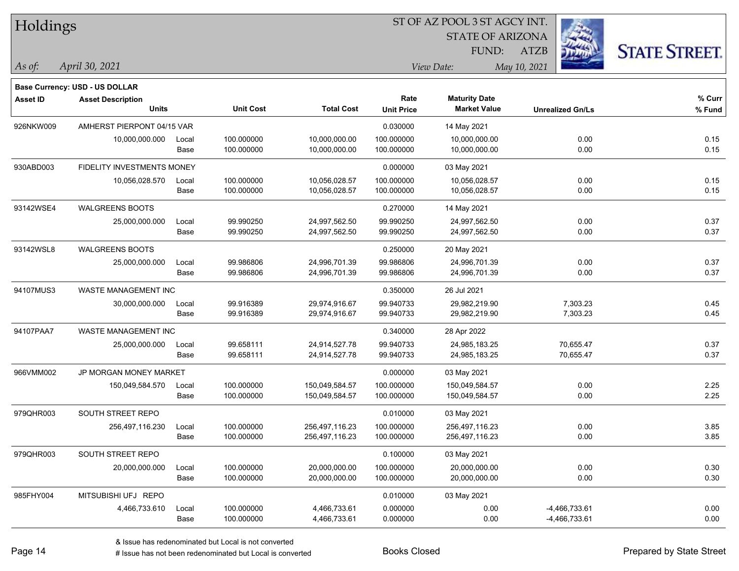# Holdings

ST OF AZ POOL 3 ST AGCY INT.
STATE OF ARIZONA
FUND: ATZB

*As of:* *April 30, 2021*
*View Date:* *May 10, 2021*

**Base Currency: USD - US DOLLAR**

| Asset ID | Asset Description / Units | | Unit Cost | Total Cost | Rate / Unit Price | Maturity Date / Market Value | Unrealized Gn/Ls | % Curr / % Fund |
|---|---|---|---|---|---|---|---|---|
| 926NKW009 | AMHERST PIERPONT 04/15 VAR | | | | 0.030000 | 14 May 2021 | | |
| | 10,000,000.000 | Local | 100.000000 | 10,000,000.00 | 100.000000 | 10,000,000.00 | 0.00 | 0.15 |
| | | Base | 100.000000 | 10,000,000.00 | 100.000000 | 10,000,000.00 | 0.00 | 0.15 |
| 930ABD003 | FIDELITY INVESTMENTS MONEY | | | | 0.000000 | 03 May 2021 | | |
| | 10,056,028.570 | Local | 100.000000 | 10,056,028.57 | 100.000000 | 10,056,028.57 | 0.00 | 0.15 |
| | | Base | 100.000000 | 10,056,028.57 | 100.000000 | 10,056,028.57 | 0.00 | 0.15 |
| 93142WSE4 | WALGREENS BOOTS | | | | 0.270000 | 14 May 2021 | | |
| | 25,000,000.000 | Local | 99.990250 | 24,997,562.50 | 99.990250 | 24,997,562.50 | 0.00 | 0.37 |
| | | Base | 99.990250 | 24,997,562.50 | 99.990250 | 24,997,562.50 | 0.00 | 0.37 |
| 93142WSL8 | WALGREENS BOOTS | | | | 0.250000 | 20 May 2021 | | |
| | 25,000,000.000 | Local | 99.986806 | 24,996,701.39 | 99.986806 | 24,996,701.39 | 0.00 | 0.37 |
| | | Base | 99.986806 | 24,996,701.39 | 99.986806 | 24,996,701.39 | 0.00 | 0.37 |
| 94107MUS3 | WASTE MANAGEMENT INC | | | | 0.350000 | 26 Jul 2021 | | |
| | 30,000,000.000 | Local | 99.916389 | 29,974,916.67 | 99.940733 | 29,982,219.90 | 7,303.23 | 0.45 |
| | | Base | 99.916389 | 29,974,916.67 | 99.940733 | 29,982,219.90 | 7,303.23 | 0.45 |
| 94107PAA7 | WASTE MANAGEMENT INC | | | | 0.340000 | 28 Apr 2022 | | |
| | 25,000,000.000 | Local | 99.658111 | 24,914,527.78 | 99.940733 | 24,985,183.25 | 70,655.47 | 0.37 |
| | | Base | 99.658111 | 24,914,527.78 | 99.940733 | 24,985,183.25 | 70,655.47 | 0.37 |
| 966VMM002 | JP MORGAN MONEY MARKET | | | | 0.000000 | 03 May 2021 | | |
| | 150,049,584.570 | Local | 100.000000 | 150,049,584.57 | 100.000000 | 150,049,584.57 | 0.00 | 2.25 |
| | | Base | 100.000000 | 150,049,584.57 | 100.000000 | 150,049,584.57 | 0.00 | 2.25 |
| 979QHR003 | SOUTH STREET REPO | | | | 0.010000 | 03 May 2021 | | |
| | 256,497,116.230 | Local | 100.000000 | 256,497,116.23 | 100.000000 | 256,497,116.23 | 0.00 | 3.85 |
| | | Base | 100.000000 | 256,497,116.23 | 100.000000 | 256,497,116.23 | 0.00 | 3.85 |
| 979QHR003 | SOUTH STREET REPO | | | | 0.100000 | 03 May 2021 | | |
| | 20,000,000.000 | Local | 100.000000 | 20,000,000.00 | 100.000000 | 20,000,000.00 | 0.00 | 0.30 |
| | | Base | 100.000000 | 20,000,000.00 | 100.000000 | 20,000,000.00 | 0.00 | 0.30 |
| 985FHY004 | MITSUBISHI UFJ REPO | | | | 0.010000 | 03 May 2021 | | |
| | 4,466,733.610 | Local | 100.000000 | 4,466,733.61 | 0.000000 | 0.00 | -4,466,733.61 | 0.00 |
| | | Base | 100.000000 | 4,466,733.61 | 0.000000 | 0.00 | -4,466,733.61 | 0.00 |

& Issue has redenominated but Local is not converted
# Issue has not been redenominated but Local is converted

Books Closed

Prepared by State Street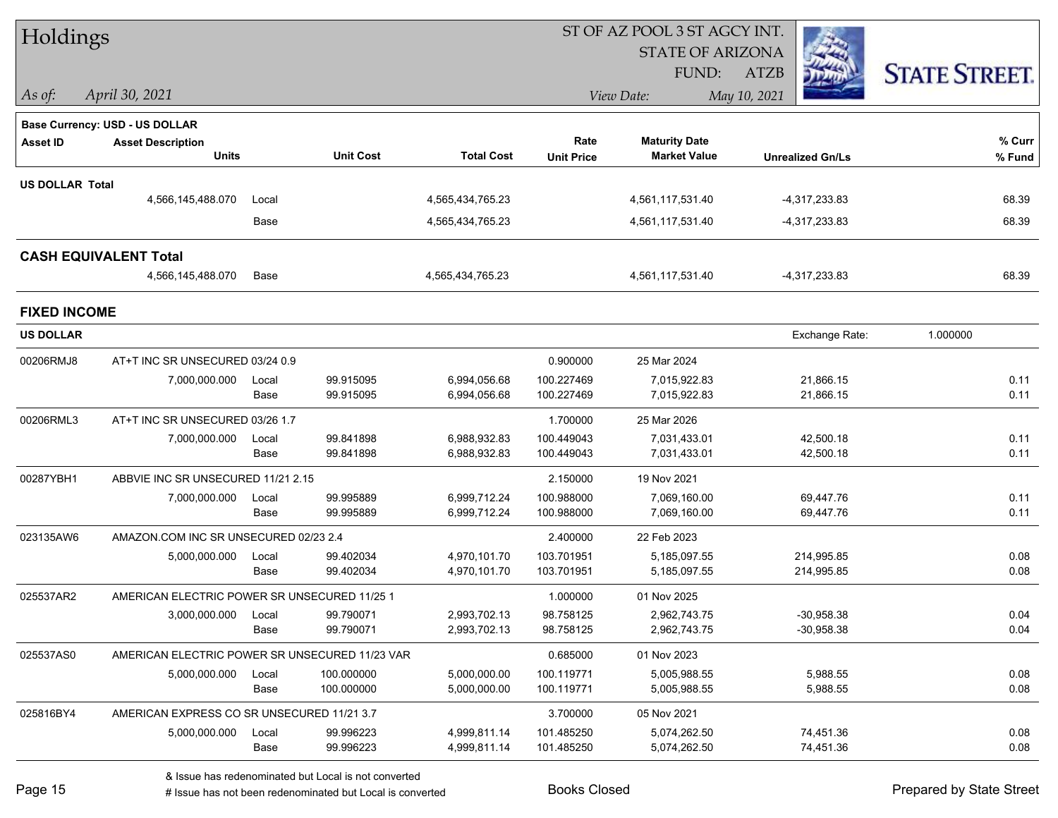# Holdings

ST OF AZ POOL 3 ST AGCY INT.
STATE OF ARIZONA
FUND: ATZB

*As of:* *April 30, 2021*
*View Date:* *May 10, 2021*

STATE STREET.

**Base Currency: USD - US DOLLAR**

| Asset ID | Asset Description / Units | | Unit Cost | Total Cost | Rate / Unit Price | Maturity Date / Market Value | Unrealized Gn/Ls | % Curr / % Fund |
|---|---|---|---|---|---|---|---|---|
| **US DOLLAR Total** | | | | | | | | |
| | 4,566,145,488.070 | Local | | 4,565,434,765.23 | | 4,561,117,531.40 | -4,317,233.83 | 68.39 |
| | | Base | | 4,565,434,765.23 | | 4,561,117,531.40 | -4,317,233.83 | 68.39 |
| **CASH EQUIVALENT Total** | | | | | | | | |
| | 4,566,145,488.070 | Base | | 4,565,434,765.23 | | 4,561,117,531.40 | -4,317,233.83 | 68.39 |

## FIXED INCOME

**US DOLLAR** — Exchange Rate: 1.000000

| Asset ID | Asset Description / Units | | Unit Cost | Total Cost | Rate / Unit Price | Maturity Date / Market Value | Unrealized Gn/Ls | % Curr / % Fund |
|---|---|---|---|---|---|---|---|---|
| 00206RMJ8 | AT+T INC SR UNSECURED 03/24 0.9 | | | | 0.900000 | 25 Mar 2024 | | |
| | 7,000,000.000 | Local | 99.915095 | 6,994,056.68 | 100.227469 | 7,015,922.83 | 21,866.15 | 0.11 |
| | | Base | 99.915095 | 6,994,056.68 | 100.227469 | 7,015,922.83 | 21,866.15 | 0.11 |
| 00206RML3 | AT+T INC SR UNSECURED 03/26 1.7 | | | | 1.700000 | 25 Mar 2026 | | |
| | 7,000,000.000 | Local | 99.841898 | 6,988,932.83 | 100.449043 | 7,031,433.01 | 42,500.18 | 0.11 |
| | | Base | 99.841898 | 6,988,932.83 | 100.449043 | 7,031,433.01 | 42,500.18 | 0.11 |
| 00287YBH1 | ABBVIE INC SR UNSECURED 11/21 2.15 | | | | 2.150000 | 19 Nov 2021 | | |
| | 7,000,000.000 | Local | 99.995889 | 6,999,712.24 | 100.988000 | 7,069,160.00 | 69,447.76 | 0.11 |
| | | Base | 99.995889 | 6,999,712.24 | 100.988000 | 7,069,160.00 | 69,447.76 | 0.11 |
| 023135AW6 | AMAZON.COM INC SR UNSECURED 02/23 2.4 | | | | 2.400000 | 22 Feb 2023 | | |
| | 5,000,000.000 | Local | 99.402034 | 4,970,101.70 | 103.701951 | 5,185,097.55 | 214,995.85 | 0.08 |
| | | Base | 99.402034 | 4,970,101.70 | 103.701951 | 5,185,097.55 | 214,995.85 | 0.08 |
| 025537AR2 | AMERICAN ELECTRIC POWER SR UNSECURED 11/25 1 | | | | 1.000000 | 01 Nov 2025 | | |
| | 3,000,000.000 | Local | 99.790071 | 2,993,702.13 | 98.758125 | 2,962,743.75 | -30,958.38 | 0.04 |
| | | Base | 99.790071 | 2,993,702.13 | 98.758125 | 2,962,743.75 | -30,958.38 | 0.04 |
| 025537AS0 | AMERICAN ELECTRIC POWER SR UNSECURED 11/23 VAR | | | | 0.685000 | 01 Nov 2023 | | |
| | 5,000,000.000 | Local | 100.000000 | 5,000,000.00 | 100.119771 | 5,005,988.55 | 5,988.55 | 0.08 |
| | | Base | 100.000000 | 5,000,000.00 | 100.119771 | 5,005,988.55 | 5,988.55 | 0.08 |
| 025816BY4 | AMERICAN EXPRESS CO SR UNSECURED 11/21 3.7 | | | | 3.700000 | 05 Nov 2021 | | |
| | 5,000,000.000 | Local | 99.996223 | 4,999,811.14 | 101.485250 | 5,074,262.50 | 74,451.36 | 0.08 |
| | | Base | 99.996223 | 4,999,811.14 | 101.485250 | 5,074,262.50 | 74,451.36 | 0.08 |

& Issue has redenominated but Local is not converted
# Issue has not been redenominated but Local is converted

Books Closed

Prepared by State Street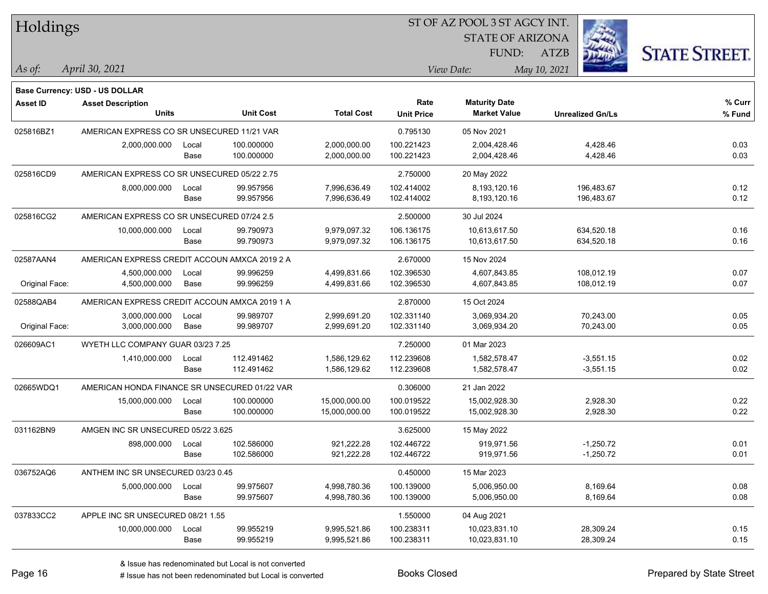# Holdings

ST OF AZ POOL 3 ST AGCY INT.
STATE OF ARIZONA
FUND: ATZB

*As of:* *April 30, 2021*

*View Date:* *May 10, 2021*

**Base Currency: USD - US DOLLAR**

| Asset ID | Asset Description / Units | | Unit Cost | Total Cost | Rate / Unit Price | Maturity Date / Market Value | Unrealized Gn/Ls | % Curr / % Fund |
|---|---|---|---|---|---|---|---|---|
| 025816BZ1 | AMERICAN EXPRESS CO SR UNSECURED 11/21 VAR | | | | 0.795130 | 05 Nov 2021 | | |
| | 2,000,000.000 | Local | 100.000000 | 2,000,000.00 | 100.221423 | 2,004,428.46 | 4,428.46 | 0.03 |
| | | Base | 100.000000 | 2,000,000.00 | 100.221423 | 2,004,428.46 | 4,428.46 | 0.03 |
| 025816CD9 | AMERICAN EXPRESS CO SR UNSECURED 05/22 2.75 | | | | 2.750000 | 20 May 2022 | | |
| | 8,000,000.000 | Local | 99.957956 | 7,996,636.49 | 102.414002 | 8,193,120.16 | 196,483.67 | 0.12 |
| | | Base | 99.957956 | 7,996,636.49 | 102.414002 | 8,193,120.16 | 196,483.67 | 0.12 |
| 025816CG2 | AMERICAN EXPRESS CO SR UNSECURED 07/24 2.5 | | | | 2.500000 | 30 Jul 2024 | | |
| | 10,000,000.000 | Local | 99.790973 | 9,979,097.32 | 106.136175 | 10,613,617.50 | 634,520.18 | 0.16 |
| | | Base | 99.790973 | 9,979,097.32 | 106.136175 | 10,613,617.50 | 634,520.18 | 0.16 |
| 02587AAN4 | AMERICAN EXPRESS CREDIT ACCOUN AMXCA 2019 2 A | | | | 2.670000 | 15 Nov 2024 | | |
| | 4,500,000.000 | Local | 99.996259 | 4,499,831.66 | 102.396530 | 4,607,843.85 | 108,012.19 | 0.07 |
| Original Face: | 4,500,000.000 | Base | 99.996259 | 4,499,831.66 | 102.396530 | 4,607,843.85 | 108,012.19 | 0.07 |
| 02588QAB4 | AMERICAN EXPRESS CREDIT ACCOUN AMXCA 2019 1 A | | | | 2.870000 | 15 Oct 2024 | | |
| | 3,000,000.000 | Local | 99.989707 | 2,999,691.20 | 102.331140 | 3,069,934.20 | 70,243.00 | 0.05 |
| Original Face: | 3,000,000.000 | Base | 99.989707 | 2,999,691.20 | 102.331140 | 3,069,934.20 | 70,243.00 | 0.05 |
| 026609AC1 | WYETH LLC COMPANY GUAR 03/23 7.25 | | | | 7.250000 | 01 Mar 2023 | | |
| | 1,410,000.000 | Local | 112.491462 | 1,586,129.62 | 112.239608 | 1,582,578.47 | -3,551.15 | 0.02 |
| | | Base | 112.491462 | 1,586,129.62 | 112.239608 | 1,582,578.47 | -3,551.15 | 0.02 |
| 02665WDQ1 | AMERICAN HONDA FINANCE SR UNSECURED 01/22 VAR | | | | 0.306000 | 21 Jan 2022 | | |
| | 15,000,000.000 | Local | 100.000000 | 15,000,000.00 | 100.019522 | 15,002,928.30 | 2,928.30 | 0.22 |
| | | Base | 100.000000 | 15,000,000.00 | 100.019522 | 15,002,928.30 | 2,928.30 | 0.22 |
| 031162BN9 | AMGEN INC SR UNSECURED 05/22 3.625 | | | | 3.625000 | 15 May 2022 | | |
| | 898,000.000 | Local | 102.586000 | 921,222.28 | 102.446722 | 919,971.56 | -1,250.72 | 0.01 |
| | | Base | 102.586000 | 921,222.28 | 102.446722 | 919,971.56 | -1,250.72 | 0.01 |
| 036752AQ6 | ANTHEM INC SR UNSECURED 03/23 0.45 | | | | 0.450000 | 15 Mar 2023 | | |
| | 5,000,000.000 | Local | 99.975607 | 4,998,780.36 | 100.139000 | 5,006,950.00 | 8,169.64 | 0.08 |
| | | Base | 99.975607 | 4,998,780.36 | 100.139000 | 5,006,950.00 | 8,169.64 | 0.08 |
| 037833CC2 | APPLE INC SR UNSECURED 08/21 1.55 | | | | 1.550000 | 04 Aug 2021 | | |
| | 10,000,000.000 | Local | 99.955219 | 9,995,521.86 | 100.238311 | 10,023,831.10 | 28,309.24 | 0.15 |
| | | Base | 99.955219 | 9,995,521.86 | 100.238311 | 10,023,831.10 | 28,309.24 | 0.15 |

& Issue has redenominated but Local is not converted
# Issue has not been redenominated but Local is converted

Books Closed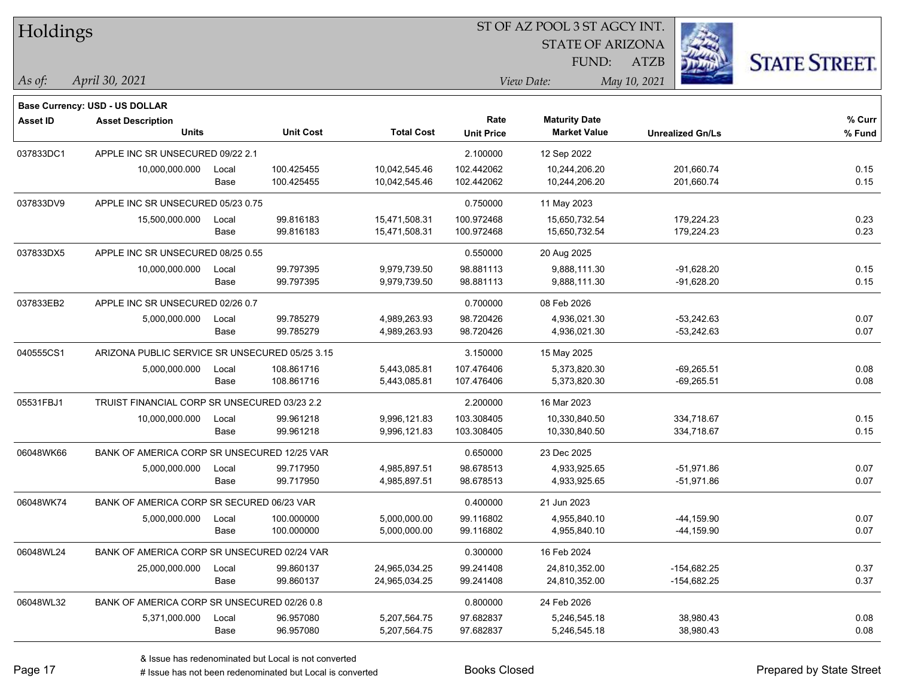# Holdings

ST OF AZ POOL 3 ST AGCY INT.
STATE OF ARIZONA
FUND: ATZB

*As of:* *April 30, 2021*

*View Date:* *May 10, 2021*

**Base Currency: USD - US DOLLAR**

| Asset ID | Asset Description / Units | | Unit Cost | Total Cost | Rate / Unit Price | Maturity Date / Market Value | Unrealized Gn/Ls | % Curr / % Fund |
|---|---|---|---|---|---|---|---|---|
| 037833DC1 | APPLE INC SR UNSECURED 09/22 2.1 | | | | 2.100000 | 12 Sep 2022 | | |
| | 10,000,000.000 | Local | 100.425455 | 10,042,545.46 | 102.442062 | 10,244,206.20 | 201,660.74 | 0.15 |
| | | Base | 100.425455 | 10,042,545.46 | 102.442062 | 10,244,206.20 | 201,660.74 | 0.15 |
| 037833DV9 | APPLE INC SR UNSECURED 05/23 0.75 | | | | 0.750000 | 11 May 2023 | | |
| | 15,500,000.000 | Local | 99.816183 | 15,471,508.31 | 100.972468 | 15,650,732.54 | 179,224.23 | 0.23 |
| | | Base | 99.816183 | 15,471,508.31 | 100.972468 | 15,650,732.54 | 179,224.23 | 0.23 |
| 037833DX5 | APPLE INC SR UNSECURED 08/25 0.55 | | | | 0.550000 | 20 Aug 2025 | | |
| | 10,000,000.000 | Local | 99.797395 | 9,979,739.50 | 98.881113 | 9,888,111.30 | -91,628.20 | 0.15 |
| | | Base | 99.797395 | 9,979,739.50 | 98.881113 | 9,888,111.30 | -91,628.20 | 0.15 |
| 037833EB2 | APPLE INC SR UNSECURED 02/26 0.7 | | | | 0.700000 | 08 Feb 2026 | | |
| | 5,000,000.000 | Local | 99.785279 | 4,989,263.93 | 98.720426 | 4,936,021.30 | -53,242.63 | 0.07 |
| | | Base | 99.785279 | 4,989,263.93 | 98.720426 | 4,936,021.30 | -53,242.63 | 0.07 |
| 040555CS1 | ARIZONA PUBLIC SERVICE SR UNSECURED 05/25 3.15 | | | | 3.150000 | 15 May 2025 | | |
| | 5,000,000.000 | Local | 108.861716 | 5,443,085.81 | 107.476406 | 5,373,820.30 | -69,265.51 | 0.08 |
| | | Base | 108.861716 | 5,443,085.81 | 107.476406 | 5,373,820.30 | -69,265.51 | 0.08 |
| 05531FBJ1 | TRUIST FINANCIAL CORP SR UNSECURED 03/23 2.2 | | | | 2.200000 | 16 Mar 2023 | | |
| | 10,000,000.000 | Local | 99.961218 | 9,996,121.83 | 103.308405 | 10,330,840.50 | 334,718.67 | 0.15 |
| | | Base | 99.961218 | 9,996,121.83 | 103.308405 | 10,330,840.50 | 334,718.67 | 0.15 |
| 06048WK66 | BANK OF AMERICA CORP SR UNSECURED 12/25 VAR | | | | 0.650000 | 23 Dec 2025 | | |
| | 5,000,000.000 | Local | 99.717950 | 4,985,897.51 | 98.678513 | 4,933,925.65 | -51,971.86 | 0.07 |
| | | Base | 99.717950 | 4,985,897.51 | 98.678513 | 4,933,925.65 | -51,971.86 | 0.07 |
| 06048WK74 | BANK OF AMERICA CORP SR SECURED 06/23 VAR | | | | 0.400000 | 21 Jun 2023 | | |
| | 5,000,000.000 | Local | 100.000000 | 5,000,000.00 | 99.116802 | 4,955,840.10 | -44,159.90 | 0.07 |
| | | Base | 100.000000 | 5,000,000.00 | 99.116802 | 4,955,840.10 | -44,159.90 | 0.07 |
| 06048WL24 | BANK OF AMERICA CORP SR UNSECURED 02/24 VAR | | | | 0.300000 | 16 Feb 2024 | | |
| | 25,000,000.000 | Local | 99.860137 | 24,965,034.25 | 99.241408 | 24,810,352.00 | -154,682.25 | 0.37 |
| | | Base | 99.860137 | 24,965,034.25 | 99.241408 | 24,810,352.00 | -154,682.25 | 0.37 |
| 06048WL32 | BANK OF AMERICA CORP SR UNSECURED 02/26 0.8 | | | | 0.800000 | 24 Feb 2026 | | |
| | 5,371,000.000 | Local | 96.957080 | 5,207,564.75 | 97.682837 | 5,246,545.18 | 38,980.43 | 0.08 |
| | | Base | 96.957080 | 5,207,564.75 | 97.682837 | 5,246,545.18 | 38,980.43 | 0.08 |

& Issue has redenominated but Local is not converted
# Issue has not been redenominated but Local is converted

Books Closed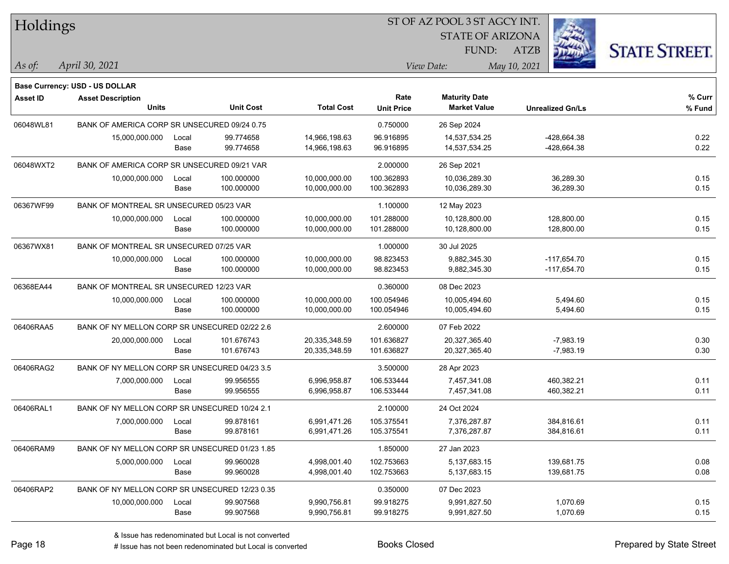# Holdings

ST OF AZ POOL 3 ST AGCY INT.
STATE OF ARIZONA
FUND: ATZB

*As of:* *April 30, 2021*
*View Date:* *May 10, 2021*

**Base Currency: USD - US DOLLAR**

| Asset ID | Asset Description / Units | | Unit Cost | Total Cost | Rate / Unit Price | Maturity Date / Market Value | Unrealized Gn/Ls | % Curr / % Fund |
|---|---|---|---|---|---|---|---|---|
| 06048WL81 | BANK OF AMERICA CORP SR UNSECURED 09/24 0.75 | | | | 0.750000 | 26 Sep 2024 | | |
| | 15,000,000.000 | Local | 99.774658 | 14,966,198.63 | 96.916895 | 14,537,534.25 | -428,664.38 | 0.22 |
| | | Base | 99.774658 | 14,966,198.63 | 96.916895 | 14,537,534.25 | -428,664.38 | 0.22 |
| 06048WXT2 | BANK OF AMERICA CORP SR UNSECURED 09/21 VAR | | | | 2.000000 | 26 Sep 2021 | | |
| | 10,000,000.000 | Local | 100.000000 | 10,000,000.00 | 100.362893 | 10,036,289.30 | 36,289.30 | 0.15 |
| | | Base | 100.000000 | 10,000,000.00 | 100.362893 | 10,036,289.30 | 36,289.30 | 0.15 |
| 06367WF99 | BANK OF MONTREAL SR UNSECURED 05/23 VAR | | | | 1.100000 | 12 May 2023 | | |
| | 10,000,000.000 | Local | 100.000000 | 10,000,000.00 | 101.288000 | 10,128,800.00 | 128,800.00 | 0.15 |
| | | Base | 100.000000 | 10,000,000.00 | 101.288000 | 10,128,800.00 | 128,800.00 | 0.15 |
| 06367WX81 | BANK OF MONTREAL SR UNSECURED 07/25 VAR | | | | 1.000000 | 30 Jul 2025 | | |
| | 10,000,000.000 | Local | 100.000000 | 10,000,000.00 | 98.823453 | 9,882,345.30 | -117,654.70 | 0.15 |
| | | Base | 100.000000 | 10,000,000.00 | 98.823453 | 9,882,345.30 | -117,654.70 | 0.15 |
| 06368EA44 | BANK OF MONTREAL SR UNSECURED 12/23 VAR | | | | 0.360000 | 08 Dec 2023 | | |
| | 10,000,000.000 | Local | 100.000000 | 10,000,000.00 | 100.054946 | 10,005,494.60 | 5,494.60 | 0.15 |
| | | Base | 100.000000 | 10,000,000.00 | 100.054946 | 10,005,494.60 | 5,494.60 | 0.15 |
| 06406RAA5 | BANK OF NY MELLON CORP SR UNSECURED 02/22 2.6 | | | | 2.600000 | 07 Feb 2022 | | |
| | 20,000,000.000 | Local | 101.676743 | 20,335,348.59 | 101.636827 | 20,327,365.40 | -7,983.19 | 0.30 |
| | | Base | 101.676743 | 20,335,348.59 | 101.636827 | 20,327,365.40 | -7,983.19 | 0.30 |
| 06406RAG2 | BANK OF NY MELLON CORP SR UNSECURED 04/23 3.5 | | | | 3.500000 | 28 Apr 2023 | | |
| | 7,000,000.000 | Local | 99.956555 | 6,996,958.87 | 106.533444 | 7,457,341.08 | 460,382.21 | 0.11 |
| | | Base | 99.956555 | 6,996,958.87 | 106.533444 | 7,457,341.08 | 460,382.21 | 0.11 |
| 06406RAL1 | BANK OF NY MELLON CORP SR UNSECURED 10/24 2.1 | | | | 2.100000 | 24 Oct 2024 | | |
| | 7,000,000.000 | Local | 99.878161 | 6,991,471.26 | 105.375541 | 7,376,287.87 | 384,816.61 | 0.11 |
| | | Base | 99.878161 | 6,991,471.26 | 105.375541 | 7,376,287.87 | 384,816.61 | 0.11 |
| 06406RAM9 | BANK OF NY MELLON CORP SR UNSECURED 01/23 1.85 | | | | 1.850000 | 27 Jan 2023 | | |
| | 5,000,000.000 | Local | 99.960028 | 4,998,001.40 | 102.753663 | 5,137,683.15 | 139,681.75 | 0.08 |
| | | Base | 99.960028 | 4,998,001.40 | 102.753663 | 5,137,683.15 | 139,681.75 | 0.08 |
| 06406RAP2 | BANK OF NY MELLON CORP SR UNSECURED 12/23 0.35 | | | | 0.350000 | 07 Dec 2023 | | |
| | 10,000,000.000 | Local | 99.907568 | 9,990,756.81 | 99.918275 | 9,991,827.50 | 1,070.69 | 0.15 |
| | | Base | 99.907568 | 9,990,756.81 | 99.918275 | 9,991,827.50 | 1,070.69 | 0.15 |

& Issue has redenominated but Local is not converted
# Issue has not been redenominated but Local is converted

Books Closed

Prepared by State Street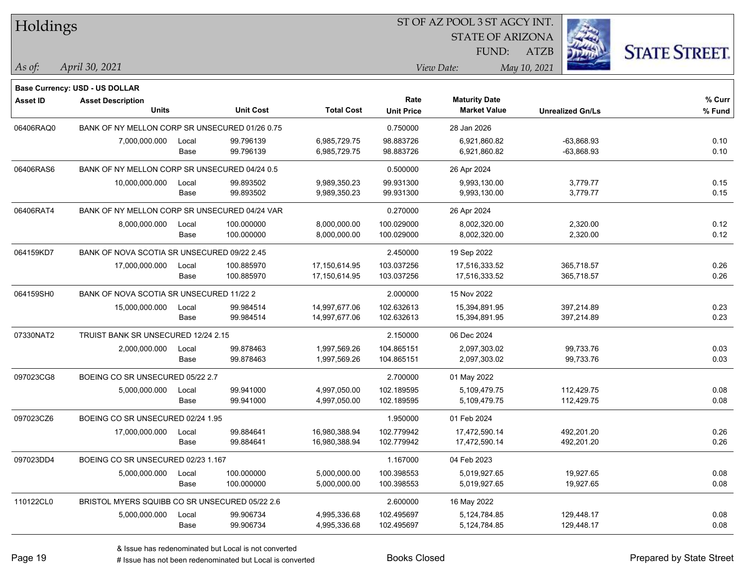# Holdings

ST OF AZ POOL 3 ST AGCY INT.
STATE OF ARIZONA
FUND: ATZB

*As of:* *April 30, 2021*
*View Date:* *May 10, 2021*

**Base Currency: USD - US DOLLAR**

| Asset ID | Asset Description / Units | | Unit Cost | Total Cost | Rate / Unit Price | Maturity Date / Market Value | Unrealized Gn/Ls | % Curr / % Fund |
|---|---|---|---|---|---|---|---|---|
| 06406RAQ0 | BANK OF NY MELLON CORP SR UNSECURED 01/26 0.75 | | | | 0.750000 | 28 Jan 2026 | | |
| | 7,000,000.000 | Local | 99.796139 | 6,985,729.75 | 98.883726 | 6,921,860.82 | -63,868.93 | 0.10 |
| | | Base | 99.796139 | 6,985,729.75 | 98.883726 | 6,921,860.82 | -63,868.93 | 0.10 |
| 06406RAS6 | BANK OF NY MELLON CORP SR UNSECURED 04/24 0.5 | | | | 0.500000 | 26 Apr 2024 | | |
| | 10,000,000.000 | Local | 99.893502 | 9,989,350.23 | 99.931300 | 9,993,130.00 | 3,779.77 | 0.15 |
| | | Base | 99.893502 | 9,989,350.23 | 99.931300 | 9,993,130.00 | 3,779.77 | 0.15 |
| 06406RAT4 | BANK OF NY MELLON CORP SR UNSECURED 04/24 VAR | | | | 0.270000 | 26 Apr 2024 | | |
| | 8,000,000.000 | Local | 100.000000 | 8,000,000.00 | 100.029000 | 8,002,320.00 | 2,320.00 | 0.12 |
| | | Base | 100.000000 | 8,000,000.00 | 100.029000 | 8,002,320.00 | 2,320.00 | 0.12 |
| 064159KD7 | BANK OF NOVA SCOTIA SR UNSECURED 09/22 2.45 | | | | 2.450000 | 19 Sep 2022 | | |
| | 17,000,000.000 | Local | 100.885970 | 17,150,614.95 | 103.037256 | 17,516,333.52 | 365,718.57 | 0.26 |
| | | Base | 100.885970 | 17,150,614.95 | 103.037256 | 17,516,333.52 | 365,718.57 | 0.26 |
| 064159SH0 | BANK OF NOVA SCOTIA SR UNSECURED 11/22 2 | | | | 2.000000 | 15 Nov 2022 | | |
| | 15,000,000.000 | Local | 99.984514 | 14,997,677.06 | 102.632613 | 15,394,891.95 | 397,214.89 | 0.23 |
| | | Base | 99.984514 | 14,997,677.06 | 102.632613 | 15,394,891.95 | 397,214.89 | 0.23 |
| 07330NAT2 | TRUIST BANK SR UNSECURED 12/24 2.15 | | | | 2.150000 | 06 Dec 2024 | | |
| | 2,000,000.000 | Local | 99.878463 | 1,997,569.26 | 104.865151 | 2,097,303.02 | 99,733.76 | 0.03 |
| | | Base | 99.878463 | 1,997,569.26 | 104.865151 | 2,097,303.02 | 99,733.76 | 0.03 |
| 097023CG8 | BOEING CO SR UNSECURED 05/22 2.7 | | | | 2.700000 | 01 May 2022 | | |
| | 5,000,000.000 | Local | 99.941000 | 4,997,050.00 | 102.189595 | 5,109,479.75 | 112,429.75 | 0.08 |
| | | Base | 99.941000 | 4,997,050.00 | 102.189595 | 5,109,479.75 | 112,429.75 | 0.08 |
| 097023CZ6 | BOEING CO SR UNSECURED 02/24 1.95 | | | | 1.950000 | 01 Feb 2024 | | |
| | 17,000,000.000 | Local | 99.884641 | 16,980,388.94 | 102.779942 | 17,472,590.14 | 492,201.20 | 0.26 |
| | | Base | 99.884641 | 16,980,388.94 | 102.779942 | 17,472,590.14 | 492,201.20 | 0.26 |
| 097023DD4 | BOEING CO SR UNSECURED 02/23 1.167 | | | | 1.167000 | 04 Feb 2023 | | |
| | 5,000,000.000 | Local | 100.000000 | 5,000,000.00 | 100.398553 | 5,019,927.65 | 19,927.65 | 0.08 |
| | | Base | 100.000000 | 5,000,000.00 | 100.398553 | 5,019,927.65 | 19,927.65 | 0.08 |
| 110122CL0 | BRISTOL MYERS SQUIBB CO SR UNSECURED 05/22 2.6 | | | | 2.600000 | 16 May 2022 | | |
| | 5,000,000.000 | Local | 99.906734 | 4,995,336.68 | 102.495697 | 5,124,784.85 | 129,448.17 | 0.08 |
| | | Base | 99.906734 | 4,995,336.68 | 102.495697 | 5,124,784.85 | 129,448.17 | 0.08 |

& Issue has redenominated but Local is not converted
# Issue has not been redenominated but Local is converted

Books Closed

Prepared by State Street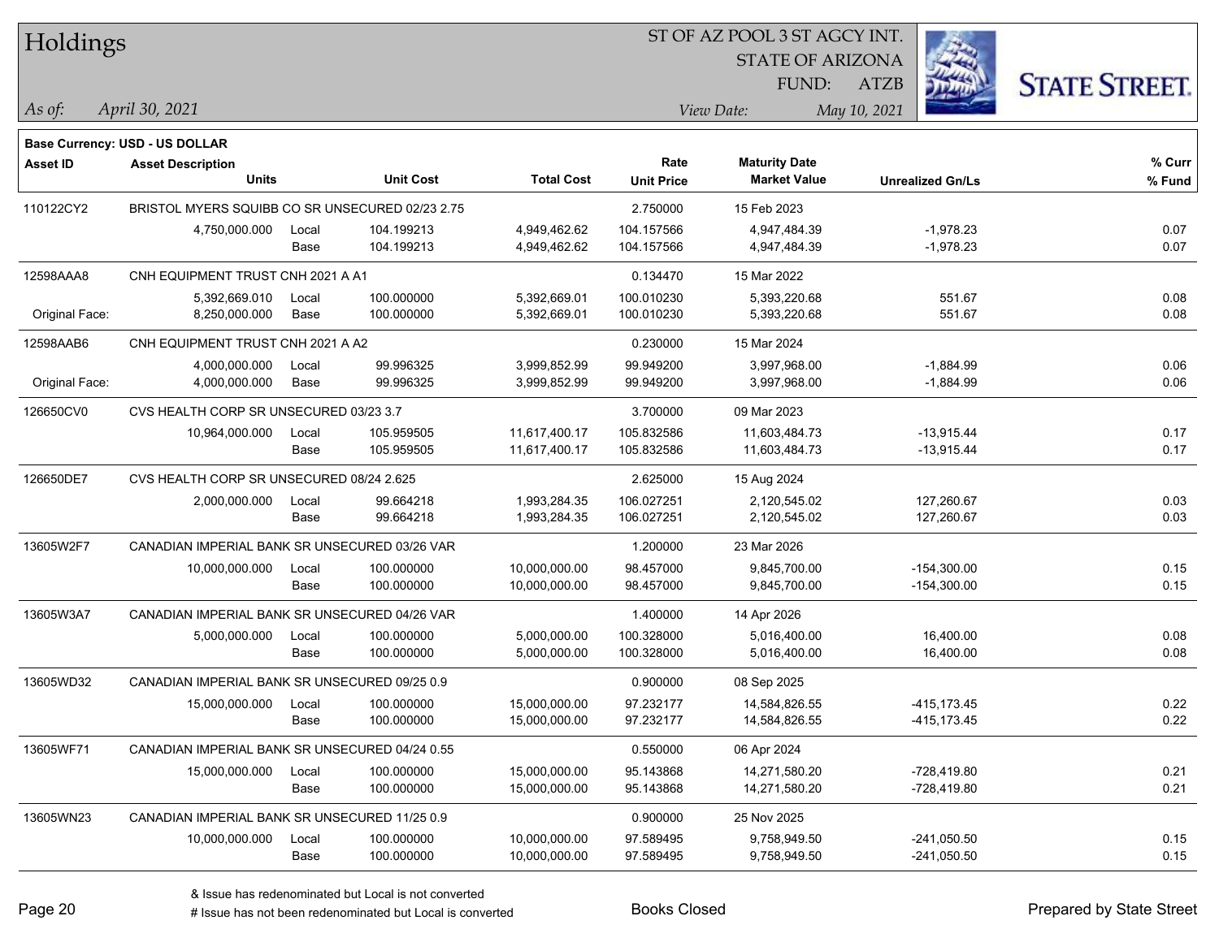# Holdings

ST OF AZ POOL 3 ST AGCY INT.
STATE OF ARIZONA
FUND: ATZB

*As of:* *April 30, 2021*

*View Date:* *May 10, 2021*

**Base Currency: USD - US DOLLAR**

| Asset ID | Asset Description / Units | | Unit Cost | Total Cost | Rate / Unit Price | Maturity Date / Market Value | Unrealized Gn/Ls | % Curr / % Fund |
|---|---|---|---|---|---|---|---|---|
| 110122CY2 | BRISTOL MYERS SQUIBB CO SR UNSECURED 02/23 2.75 | | | | 2.750000 | 15 Feb 2023 | | |
| | 4,750,000.000 | Local | 104.199213 | 4,949,462.62 | 104.157566 | 4,947,484.39 | -1,978.23 | 0.07 |
| | | Base | 104.199213 | 4,949,462.62 | 104.157566 | 4,947,484.39 | -1,978.23 | 0.07 |
| 12598AAA8 | CNH EQUIPMENT TRUST CNH 2021 A A1 | | | | 0.134470 | 15 Mar 2022 | | |
| | 5,392,669.010 | Local | 100.000000 | 5,392,669.01 | 100.010230 | 5,393,220.68 | 551.67 | 0.08 |
| Original Face: | 8,250,000.000 | Base | 100.000000 | 5,392,669.01 | 100.010230 | 5,393,220.68 | 551.67 | 0.08 |
| 12598AAB6 | CNH EQUIPMENT TRUST CNH 2021 A A2 | | | | 0.230000 | 15 Mar 2024 | | |
| | 4,000,000.000 | Local | 99.996325 | 3,999,852.99 | 99.949200 | 3,997,968.00 | -1,884.99 | 0.06 |
| Original Face: | 4,000,000.000 | Base | 99.996325 | 3,999,852.99 | 99.949200 | 3,997,968.00 | -1,884.99 | 0.06 |
| 126650CV0 | CVS HEALTH CORP SR UNSECURED 03/23 3.7 | | | | 3.700000 | 09 Mar 2023 | | |
| | 10,964,000.000 | Local | 105.959505 | 11,617,400.17 | 105.832586 | 11,603,484.73 | -13,915.44 | 0.17 |
| | | Base | 105.959505 | 11,617,400.17 | 105.832586 | 11,603,484.73 | -13,915.44 | 0.17 |
| 126650DE7 | CVS HEALTH CORP SR UNSECURED 08/24 2.625 | | | | 2.625000 | 15 Aug 2024 | | |
| | 2,000,000.000 | Local | 99.664218 | 1,993,284.35 | 106.027251 | 2,120,545.02 | 127,260.67 | 0.03 |
| | | Base | 99.664218 | 1,993,284.35 | 106.027251 | 2,120,545.02 | 127,260.67 | 0.03 |
| 13605W2F7 | CANADIAN IMPERIAL BANK SR UNSECURED 03/26 VAR | | | | 1.200000 | 23 Mar 2026 | | |
| | 10,000,000.000 | Local | 100.000000 | 10,000,000.00 | 98.457000 | 9,845,700.00 | -154,300.00 | 0.15 |
| | | Base | 100.000000 | 10,000,000.00 | 98.457000 | 9,845,700.00 | -154,300.00 | 0.15 |
| 13605W3A7 | CANADIAN IMPERIAL BANK SR UNSECURED 04/26 VAR | | | | 1.400000 | 14 Apr 2026 | | |
| | 5,000,000.000 | Local | 100.000000 | 5,000,000.00 | 100.328000 | 5,016,400.00 | 16,400.00 | 0.08 |
| | | Base | 100.000000 | 5,000,000.00 | 100.328000 | 5,016,400.00 | 16,400.00 | 0.08 |
| 13605WD32 | CANADIAN IMPERIAL BANK SR UNSECURED 09/25 0.9 | | | | 0.900000 | 08 Sep 2025 | | |
| | 15,000,000.000 | Local | 100.000000 | 15,000,000.00 | 97.232177 | 14,584,826.55 | -415,173.45 | 0.22 |
| | | Base | 100.000000 | 15,000,000.00 | 97.232177 | 14,584,826.55 | -415,173.45 | 0.22 |
| 13605WF71 | CANADIAN IMPERIAL BANK SR UNSECURED 04/24 0.55 | | | | 0.550000 | 06 Apr 2024 | | |
| | 15,000,000.000 | Local | 100.000000 | 15,000,000.00 | 95.143868 | 14,271,580.20 | -728,419.80 | 0.21 |
| | | Base | 100.000000 | 15,000,000.00 | 95.143868 | 14,271,580.20 | -728,419.80 | 0.21 |
| 13605WN23 | CANADIAN IMPERIAL BANK SR UNSECURED 11/25 0.9 | | | | 0.900000 | 25 Nov 2025 | | |
| | 10,000,000.000 | Local | 100.000000 | 10,000,000.00 | 97.589495 | 9,758,949.50 | -241,050.50 | 0.15 |
| | | Base | 100.000000 | 10,000,000.00 | 97.589495 | 9,758,949.50 | -241,050.50 | 0.15 |

& Issue has redenominated but Local is not converted
# Issue has not been redenominated but Local is converted

Books Closed

Prepared by State Street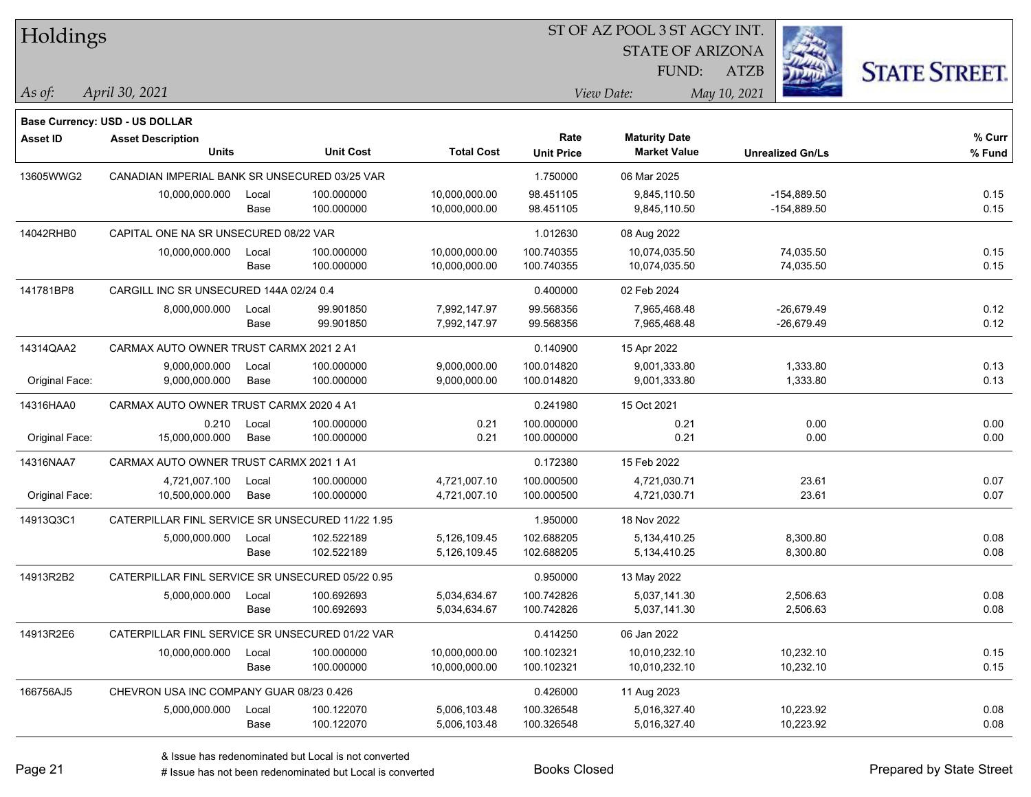# Holdings

ST OF AZ POOL 3 ST AGCY INT.
STATE OF ARIZONA
FUND: ATZB

*As of:* *April 30, 2021*
*View Date:* *May 10, 2021*

**Base Currency: USD - US DOLLAR**

| Asset ID | Asset Description / Units | | Unit Cost | Total Cost | Rate / Unit Price | Maturity Date / Market Value | Unrealized Gn/Ls | % Curr / % Fund |
|---|---|---|---|---|---|---|---|---|
| 13605WWG2 | CANADIAN IMPERIAL BANK SR UNSECURED 03/25 VAR | | | | 1.750000 | 06 Mar 2025 | | |
| | 10,000,000.000 | Local | 100.000000 | 10,000,000.00 | 98.451105 | 9,845,110.50 | -154,889.50 | 0.15 |
| | | Base | 100.000000 | 10,000,000.00 | 98.451105 | 9,845,110.50 | -154,889.50 | 0.15 |
| 14042RHB0 | CAPITAL ONE NA SR UNSECURED 08/22 VAR | | | | 1.012630 | 08 Aug 2022 | | |
| | 10,000,000.000 | Local | 100.000000 | 10,000,000.00 | 100.740355 | 10,074,035.50 | 74,035.50 | 0.15 |
| | | Base | 100.000000 | 10,000,000.00 | 100.740355 | 10,074,035.50 | 74,035.50 | 0.15 |
| 141781BP8 | CARGILL INC SR UNSECURED 144A 02/24 0.4 | | | | 0.400000 | 02 Feb 2024 | | |
| | 8,000,000.000 | Local | 99.901850 | 7,992,147.97 | 99.568356 | 7,965,468.48 | -26,679.49 | 0.12 |
| | | Base | 99.901850 | 7,992,147.97 | 99.568356 | 7,965,468.48 | -26,679.49 | 0.12 |
| 14314QAA2 | CARMAX AUTO OWNER TRUST CARMX 2021 2 A1 | | | | 0.140900 | 15 Apr 2022 | | |
| | 9,000,000.000 | Local | 100.000000 | 9,000,000.00 | 100.014820 | 9,001,333.80 | 1,333.80 | 0.13 |
| Original Face: | 9,000,000.000 | Base | 100.000000 | 9,000,000.00 | 100.014820 | 9,001,333.80 | 1,333.80 | 0.13 |
| 14316HAA0 | CARMAX AUTO OWNER TRUST CARMX 2020 4 A1 | | | | 0.241980 | 15 Oct 2021 | | |
| | 0.210 | Local | 100.000000 | 0.21 | 100.000000 | 0.21 | 0.00 | 0.00 |
| Original Face: | 15,000,000.000 | Base | 100.000000 | 0.21 | 100.000000 | 0.21 | 0.00 | 0.00 |
| 14316NAA7 | CARMAX AUTO OWNER TRUST CARMX 2021 1 A1 | | | | 0.172380 | 15 Feb 2022 | | |
| | 4,721,007.100 | Local | 100.000000 | 4,721,007.10 | 100.000500 | 4,721,030.71 | 23.61 | 0.07 |
| Original Face: | 10,500,000.000 | Base | 100.000000 | 4,721,007.10 | 100.000500 | 4,721,030.71 | 23.61 | 0.07 |
| 14913Q3C1 | CATERPILLAR FINL SERVICE SR UNSECURED 11/22 1.95 | | | | 1.950000 | 18 Nov 2022 | | |
| | 5,000,000.000 | Local | 102.522189 | 5,126,109.45 | 102.688205 | 5,134,410.25 | 8,300.80 | 0.08 |
| | | Base | 102.522189 | 5,126,109.45 | 102.688205 | 5,134,410.25 | 8,300.80 | 0.08 |
| 14913R2B2 | CATERPILLAR FINL SERVICE SR UNSECURED 05/22 0.95 | | | | 0.950000 | 13 May 2022 | | |
| | 5,000,000.000 | Local | 100.692693 | 5,034,634.67 | 100.742826 | 5,037,141.30 | 2,506.63 | 0.08 |
| | | Base | 100.692693 | 5,034,634.67 | 100.742826 | 5,037,141.30 | 2,506.63 | 0.08 |
| 14913R2E6 | CATERPILLAR FINL SERVICE SR UNSECURED 01/22 VAR | | | | 0.414250 | 06 Jan 2022 | | |
| | 10,000,000.000 | Local | 100.000000 | 10,000,000.00 | 100.102321 | 10,010,232.10 | 10,232.10 | 0.15 |
| | | Base | 100.000000 | 10,000,000.00 | 100.102321 | 10,010,232.10 | 10,232.10 | 0.15 |
| 166756AJ5 | CHEVRON USA INC COMPANY GUAR 08/23 0.426 | | | | 0.426000 | 11 Aug 2023 | | |
| | 5,000,000.000 | Local | 100.122070 | 5,006,103.48 | 100.326548 | 5,016,327.40 | 10,223.92 | 0.08 |
| | | Base | 100.122070 | 5,006,103.48 | 100.326548 | 5,016,327.40 | 10,223.92 | 0.08 |

& Issue has redenominated but Local is not converted
# Issue has not been redenominated but Local is converted

Books Closed

Prepared by State Street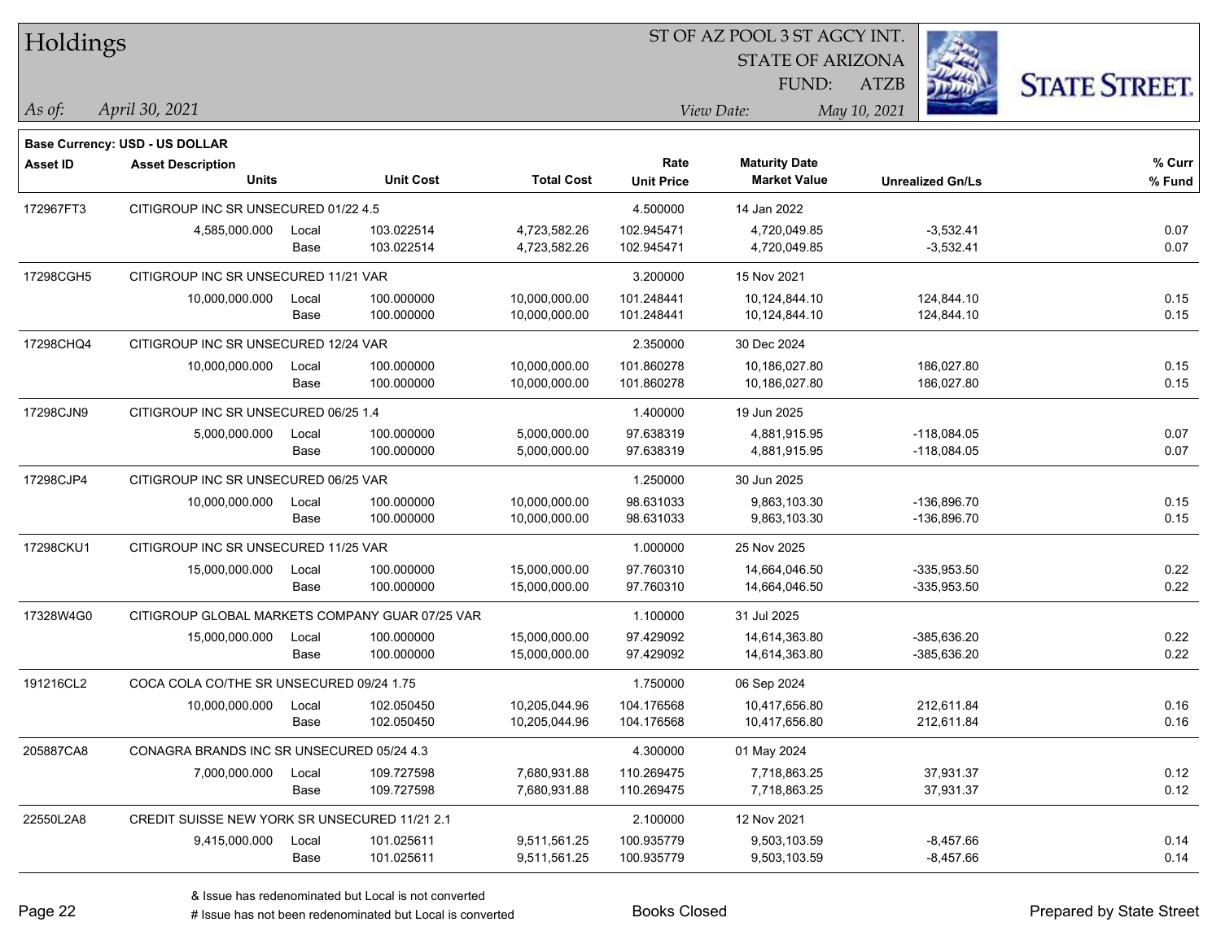# Holdings

ST OF AZ POOL 3 ST AGCY INT.
STATE OF ARIZONA
FUND: ATZB

*As of:* *April 30, 2021*
*View Date:* *May 10, 2021*

**Base Currency: USD - US DOLLAR**

| Asset ID | Asset Description / Units | | Unit Cost | Total Cost | Rate / Unit Price | Maturity Date / Market Value | Unrealized Gn/Ls | % Curr / % Fund |
|---|---|---|---|---|---|---|---|---|
| 172967FT3 | CITIGROUP INC SR UNSECURED 01/22 4.5 | | | | 4.500000 | 14 Jan 2022 | | |
| | 4,585,000.000 | Local | 103.022514 | 4,723,582.26 | 102.945471 | 4,720,049.85 | -3,532.41 | 0.07 |
| | | Base | 103.022514 | 4,723,582.26 | 102.945471 | 4,720,049.85 | -3,532.41 | 0.07 |
| 17298CGH5 | CITIGROUP INC SR UNSECURED 11/21 VAR | | | | 3.200000 | 15 Nov 2021 | | |
| | 10,000,000.000 | Local | 100.000000 | 10,000,000.00 | 101.248441 | 10,124,844.10 | 124,844.10 | 0.15 |
| | | Base | 100.000000 | 10,000,000.00 | 101.248441 | 10,124,844.10 | 124,844.10 | 0.15 |
| 17298CHQ4 | CITIGROUP INC SR UNSECURED 12/24 VAR | | | | 2.350000 | 30 Dec 2024 | | |
| | 10,000,000.000 | Local | 100.000000 | 10,000,000.00 | 101.860278 | 10,186,027.80 | 186,027.80 | 0.15 |
| | | Base | 100.000000 | 10,000,000.00 | 101.860278 | 10,186,027.80 | 186,027.80 | 0.15 |
| 17298CJN9 | CITIGROUP INC SR UNSECURED 06/25 1.4 | | | | 1.400000 | 19 Jun 2025 | | |
| | 5,000,000.000 | Local | 100.000000 | 5,000,000.00 | 97.638319 | 4,881,915.95 | -118,084.05 | 0.07 |
| | | Base | 100.000000 | 5,000,000.00 | 97.638319 | 4,881,915.95 | -118,084.05 | 0.07 |
| 17298CJP4 | CITIGROUP INC SR UNSECURED 06/25 VAR | | | | 1.250000 | 30 Jun 2025 | | |
| | 10,000,000.000 | Local | 100.000000 | 10,000,000.00 | 98.631033 | 9,863,103.30 | -136,896.70 | 0.15 |
| | | Base | 100.000000 | 10,000,000.00 | 98.631033 | 9,863,103.30 | -136,896.70 | 0.15 |
| 17298CKU1 | CITIGROUP INC SR UNSECURED 11/25 VAR | | | | 1.000000 | 25 Nov 2025 | | |
| | 15,000,000.000 | Local | 100.000000 | 15,000,000.00 | 97.760310 | 14,664,046.50 | -335,953.50 | 0.22 |
| | | Base | 100.000000 | 15,000,000.00 | 97.760310 | 14,664,046.50 | -335,953.50 | 0.22 |
| 17328W4G0 | CITIGROUP GLOBAL MARKETS COMPANY GUAR 07/25 VAR | | | | 1.100000 | 31 Jul 2025 | | |
| | 15,000,000.000 | Local | 100.000000 | 15,000,000.00 | 97.429092 | 14,614,363.80 | -385,636.20 | 0.22 |
| | | Base | 100.000000 | 15,000,000.00 | 97.429092 | 14,614,363.80 | -385,636.20 | 0.22 |
| 191216CL2 | COCA COLA CO/THE SR UNSECURED 09/24 1.75 | | | | 1.750000 | 06 Sep 2024 | | |
| | 10,000,000.000 | Local | 102.050450 | 10,205,044.96 | 104.176568 | 10,417,656.80 | 212,611.84 | 0.16 |
| | | Base | 102.050450 | 10,205,044.96 | 104.176568 | 10,417,656.80 | 212,611.84 | 0.16 |
| 205887CA8 | CONAGRA BRANDS INC SR UNSECURED 05/24 4.3 | | | | 4.300000 | 01 May 2024 | | |
| | 7,000,000.000 | Local | 109.727598 | 7,680,931.88 | 110.269475 | 7,718,863.25 | 37,931.37 | 0.12 |
| | | Base | 109.727598 | 7,680,931.88 | 110.269475 | 7,718,863.25 | 37,931.37 | 0.12 |
| 22550L2A8 | CREDIT SUISSE NEW YORK SR UNSECURED 11/21 2.1 | | | | 2.100000 | 12 Nov 2021 | | |
| | 9,415,000.000 | Local | 101.025611 | 9,511,561.25 | 100.935779 | 9,503,103.59 | -8,457.66 | 0.14 |
| | | Base | 101.025611 | 9,511,561.25 | 100.935779 | 9,503,103.59 | -8,457.66 | 0.14 |

& Issue has redenominated but Local is not converted
# Issue has not been redenominated but Local is converted

Books Closed

Prepared by State Street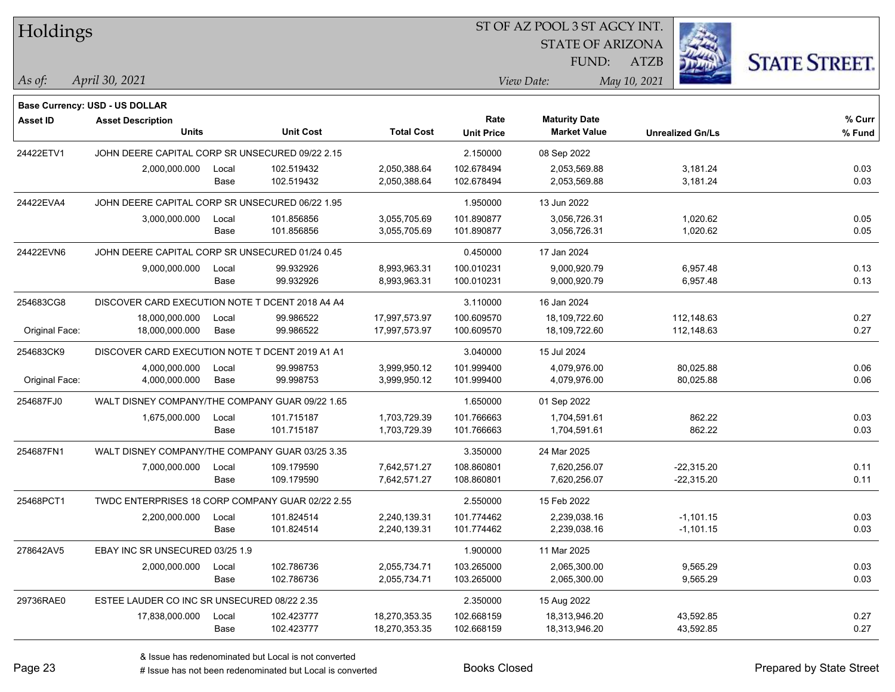# Holdings

ST OF AZ POOL 3 ST AGCY INT.
STATE OF ARIZONA
FUND: ATZB

*As of:* April 30, 2021

*View Date:* May 10, 2021

**Base Currency: USD - US DOLLAR**

| Asset ID | Asset Description / Units | | Unit Cost | Total Cost | Rate / Unit Price | Maturity Date / Market Value | Unrealized Gn/Ls | % Curr / % Fund |
|---|---|---|---|---|---|---|---|---|
| 24422ETV1 | JOHN DEERE CAPITAL CORP SR UNSECURED 09/22 2.15 | | | | 2.150000 | 08 Sep 2022 | | |
| | 2,000,000.000 | Local | 102.519432 | 2,050,388.64 | 102.678494 | 2,053,569.88 | 3,181.24 | 0.03 |
| | | Base | 102.519432 | 2,050,388.64 | 102.678494 | 2,053,569.88 | 3,181.24 | 0.03 |
| 24422EVA4 | JOHN DEERE CAPITAL CORP SR UNSECURED 06/22 1.95 | | | | 1.950000 | 13 Jun 2022 | | |
| | 3,000,000.000 | Local | 101.856856 | 3,055,705.69 | 101.890877 | 3,056,726.31 | 1,020.62 | 0.05 |
| | | Base | 101.856856 | 3,055,705.69 | 101.890877 | 3,056,726.31 | 1,020.62 | 0.05 |
| 24422EVN6 | JOHN DEERE CAPITAL CORP SR UNSECURED 01/24 0.45 | | | | 0.450000 | 17 Jan 2024 | | |
| | 9,000,000.000 | Local | 99.932926 | 8,993,963.31 | 100.010231 | 9,000,920.79 | 6,957.48 | 0.13 |
| | | Base | 99.932926 | 8,993,963.31 | 100.010231 | 9,000,920.79 | 6,957.48 | 0.13 |
| 254683CG8 | DISCOVER CARD EXECUTION NOTE T DCENT 2018 A4 A4 | | | | 3.110000 | 16 Jan 2024 | | |
| | 18,000,000.000 | Local | 99.986522 | 17,997,573.97 | 100.609570 | 18,109,722.60 | 112,148.63 | 0.27 |
| Original Face: | 18,000,000.000 | Base | 99.986522 | 17,997,573.97 | 100.609570 | 18,109,722.60 | 112,148.63 | 0.27 |
| 254683CK9 | DISCOVER CARD EXECUTION NOTE T DCENT 2019 A1 A1 | | | | 3.040000 | 15 Jul 2024 | | |
| | 4,000,000.000 | Local | 99.998753 | 3,999,950.12 | 101.999400 | 4,079,976.00 | 80,025.88 | 0.06 |
| Original Face: | 4,000,000.000 | Base | 99.998753 | 3,999,950.12 | 101.999400 | 4,079,976.00 | 80,025.88 | 0.06 |
| 254687FJ0 | WALT DISNEY COMPANY/THE COMPANY GUAR 09/22 1.65 | | | | 1.650000 | 01 Sep 2022 | | |
| | 1,675,000.000 | Local | 101.715187 | 1,703,729.39 | 101.766663 | 1,704,591.61 | 862.22 | 0.03 |
| | | Base | 101.715187 | 1,703,729.39 | 101.766663 | 1,704,591.61 | 862.22 | 0.03 |
| 254687FN1 | WALT DISNEY COMPANY/THE COMPANY GUAR 03/25 3.35 | | | | 3.350000 | 24 Mar 2025 | | |
| | 7,000,000.000 | Local | 109.179590 | 7,642,571.27 | 108.860801 | 7,620,256.07 | -22,315.20 | 0.11 |
| | | Base | 109.179590 | 7,642,571.27 | 108.860801 | 7,620,256.07 | -22,315.20 | 0.11 |
| 25468PCT1 | TWDC ENTERPRISES 18 CORP COMPANY GUAR 02/22 2.55 | | | | 2.550000 | 15 Feb 2022 | | |
| | 2,200,000.000 | Local | 101.824514 | 2,240,139.31 | 101.774462 | 2,239,038.16 | -1,101.15 | 0.03 |
| | | Base | 101.824514 | 2,240,139.31 | 101.774462 | 2,239,038.16 | -1,101.15 | 0.03 |
| 278642AV5 | EBAY INC SR UNSECURED 03/25 1.9 | | | | 1.900000 | 11 Mar 2025 | | |
| | 2,000,000.000 | Local | 102.786736 | 2,055,734.71 | 103.265000 | 2,065,300.00 | 9,565.29 | 0.03 |
| | | Base | 102.786736 | 2,055,734.71 | 103.265000 | 2,065,300.00 | 9,565.29 | 0.03 |
| 29736RAE0 | ESTEE LAUDER CO INC SR UNSECURED 08/22 2.35 | | | | 2.350000 | 15 Aug 2022 | | |
| | 17,838,000.000 | Local | 102.423777 | 18,270,353.35 | 102.668159 | 18,313,946.20 | 43,592.85 | 0.27 |
| | | Base | 102.423777 | 18,270,353.35 | 102.668159 | 18,313,946.20 | 43,592.85 | 0.27 |

& Issue has redenominated but Local is not converted
# Issue has not been redenominated but Local is converted

Books Closed

Prepared by State Street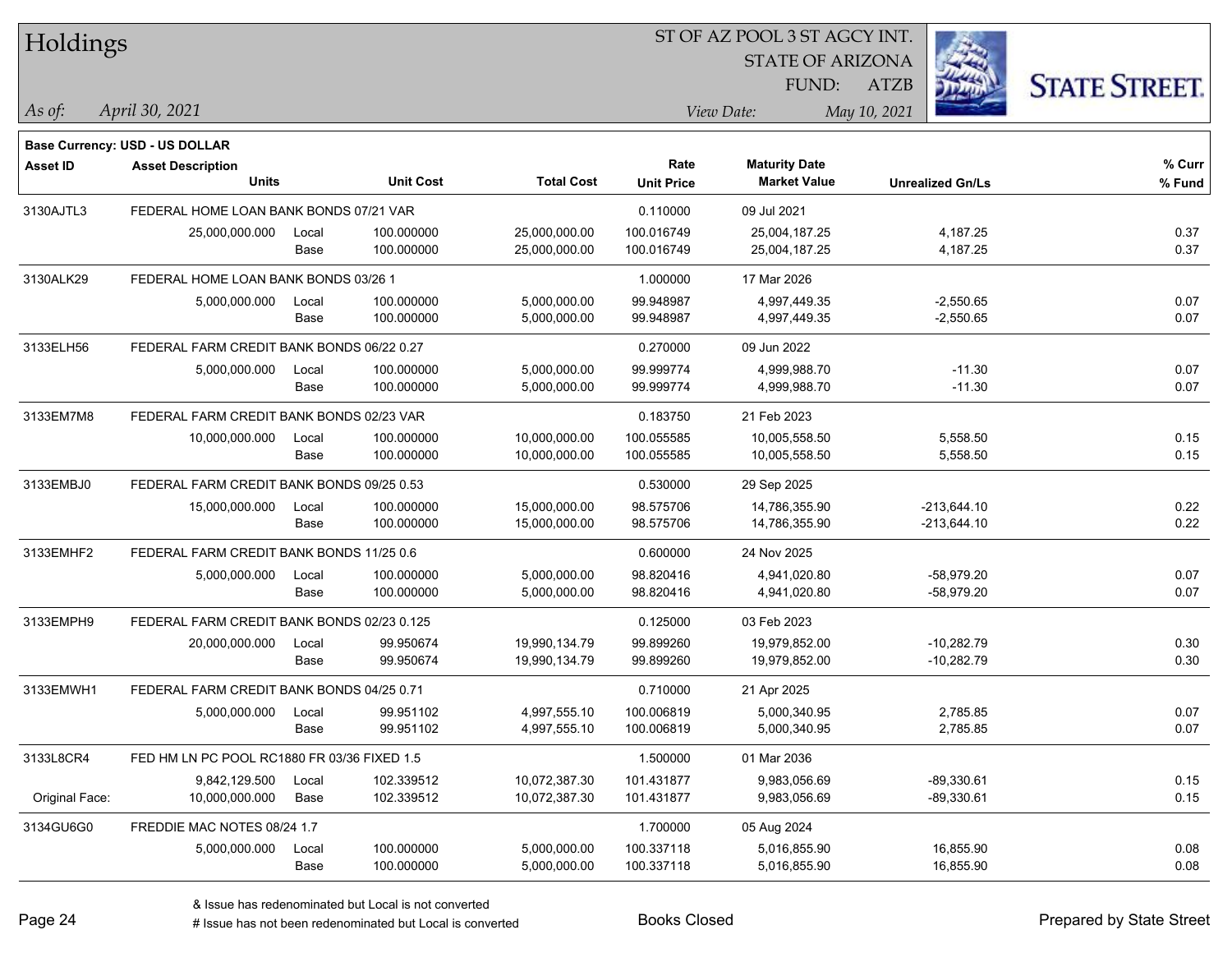# Holdings

ST OF AZ POOL 3 ST AGCY INT.
STATE OF ARIZONA
FUND: ATZB

*As of:* *April 30, 2021*
*View Date:* *May 10, 2021*

**Base Currency: USD - US DOLLAR**

| Asset ID | Asset Description / Units | | Unit Cost | Total Cost | Rate / Unit Price | Maturity Date / Market Value | Unrealized Gn/Ls | % Curr / % Fund |
|---|---|---|---|---|---|---|---|---|
| 3130AJTL3 | FEDERAL HOME LOAN BANK BONDS 07/21 VAR | | | | 0.110000 | 09 Jul 2021 | | |
| | 25,000,000.000 | Local | 100.000000 | 25,000,000.00 | 100.016749 | 25,004,187.25 | 4,187.25 | 0.37 |
| | | Base | 100.000000 | 25,000,000.00 | 100.016749 | 25,004,187.25 | 4,187.25 | 0.37 |
| 3130ALK29 | FEDERAL HOME LOAN BANK BONDS 03/26 1 | | | | 1.000000 | 17 Mar 2026 | | |
| | 5,000,000.000 | Local | 100.000000 | 5,000,000.00 | 99.948987 | 4,997,449.35 | -2,550.65 | 0.07 |
| | | Base | 100.000000 | 5,000,000.00 | 99.948987 | 4,997,449.35 | -2,550.65 | 0.07 |
| 3133ELH56 | FEDERAL FARM CREDIT BANK BONDS 06/22 0.27 | | | | 0.270000 | 09 Jun 2022 | | |
| | 5,000,000.000 | Local | 100.000000 | 5,000,000.00 | 99.999774 | 4,999,988.70 | -11.30 | 0.07 |
| | | Base | 100.000000 | 5,000,000.00 | 99.999774 | 4,999,988.70 | -11.30 | 0.07 |
| 3133EM7M8 | FEDERAL FARM CREDIT BANK BONDS 02/23 VAR | | | | 0.183750 | 21 Feb 2023 | | |
| | 10,000,000.000 | Local | 100.000000 | 10,000,000.00 | 100.055585 | 10,005,558.50 | 5,558.50 | 0.15 |
| | | Base | 100.000000 | 10,000,000.00 | 100.055585 | 10,005,558.50 | 5,558.50 | 0.15 |
| 3133EMBJ0 | FEDERAL FARM CREDIT BANK BONDS 09/25 0.53 | | | | 0.530000 | 29 Sep 2025 | | |
| | 15,000,000.000 | Local | 100.000000 | 15,000,000.00 | 98.575706 | 14,786,355.90 | -213,644.10 | 0.22 |
| | | Base | 100.000000 | 15,000,000.00 | 98.575706 | 14,786,355.90 | -213,644.10 | 0.22 |
| 3133EMHF2 | FEDERAL FARM CREDIT BANK BONDS 11/25 0.6 | | | | 0.600000 | 24 Nov 2025 | | |
| | 5,000,000.000 | Local | 100.000000 | 5,000,000.00 | 98.820416 | 4,941,020.80 | -58,979.20 | 0.07 |
| | | Base | 100.000000 | 5,000,000.00 | 98.820416 | 4,941,020.80 | -58,979.20 | 0.07 |
| 3133EMPH9 | FEDERAL FARM CREDIT BANK BONDS 02/23 0.125 | | | | 0.125000 | 03 Feb 2023 | | |
| | 20,000,000.000 | Local | 99.950674 | 19,990,134.79 | 99.899260 | 19,979,852.00 | -10,282.79 | 0.30 |
| | | Base | 99.950674 | 19,990,134.79 | 99.899260 | 19,979,852.00 | -10,282.79 | 0.30 |
| 3133EMWH1 | FEDERAL FARM CREDIT BANK BONDS 04/25 0.71 | | | | 0.710000 | 21 Apr 2025 | | |
| | 5,000,000.000 | Local | 99.951102 | 4,997,555.10 | 100.006819 | 5,000,340.95 | 2,785.85 | 0.07 |
| | | Base | 99.951102 | 4,997,555.10 | 100.006819 | 5,000,340.95 | 2,785.85 | 0.07 |
| 3133L8CR4 | FED HM LN PC POOL RC1880 FR 03/36 FIXED 1.5 | | | | 1.500000 | 01 Mar 2036 | | |
| | 9,842,129.500 | Local | 102.339512 | 10,072,387.30 | 101.431877 | 9,983,056.69 | -89,330.61 | 0.15 |
| Original Face: | 10,000,000.000 | Base | 102.339512 | 10,072,387.30 | 101.431877 | 9,983,056.69 | -89,330.61 | 0.15 |
| 3134GU6G0 | FREDDIE MAC NOTES 08/24 1.7 | | | | 1.700000 | 05 Aug 2024 | | |
| | 5,000,000.000 | Local | 100.000000 | 5,000,000.00 | 100.337118 | 5,016,855.90 | 16,855.90 | 0.08 |
| | | Base | 100.000000 | 5,000,000.00 | 100.337118 | 5,016,855.90 | 16,855.90 | 0.08 |

& Issue has redenominated but Local is not converted
# Issue has not been redenominated but Local is converted

Books Closed

Prepared by State Street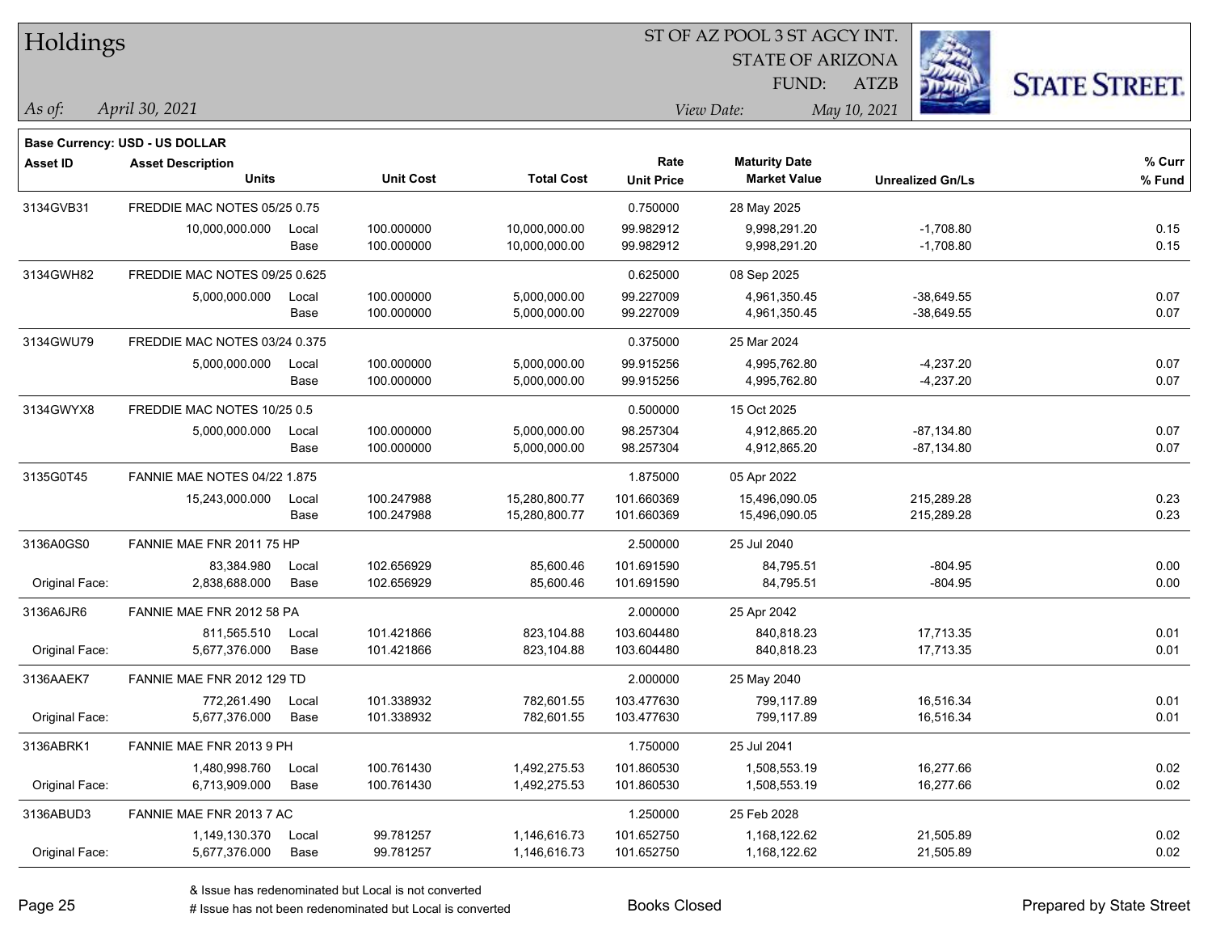# Holdings

ST OF AZ POOL 3 ST AGCY INT.
STATE OF ARIZONA
FUND: ATZB

*As of:* *April 30, 2021*

*View Date:* *May 10, 2021*

**Base Currency: USD - US DOLLAR**

| Asset ID | Asset Description / Units | | Unit Cost | Total Cost | Rate / Unit Price | Maturity Date / Market Value | Unrealized Gn/Ls | % Curr / % Fund |
|---|---|---|---|---|---|---|---|---|
| 3134GVB31 | FREDDIE MAC NOTES 05/25 0.75 | | | | 0.750000 | 28 May 2025 | | |
| | 10,000,000.000 | Local | 100.000000 | 10,000,000.00 | 99.982912 | 9,998,291.20 | -1,708.80 | 0.15 |
| | | Base | 100.000000 | 10,000,000.00 | 99.982912 | 9,998,291.20 | -1,708.80 | 0.15 |
| 3134GWH82 | FREDDIE MAC NOTES 09/25 0.625 | | | | 0.625000 | 08 Sep 2025 | | |
| | 5,000,000.000 | Local | 100.000000 | 5,000,000.00 | 99.227009 | 4,961,350.45 | -38,649.55 | 0.07 |
| | | Base | 100.000000 | 5,000,000.00 | 99.227009 | 4,961,350.45 | -38,649.55 | 0.07 |
| 3134GWU79 | FREDDIE MAC NOTES 03/24 0.375 | | | | 0.375000 | 25 Mar 2024 | | |
| | 5,000,000.000 | Local | 100.000000 | 5,000,000.00 | 99.915256 | 4,995,762.80 | -4,237.20 | 0.07 |
| | | Base | 100.000000 | 5,000,000.00 | 99.915256 | 4,995,762.80 | -4,237.20 | 0.07 |
| 3134GWYX8 | FREDDIE MAC NOTES 10/25 0.5 | | | | 0.500000 | 15 Oct 2025 | | |
| | 5,000,000.000 | Local | 100.000000 | 5,000,000.00 | 98.257304 | 4,912,865.20 | -87,134.80 | 0.07 |
| | | Base | 100.000000 | 5,000,000.00 | 98.257304 | 4,912,865.20 | -87,134.80 | 0.07 |
| 3135G0T45 | FANNIE MAE NOTES 04/22 1.875 | | | | 1.875000 | 05 Apr 2022 | | |
| | 15,243,000.000 | Local | 100.247988 | 15,280,800.77 | 101.660369 | 15,496,090.05 | 215,289.28 | 0.23 |
| | | Base | 100.247988 | 15,280,800.77 | 101.660369 | 15,496,090.05 | 215,289.28 | 0.23 |
| 3136A0GS0 | FANNIE MAE FNR 2011 75 HP | | | | 2.500000 | 25 Jul 2040 | | |
| | 83,384.980 | Local | 102.656929 | 85,600.46 | 101.691590 | 84,795.51 | -804.95 | 0.00 |
| Original Face: | 2,838,688.000 | Base | 102.656929 | 85,600.46 | 101.691590 | 84,795.51 | -804.95 | 0.00 |
| 3136A6JR6 | FANNIE MAE FNR 2012 58 PA | | | | 2.000000 | 25 Apr 2042 | | |
| | 811,565.510 | Local | 101.421866 | 823,104.88 | 103.604480 | 840,818.23 | 17,713.35 | 0.01 |
| Original Face: | 5,677,376.000 | Base | 101.421866 | 823,104.88 | 103.604480 | 840,818.23 | 17,713.35 | 0.01 |
| 3136AAEK7 | FANNIE MAE FNR 2012 129 TD | | | | 2.000000 | 25 May 2040 | | |
| | 772,261.490 | Local | 101.338932 | 782,601.55 | 103.477630 | 799,117.89 | 16,516.34 | 0.01 |
| Original Face: | 5,677,376.000 | Base | 101.338932 | 782,601.55 | 103.477630 | 799,117.89 | 16,516.34 | 0.01 |
| 3136ABRK1 | FANNIE MAE FNR 2013 9 PH | | | | 1.750000 | 25 Jul 2041 | | |
| | 1,480,998.760 | Local | 100.761430 | 1,492,275.53 | 101.860530 | 1,508,553.19 | 16,277.66 | 0.02 |
| Original Face: | 6,713,909.000 | Base | 100.761430 | 1,492,275.53 | 101.860530 | 1,508,553.19 | 16,277.66 | 0.02 |
| 3136ABUD3 | FANNIE MAE FNR 2013 7 AC | | | | 1.250000 | 25 Feb 2028 | | |
| | 1,149,130.370 | Local | 99.781257 | 1,146,616.73 | 101.652750 | 1,168,122.62 | 21,505.89 | 0.02 |
| Original Face: | 5,677,376.000 | Base | 99.781257 | 1,146,616.73 | 101.652750 | 1,168,122.62 | 21,505.89 | 0.02 |

& Issue has redenominated but Local is not converted
# Issue has not been redenominated but Local is converted

Books Closed

Prepared by State Street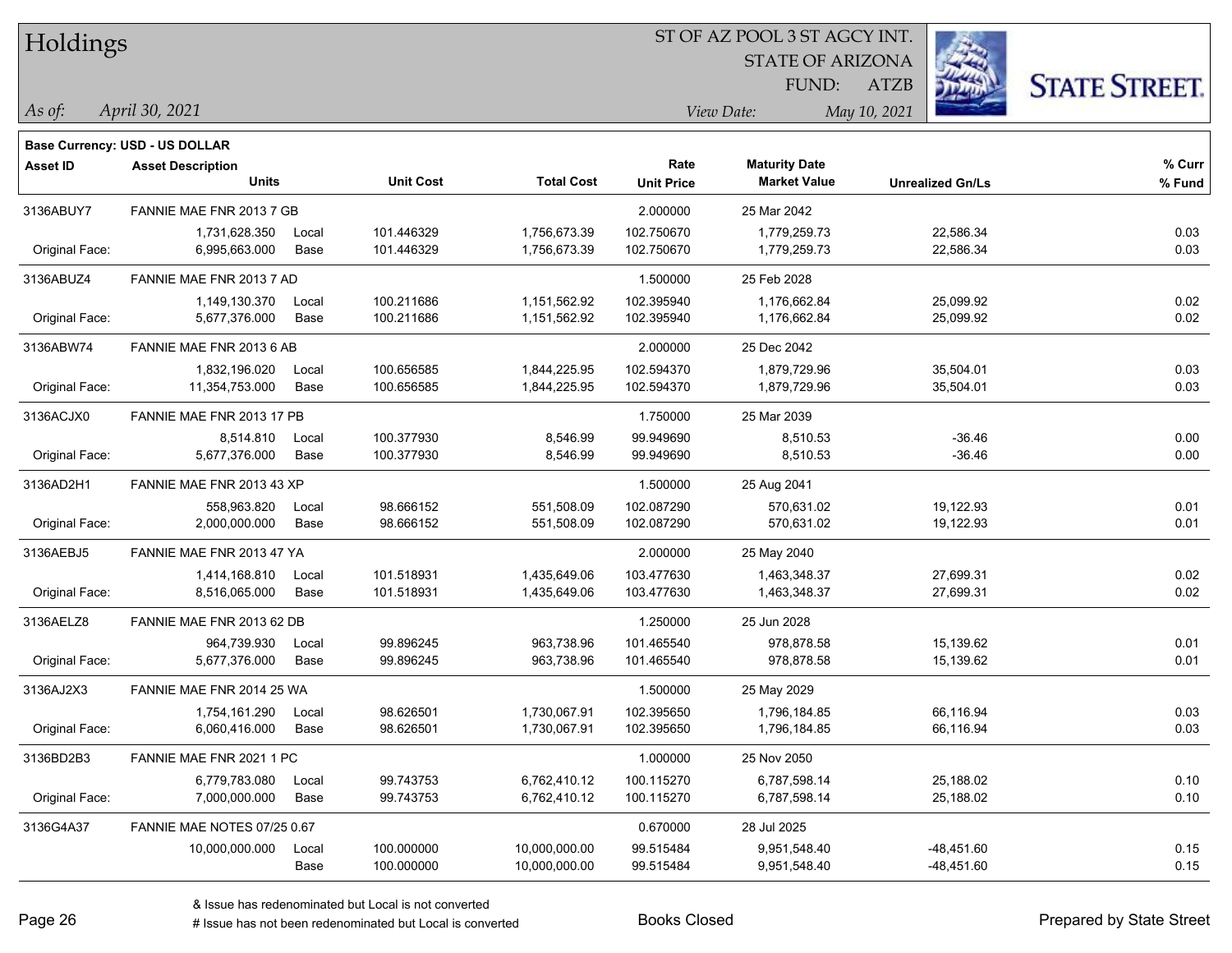# Holdings

ST OF AZ POOL 3 ST AGCY INT.
STATE OF ARIZONA
FUND: ATZB

*As of:* *April 30, 2021*
*View Date:* *May 10, 2021*

**Base Currency: USD - US DOLLAR**

| Asset ID | Asset Description / Units | | Unit Cost | Total Cost | Rate / Unit Price | Maturity Date / Market Value | Unrealized Gn/Ls | % Curr / % Fund |
|---|---|---|---|---|---|---|---|---|
| 3136ABUY7 | FANNIE MAE FNR 2013 7 GB | | | | 2.000000 | 25 Mar 2042 | | |
| | 1,731,628.350 | Local | 101.446329 | 1,756,673.39 | 102.750670 | 1,779,259.73 | 22,586.34 | 0.03 |
| Original Face: | 6,995,663.000 | Base | 101.446329 | 1,756,673.39 | 102.750670 | 1,779,259.73 | 22,586.34 | 0.03 |
| 3136ABUZ4 | FANNIE MAE FNR 2013 7 AD | | | | 1.500000 | 25 Feb 2028 | | |
| | 1,149,130.370 | Local | 100.211686 | 1,151,562.92 | 102.395940 | 1,176,662.84 | 25,099.92 | 0.02 |
| Original Face: | 5,677,376.000 | Base | 100.211686 | 1,151,562.92 | 102.395940 | 1,176,662.84 | 25,099.92 | 0.02 |
| 3136ABW74 | FANNIE MAE FNR 2013 6 AB | | | | 2.000000 | 25 Dec 2042 | | |
| | 1,832,196.020 | Local | 100.656585 | 1,844,225.95 | 102.594370 | 1,879,729.96 | 35,504.01 | 0.03 |
| Original Face: | 11,354,753.000 | Base | 100.656585 | 1,844,225.95 | 102.594370 | 1,879,729.96 | 35,504.01 | 0.03 |
| 3136ACJX0 | FANNIE MAE FNR 2013 17 PB | | | | 1.750000 | 25 Mar 2039 | | |
| | 8,514.810 | Local | 100.377930 | 8,546.99 | 99.949690 | 8,510.53 | -36.46 | 0.00 |
| Original Face: | 5,677,376.000 | Base | 100.377930 | 8,546.99 | 99.949690 | 8,510.53 | -36.46 | 0.00 |
| 3136AD2H1 | FANNIE MAE FNR 2013 43 XP | | | | 1.500000 | 25 Aug 2041 | | |
| | 558,963.820 | Local | 98.666152 | 551,508.09 | 102.087290 | 570,631.02 | 19,122.93 | 0.01 |
| Original Face: | 2,000,000.000 | Base | 98.666152 | 551,508.09 | 102.087290 | 570,631.02 | 19,122.93 | 0.01 |
| 3136AEBJ5 | FANNIE MAE FNR 2013 47 YA | | | | 2.000000 | 25 May 2040 | | |
| | 1,414,168.810 | Local | 101.518931 | 1,435,649.06 | 103.477630 | 1,463,348.37 | 27,699.31 | 0.02 |
| Original Face: | 8,516,065.000 | Base | 101.518931 | 1,435,649.06 | 103.477630 | 1,463,348.37 | 27,699.31 | 0.02 |
| 3136AELZ8 | FANNIE MAE FNR 2013 62 DB | | | | 1.250000 | 25 Jun 2028 | | |
| | 964,739.930 | Local | 99.896245 | 963,738.96 | 101.465540 | 978,878.58 | 15,139.62 | 0.01 |
| Original Face: | 5,677,376.000 | Base | 99.896245 | 963,738.96 | 101.465540 | 978,878.58 | 15,139.62 | 0.01 |
| 3136AJ2X3 | FANNIE MAE FNR 2014 25 WA | | | | 1.500000 | 25 May 2029 | | |
| | 1,754,161.290 | Local | 98.626501 | 1,730,067.91 | 102.395650 | 1,796,184.85 | 66,116.94 | 0.03 |
| Original Face: | 6,060,416.000 | Base | 98.626501 | 1,730,067.91 | 102.395650 | 1,796,184.85 | 66,116.94 | 0.03 |
| 3136BD2B3 | FANNIE MAE FNR 2021 1 PC | | | | 1.000000 | 25 Nov 2050 | | |
| | 6,779,783.080 | Local | 99.743753 | 6,762,410.12 | 100.115270 | 6,787,598.14 | 25,188.02 | 0.10 |
| Original Face: | 7,000,000.000 | Base | 99.743753 | 6,762,410.12 | 100.115270 | 6,787,598.14 | 25,188.02 | 0.10 |
| 3136G4A37 | FANNIE MAE NOTES 07/25 0.67 | | | | 0.670000 | 28 Jul 2025 | | |
| | 10,000,000.000 | Local | 100.000000 | 10,000,000.00 | 99.515484 | 9,951,548.40 | -48,451.60 | 0.15 |
| | | Base | 100.000000 | 10,000,000.00 | 99.515484 | 9,951,548.40 | -48,451.60 | 0.15 |

& Issue has redenominated but Local is not converted
# Issue has not been redenominated but Local is converted

Books Closed

Prepared by State Street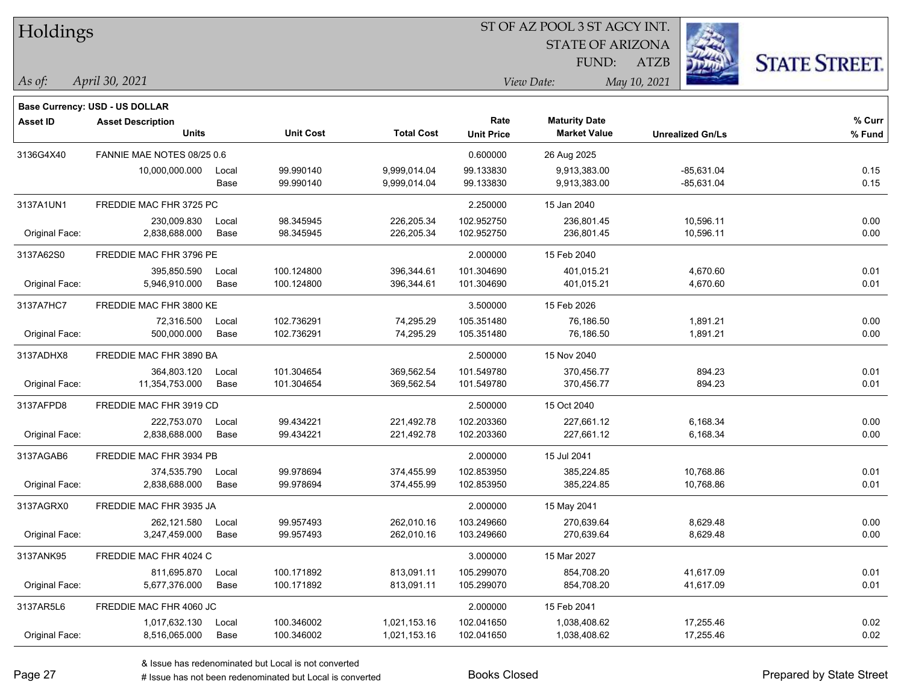# Holdings

ST OF AZ POOL 3 ST AGCY INT.
STATE OF ARIZONA
FUND: ATZB

*As of:* *April 30, 2021*
*View Date:* *May 10, 2021*

**Base Currency: USD - US DOLLAR**

| Asset ID | Asset Description / Units | | Unit Cost | Total Cost | Rate / Unit Price | Maturity Date / Market Value | Unrealized Gn/Ls | % Curr / % Fund |
|---|---|---|---|---|---|---|---|---|
| 3136G4X40 | FANNIE MAE NOTES 08/25 0.6 | | | | 0.600000 | 26 Aug 2025 | | |
| | 10,000,000.000 | Local | 99.990140 | 9,999,014.04 | 99.133830 | 9,913,383.00 | -85,631.04 | 0.15 |
| | | Base | 99.990140 | 9,999,014.04 | 99.133830 | 9,913,383.00 | -85,631.04 | 0.15 |
| 3137A1UN1 | FREDDIE MAC FHR 3725 PC | | | | 2.250000 | 15 Jan 2040 | | |
| | 230,009.830 | Local | 98.345945 | 226,205.34 | 102.952750 | 236,801.45 | 10,596.11 | 0.00 |
| Original Face: | 2,838,688.000 | Base | 98.345945 | 226,205.34 | 102.952750 | 236,801.45 | 10,596.11 | 0.00 |
| 3137A62S0 | FREDDIE MAC FHR 3796 PE | | | | 2.000000 | 15 Feb 2040 | | |
| | 395,850.590 | Local | 100.124800 | 396,344.61 | 101.304690 | 401,015.21 | 4,670.60 | 0.01 |
| Original Face: | 5,946,910.000 | Base | 100.124800 | 396,344.61 | 101.304690 | 401,015.21 | 4,670.60 | 0.01 |
| 3137A7HC7 | FREDDIE MAC FHR 3800 KE | | | | 3.500000 | 15 Feb 2026 | | |
| | 72,316.500 | Local | 102.736291 | 74,295.29 | 105.351480 | 76,186.50 | 1,891.21 | 0.00 |
| Original Face: | 500,000.000 | Base | 102.736291 | 74,295.29 | 105.351480 | 76,186.50 | 1,891.21 | 0.00 |
| 3137ADHX8 | FREDDIE MAC FHR 3890 BA | | | | 2.500000 | 15 Nov 2040 | | |
| | 364,803.120 | Local | 101.304654 | 369,562.54 | 101.549780 | 370,456.77 | 894.23 | 0.01 |
| Original Face: | 11,354,753.000 | Base | 101.304654 | 369,562.54 | 101.549780 | 370,456.77 | 894.23 | 0.01 |
| 3137AFPD8 | FREDDIE MAC FHR 3919 CD | | | | 2.500000 | 15 Oct 2040 | | |
| | 222,753.070 | Local | 99.434221 | 221,492.78 | 102.203360 | 227,661.12 | 6,168.34 | 0.00 |
| Original Face: | 2,838,688.000 | Base | 99.434221 | 221,492.78 | 102.203360 | 227,661.12 | 6,168.34 | 0.00 |
| 3137AGAB6 | FREDDIE MAC FHR 3934 PB | | | | 2.000000 | 15 Jul 2041 | | |
| | 374,535.790 | Local | 99.978694 | 374,455.99 | 102.853950 | 385,224.85 | 10,768.86 | 0.01 |
| Original Face: | 2,838,688.000 | Base | 99.978694 | 374,455.99 | 102.853950 | 385,224.85 | 10,768.86 | 0.01 |
| 3137AGRX0 | FREDDIE MAC FHR 3935 JA | | | | 2.000000 | 15 May 2041 | | |
| | 262,121.580 | Local | 99.957493 | 262,010.16 | 103.249660 | 270,639.64 | 8,629.48 | 0.00 |
| Original Face: | 3,247,459.000 | Base | 99.957493 | 262,010.16 | 103.249660 | 270,639.64 | 8,629.48 | 0.00 |
| 3137ANK95 | FREDDIE MAC FHR 4024 C | | | | 3.000000 | 15 Mar 2027 | | |
| | 811,695.870 | Local | 100.171892 | 813,091.11 | 105.299070 | 854,708.20 | 41,617.09 | 0.01 |
| Original Face: | 5,677,376.000 | Base | 100.171892 | 813,091.11 | 105.299070 | 854,708.20 | 41,617.09 | 0.01 |
| 3137AR5L6 | FREDDIE MAC FHR 4060 JC | | | | 2.000000 | 15 Feb 2041 | | |
| | 1,017,632.130 | Local | 100.346002 | 1,021,153.16 | 102.041650 | 1,038,408.62 | 17,255.46 | 0.02 |
| Original Face: | 8,516,065.000 | Base | 100.346002 | 1,021,153.16 | 102.041650 | 1,038,408.62 | 17,255.46 | 0.02 |

& Issue has redenominated but Local is not converted
# Issue has not been redenominated but Local is converted

Books Closed

Prepared by State Street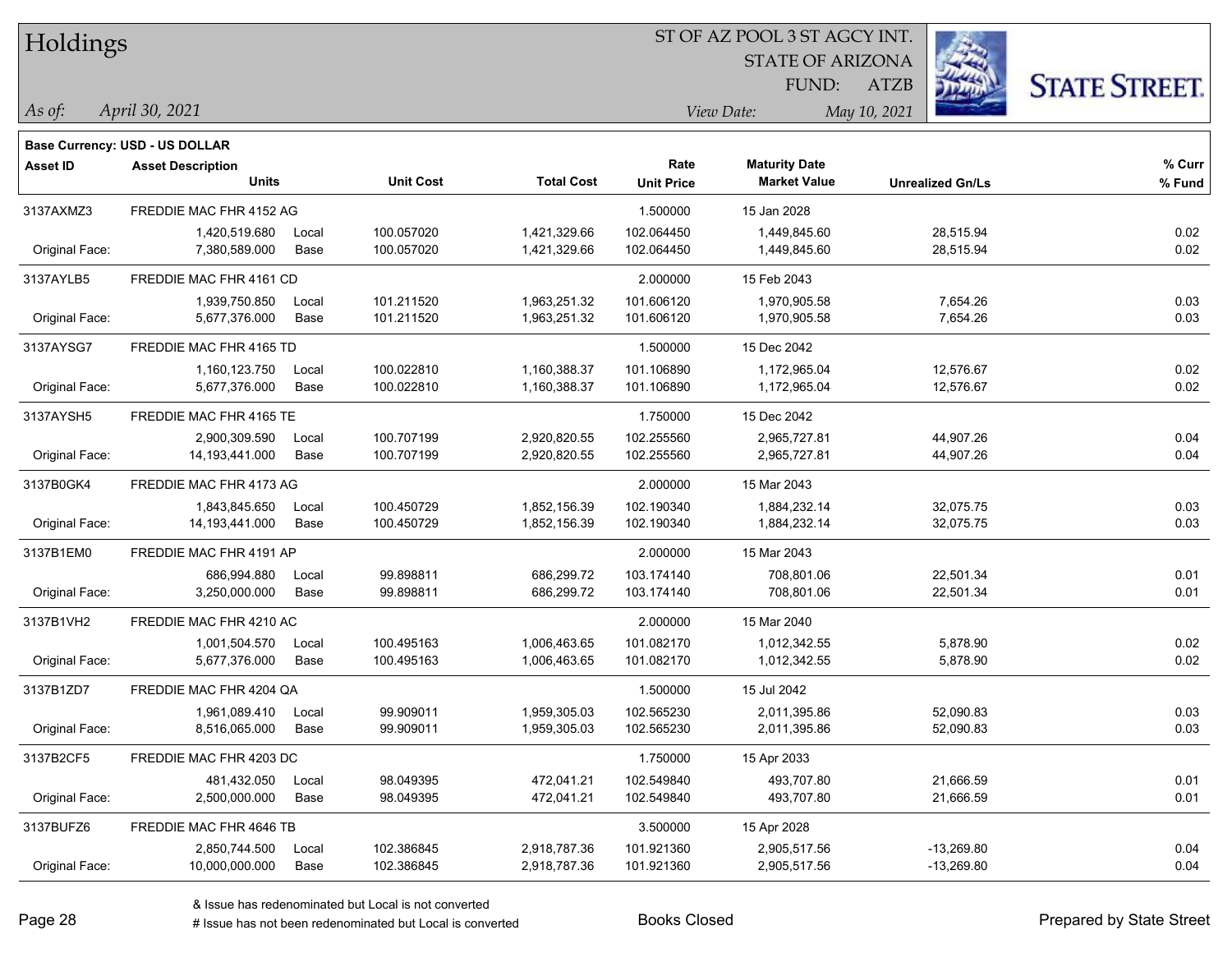# Holdings

ST OF AZ POOL 3 ST AGCY INT.
STATE OF ARIZONA
FUND: ATZB

*As of:* *April 30, 2021*
*View Date:* *May 10, 2021*

**Base Currency: USD - US DOLLAR**

| Asset ID | Asset Description Units | | Unit Cost | Total Cost | Rate Unit Price | Maturity Date Market Value | Unrealized Gn/Ls | % Curr % Fund |
|---|---|---|---|---|---|---|---|---|
| 3137AXMZ3 | FREDDIE MAC FHR 4152 AG | | | | 1.500000 | 15 Jan 2028 | | |
| | 1,420,519.680 | Local | 100.057020 | 1,421,329.66 | 102.064450 | 1,449,845.60 | 28,515.94 | 0.02 |
| Original Face: | 7,380,589.000 | Base | 100.057020 | 1,421,329.66 | 102.064450 | 1,449,845.60 | 28,515.94 | 0.02 |
| 3137AYLB5 | FREDDIE MAC FHR 4161 CD | | | | 2.000000 | 15 Feb 2043 | | |
| | 1,939,750.850 | Local | 101.211520 | 1,963,251.32 | 101.606120 | 1,970,905.58 | 7,654.26 | 0.03 |
| Original Face: | 5,677,376.000 | Base | 101.211520 | 1,963,251.32 | 101.606120 | 1,970,905.58 | 7,654.26 | 0.03 |
| 3137AYSG7 | FREDDIE MAC FHR 4165 TD | | | | 1.500000 | 15 Dec 2042 | | |
| | 1,160,123.750 | Local | 100.022810 | 1,160,388.37 | 101.106890 | 1,172,965.04 | 12,576.67 | 0.02 |
| Original Face: | 5,677,376.000 | Base | 100.022810 | 1,160,388.37 | 101.106890 | 1,172,965.04 | 12,576.67 | 0.02 |
| 3137AYSH5 | FREDDIE MAC FHR 4165 TE | | | | 1.750000 | 15 Dec 2042 | | |
| | 2,900,309.590 | Local | 100.707199 | 2,920,820.55 | 102.255560 | 2,965,727.81 | 44,907.26 | 0.04 |
| Original Face: | 14,193,441.000 | Base | 100.707199 | 2,920,820.55 | 102.255560 | 2,965,727.81 | 44,907.26 | 0.04 |
| 3137B0GK4 | FREDDIE MAC FHR 4173 AG | | | | 2.000000 | 15 Mar 2043 | | |
| | 1,843,845.650 | Local | 100.450729 | 1,852,156.39 | 102.190340 | 1,884,232.14 | 32,075.75 | 0.03 |
| Original Face: | 14,193,441.000 | Base | 100.450729 | 1,852,156.39 | 102.190340 | 1,884,232.14 | 32,075.75 | 0.03 |
| 3137B1EM0 | FREDDIE MAC FHR 4191 AP | | | | 2.000000 | 15 Mar 2043 | | |
| | 686,994.880 | Local | 99.898811 | 686,299.72 | 103.174140 | 708,801.06 | 22,501.34 | 0.01 |
| Original Face: | 3,250,000.000 | Base | 99.898811 | 686,299.72 | 103.174140 | 708,801.06 | 22,501.34 | 0.01 |
| 3137B1VH2 | FREDDIE MAC FHR 4210 AC | | | | 2.000000 | 15 Mar 2040 | | |
| | 1,001,504.570 | Local | 100.495163 | 1,006,463.65 | 101.082170 | 1,012,342.55 | 5,878.90 | 0.02 |
| Original Face: | 5,677,376.000 | Base | 100.495163 | 1,006,463.65 | 101.082170 | 1,012,342.55 | 5,878.90 | 0.02 |
| 3137B1ZD7 | FREDDIE MAC FHR 4204 QA | | | | 1.500000 | 15 Jul 2042 | | |
| | 1,961,089.410 | Local | 99.909011 | 1,959,305.03 | 102.565230 | 2,011,395.86 | 52,090.83 | 0.03 |
| Original Face: | 8,516,065.000 | Base | 99.909011 | 1,959,305.03 | 102.565230 | 2,011,395.86 | 52,090.83 | 0.03 |
| 3137B2CF5 | FREDDIE MAC FHR 4203 DC | | | | 1.750000 | 15 Apr 2033 | | |
| | 481,432.050 | Local | 98.049395 | 472,041.21 | 102.549840 | 493,707.80 | 21,666.59 | 0.01 |
| Original Face: | 2,500,000.000 | Base | 98.049395 | 472,041.21 | 102.549840 | 493,707.80 | 21,666.59 | 0.01 |
| 3137BUFZ6 | FREDDIE MAC FHR 4646 TB | | | | 3.500000 | 15 Apr 2028 | | |
| | 2,850,744.500 | Local | 102.386845 | 2,918,787.36 | 101.921360 | 2,905,517.56 | -13,269.80 | 0.04 |
| Original Face: | 10,000,000.000 | Base | 102.386845 | 2,918,787.36 | 101.921360 | 2,905,517.56 | -13,269.80 | 0.04 |

& Issue has redenominated but Local is not converted
# Issue has not been redenominated but Local is converted

Books Closed

Prepared by State Street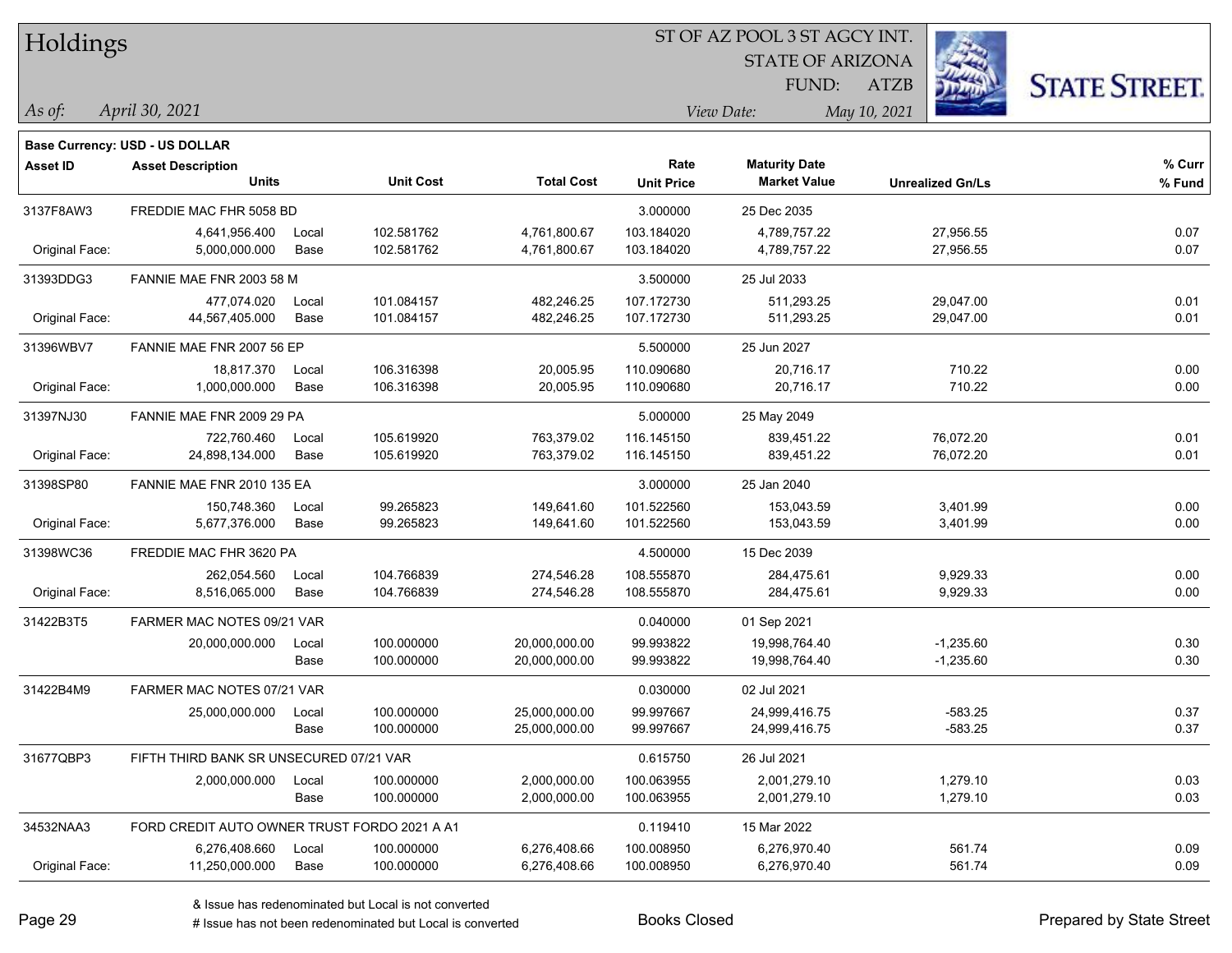# Holdings

ST OF AZ POOL 3 ST AGCY INT.
STATE OF ARIZONA
FUND: ATZB

*As of:* *April 30, 2021*

*View Date:* *May 10, 2021*

**Base Currency: USD - US DOLLAR**

| Asset ID | Asset Description / Units | | Unit Cost | Total Cost | Rate / Unit Price | Maturity Date / Market Value | Unrealized Gn/Ls | % Curr / % Fund |
|---|---|---|---|---|---|---|---|---|
| 3137F8AW3 | FREDDIE MAC FHR 5058 BD | | | | 3.000000 | 25 Dec 2035 | | |
| | 4,641,956.400 | Local | 102.581762 | 4,761,800.67 | 103.184020 | 4,789,757.22 | 27,956.55 | 0.07 |
| Original Face: | 5,000,000.000 | Base | 102.581762 | 4,761,800.67 | 103.184020 | 4,789,757.22 | 27,956.55 | 0.07 |
| 31393DDG3 | FANNIE MAE FNR 2003 58 M | | | | 3.500000 | 25 Jul 2033 | | |
| | 477,074.020 | Local | 101.084157 | 482,246.25 | 107.172730 | 511,293.25 | 29,047.00 | 0.01 |
| Original Face: | 44,567,405.000 | Base | 101.084157 | 482,246.25 | 107.172730 | 511,293.25 | 29,047.00 | 0.01 |
| 31396WBV7 | FANNIE MAE FNR 2007 56 EP | | | | 5.500000 | 25 Jun 2027 | | |
| | 18,817.370 | Local | 106.316398 | 20,005.95 | 110.090680 | 20,716.17 | 710.22 | 0.00 |
| Original Face: | 1,000,000.000 | Base | 106.316398 | 20,005.95 | 110.090680 | 20,716.17 | 710.22 | 0.00 |
| 31397NJ30 | FANNIE MAE FNR 2009 29 PA | | | | 5.000000 | 25 May 2049 | | |
| | 722,760.460 | Local | 105.619920 | 763,379.02 | 116.145150 | 839,451.22 | 76,072.20 | 0.01 |
| Original Face: | 24,898,134.000 | Base | 105.619920 | 763,379.02 | 116.145150 | 839,451.22 | 76,072.20 | 0.01 |
| 31398SP80 | FANNIE MAE FNR 2010 135 EA | | | | 3.000000 | 25 Jan 2040 | | |
| | 150,748.360 | Local | 99.265823 | 149,641.60 | 101.522560 | 153,043.59 | 3,401.99 | 0.00 |
| Original Face: | 5,677,376.000 | Base | 99.265823 | 149,641.60 | 101.522560 | 153,043.59 | 3,401.99 | 0.00 |
| 31398WC36 | FREDDIE MAC FHR 3620 PA | | | | 4.500000 | 15 Dec 2039 | | |
| | 262,054.560 | Local | 104.766839 | 274,546.28 | 108.555870 | 284,475.61 | 9,929.33 | 0.00 |
| Original Face: | 8,516,065.000 | Base | 104.766839 | 274,546.28 | 108.555870 | 284,475.61 | 9,929.33 | 0.00 |
| 31422B3T5 | FARMER MAC NOTES 09/21 VAR | | | | 0.040000 | 01 Sep 2021 | | |
| | 20,000,000.000 | Local | 100.000000 | 20,000,000.00 | 99.993822 | 19,998,764.40 | -1,235.60 | 0.30 |
| | | Base | 100.000000 | 20,000,000.00 | 99.993822 | 19,998,764.40 | -1,235.60 | 0.30 |
| 31422B4M9 | FARMER MAC NOTES 07/21 VAR | | | | 0.030000 | 02 Jul 2021 | | |
| | 25,000,000.000 | Local | 100.000000 | 25,000,000.00 | 99.997667 | 24,999,416.75 | -583.25 | 0.37 |
| | | Base | 100.000000 | 25,000,000.00 | 99.997667 | 24,999,416.75 | -583.25 | 0.37 |
| 31677QBP3 | FIFTH THIRD BANK SR UNSECURED 07/21 VAR | | | | 0.615750 | 26 Jul 2021 | | |
| | 2,000,000.000 | Local | 100.000000 | 2,000,000.00 | 100.063955 | 2,001,279.10 | 1,279.10 | 0.03 |
| | | Base | 100.000000 | 2,000,000.00 | 100.063955 | 2,001,279.10 | 1,279.10 | 0.03 |
| 34532NAA3 | FORD CREDIT AUTO OWNER TRUST FORDO 2021 A A1 | | | | 0.119410 | 15 Mar 2022 | | |
| | 6,276,408.660 | Local | 100.000000 | 6,276,408.66 | 100.008950 | 6,276,970.40 | 561.74 | 0.09 |
| Original Face: | 11,250,000.000 | Base | 100.000000 | 6,276,408.66 | 100.008950 | 6,276,970.40 | 561.74 | 0.09 |

& Issue has redenominated but Local is not converted
# Issue has not been redenominated but Local is converted

Books Closed

Prepared by State Street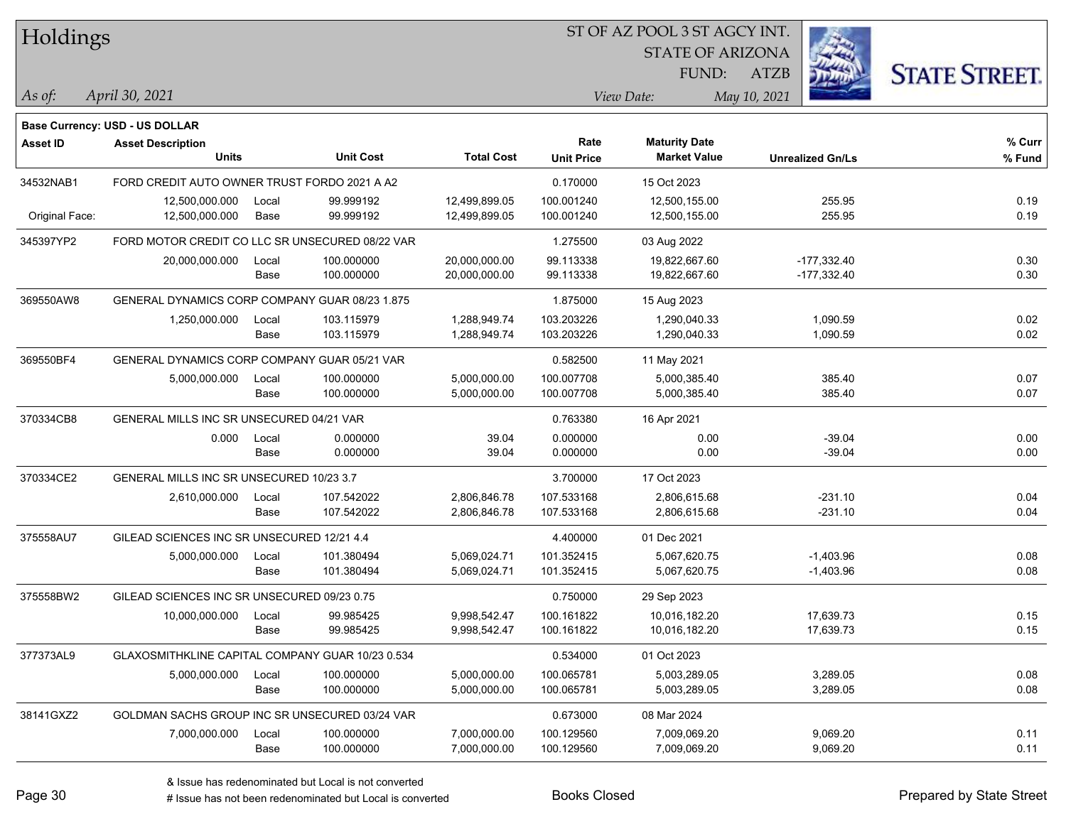# Holdings

ST OF AZ POOL 3 ST AGCY INT.
STATE OF ARIZONA
FUND: ATZB

*As of:* *April 30, 2021*
*View Date:* *May 10, 2021*

**Base Currency: USD - US DOLLAR**

| Asset ID | Asset Description / Units | | Unit Cost | Total Cost | Rate / Unit Price | Maturity Date / Market Value | Unrealized Gn/Ls | % Curr / % Fund |
|---|---|---|---|---|---|---|---|---|
| 34532NAB1 | FORD CREDIT AUTO OWNER TRUST FORDO 2021 A A2 | | | | 0.170000 | 15 Oct 2023 | | |
| | 12,500,000.000 | Local | 99.999192 | 12,499,899.05 | 100.001240 | 12,500,155.00 | 255.95 | 0.19 |
| Original Face: | 12,500,000.000 | Base | 99.999192 | 12,499,899.05 | 100.001240 | 12,500,155.00 | 255.95 | 0.19 |
| 345397YP2 | FORD MOTOR CREDIT CO LLC SR UNSECURED 08/22 VAR | | | | 1.275500 | 03 Aug 2022 | | |
| | 20,000,000.000 | Local | 100.000000 | 20,000,000.00 | 99.113338 | 19,822,667.60 | -177,332.40 | 0.30 |
| | | Base | 100.000000 | 20,000,000.00 | 99.113338 | 19,822,667.60 | -177,332.40 | 0.30 |
| 369550AW8 | GENERAL DYNAMICS CORP COMPANY GUAR 08/23 1.875 | | | | 1.875000 | 15 Aug 2023 | | |
| | 1,250,000.000 | Local | 103.115979 | 1,288,949.74 | 103.203226 | 1,290,040.33 | 1,090.59 | 0.02 |
| | | Base | 103.115979 | 1,288,949.74 | 103.203226 | 1,290,040.33 | 1,090.59 | 0.02 |
| 369550BF4 | GENERAL DYNAMICS CORP COMPANY GUAR 05/21 VAR | | | | 0.582500 | 11 May 2021 | | |
| | 5,000,000.000 | Local | 100.000000 | 5,000,000.00 | 100.007708 | 5,000,385.40 | 385.40 | 0.07 |
| | | Base | 100.000000 | 5,000,000.00 | 100.007708 | 5,000,385.40 | 385.40 | 0.07 |
| 370334CB8 | GENERAL MILLS INC SR UNSECURED 04/21 VAR | | | | 0.763380 | 16 Apr 2021 | | |
| | 0.000 | Local | 0.000000 | 39.04 | 0.000000 | 0.00 | -39.04 | 0.00 |
| | | Base | 0.000000 | 39.04 | 0.000000 | 0.00 | -39.04 | 0.00 |
| 370334CE2 | GENERAL MILLS INC SR UNSECURED 10/23 3.7 | | | | 3.700000 | 17 Oct 2023 | | |
| | 2,610,000.000 | Local | 107.542022 | 2,806,846.78 | 107.533168 | 2,806,615.68 | -231.10 | 0.04 |
| | | Base | 107.542022 | 2,806,846.78 | 107.533168 | 2,806,615.68 | -231.10 | 0.04 |
| 375558AU7 | GILEAD SCIENCES INC SR UNSECURED 12/21 4.4 | | | | 4.400000 | 01 Dec 2021 | | |
| | 5,000,000.000 | Local | 101.380494 | 5,069,024.71 | 101.352415 | 5,067,620.75 | -1,403.96 | 0.08 |
| | | Base | 101.380494 | 5,069,024.71 | 101.352415 | 5,067,620.75 | -1,403.96 | 0.08 |
| 375558BW2 | GILEAD SCIENCES INC SR UNSECURED 09/23 0.75 | | | | 0.750000 | 29 Sep 2023 | | |
| | 10,000,000.000 | Local | 99.985425 | 9,998,542.47 | 100.161822 | 10,016,182.20 | 17,639.73 | 0.15 |
| | | Base | 99.985425 | 9,998,542.47 | 100.161822 | 10,016,182.20 | 17,639.73 | 0.15 |
| 377373AL9 | GLAXOSMITHKLINE CAPITAL COMPANY GUAR 10/23 0.534 | | | | 0.534000 | 01 Oct 2023 | | |
| | 5,000,000.000 | Local | 100.000000 | 5,000,000.00 | 100.065781 | 5,003,289.05 | 3,289.05 | 0.08 |
| | | Base | 100.000000 | 5,000,000.00 | 100.065781 | 5,003,289.05 | 3,289.05 | 0.08 |
| 38141GXZ2 | GOLDMAN SACHS GROUP INC SR UNSECURED 03/24 VAR | | | | 0.673000 | 08 Mar 2024 | | |
| | 7,000,000.000 | Local | 100.000000 | 7,000,000.00 | 100.129560 | 7,009,069.20 | 9,069.20 | 0.11 |
| | | Base | 100.000000 | 7,000,000.00 | 100.129560 | 7,009,069.20 | 9,069.20 | 0.11 |

& Issue has redenominated but Local is not converted
# Issue has not been redenominated but Local is converted

Books Closed

Prepared by State Street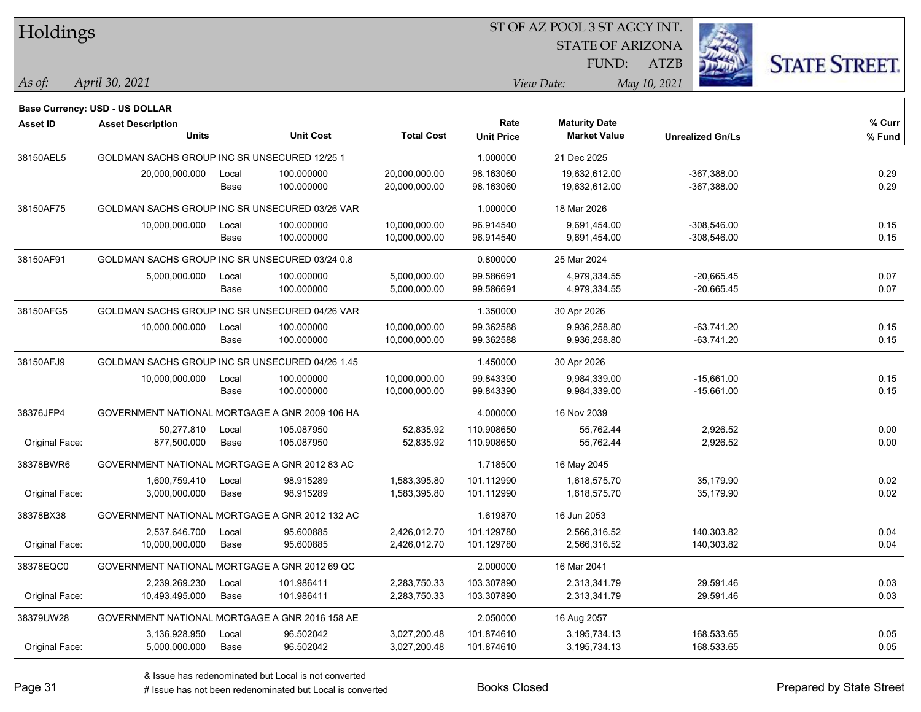# Holdings

ST OF AZ POOL 3 ST AGCY INT.
STATE OF ARIZONA
FUND: ATZB

*As of:* *April 30, 2021*
*View Date:* *May 10, 2021*

**Base Currency: USD - US DOLLAR**

| Asset ID | Asset Description / Units | | Unit Cost | Total Cost | Rate / Unit Price | Maturity Date / Market Value | Unrealized Gn/Ls | % Curr / % Fund |
|---|---|---|---|---|---|---|---|---|
| 38150AEL5 | GOLDMAN SACHS GROUP INC SR UNSECURED 12/25 1 | | | | 1.000000 | 21 Dec 2025 | | |
| | 20,000,000.000 | Local | 100.000000 | 20,000,000.00 | 98.163060 | 19,632,612.00 | -367,388.00 | 0.29 |
| | | Base | 100.000000 | 20,000,000.00 | 98.163060 | 19,632,612.00 | -367,388.00 | 0.29 |
| 38150AF75 | GOLDMAN SACHS GROUP INC SR UNSECURED 03/26 VAR | | | | 1.000000 | 18 Mar 2026 | | |
| | 10,000,000.000 | Local | 100.000000 | 10,000,000.00 | 96.914540 | 9,691,454.00 | -308,546.00 | 0.15 |
| | | Base | 100.000000 | 10,000,000.00 | 96.914540 | 9,691,454.00 | -308,546.00 | 0.15 |
| 38150AF91 | GOLDMAN SACHS GROUP INC SR UNSECURED 03/24 0.8 | | | | 0.800000 | 25 Mar 2024 | | |
| | 5,000,000.000 | Local | 100.000000 | 5,000,000.00 | 99.586691 | 4,979,334.55 | -20,665.45 | 0.07 |
| | | Base | 100.000000 | 5,000,000.00 | 99.586691 | 4,979,334.55 | -20,665.45 | 0.07 |
| 38150AFG5 | GOLDMAN SACHS GROUP INC SR UNSECURED 04/26 VAR | | | | 1.350000 | 30 Apr 2026 | | |
| | 10,000,000.000 | Local | 100.000000 | 10,000,000.00 | 99.362588 | 9,936,258.80 | -63,741.20 | 0.15 |
| | | Base | 100.000000 | 10,000,000.00 | 99.362588 | 9,936,258.80 | -63,741.20 | 0.15 |
| 38150AFJ9 | GOLDMAN SACHS GROUP INC SR UNSECURED 04/26 1.45 | | | | 1.450000 | 30 Apr 2026 | | |
| | 10,000,000.000 | Local | 100.000000 | 10,000,000.00 | 99.843390 | 9,984,339.00 | -15,661.00 | 0.15 |
| | | Base | 100.000000 | 10,000,000.00 | 99.843390 | 9,984,339.00 | -15,661.00 | 0.15 |
| 38376JFP4 | GOVERNMENT NATIONAL MORTGAGE A GNR 2009 106 HA | | | | 4.000000 | 16 Nov 2039 | | |
| | 50,277.810 | Local | 105.087950 | 52,835.92 | 110.908650 | 55,762.44 | 2,926.52 | 0.00 |
| Original Face: | 877,500.000 | Base | 105.087950 | 52,835.92 | 110.908650 | 55,762.44 | 2,926.52 | 0.00 |
| 38378BWR6 | GOVERNMENT NATIONAL MORTGAGE A GNR 2012 83 AC | | | | 1.718500 | 16 May 2045 | | |
| | 1,600,759.410 | Local | 98.915289 | 1,583,395.80 | 101.112990 | 1,618,575.70 | 35,179.90 | 0.02 |
| Original Face: | 3,000,000.000 | Base | 98.915289 | 1,583,395.80 | 101.112990 | 1,618,575.70 | 35,179.90 | 0.02 |
| 38378BX38 | GOVERNMENT NATIONAL MORTGAGE A GNR 2012 132 AC | | | | 1.619870 | 16 Jun 2053 | | |
| | 2,537,646.700 | Local | 95.600885 | 2,426,012.70 | 101.129780 | 2,566,316.52 | 140,303.82 | 0.04 |
| Original Face: | 10,000,000.000 | Base | 95.600885 | 2,426,012.70 | 101.129780 | 2,566,316.52 | 140,303.82 | 0.04 |
| 38378EQC0 | GOVERNMENT NATIONAL MORTGAGE A GNR 2012 69 QC | | | | 2.000000 | 16 Mar 2041 | | |
| | 2,239,269.230 | Local | 101.986411 | 2,283,750.33 | 103.307890 | 2,313,341.79 | 29,591.46 | 0.03 |
| Original Face: | 10,493,495.000 | Base | 101.986411 | 2,283,750.33 | 103.307890 | 2,313,341.79 | 29,591.46 | 0.03 |
| 38379UW28 | GOVERNMENT NATIONAL MORTGAGE A GNR 2016 158 AE | | | | 2.050000 | 16 Aug 2057 | | |
| | 3,136,928.950 | Local | 96.502042 | 3,027,200.48 | 101.874610 | 3,195,734.13 | 168,533.65 | 0.05 |
| Original Face: | 5,000,000.000 | Base | 96.502042 | 3,027,200.48 | 101.874610 | 3,195,734.13 | 168,533.65 | 0.05 |

& Issue has redenominated but Local is not converted
# Issue has not been redenominated but Local is converted

Books Closed

Prepared by State Street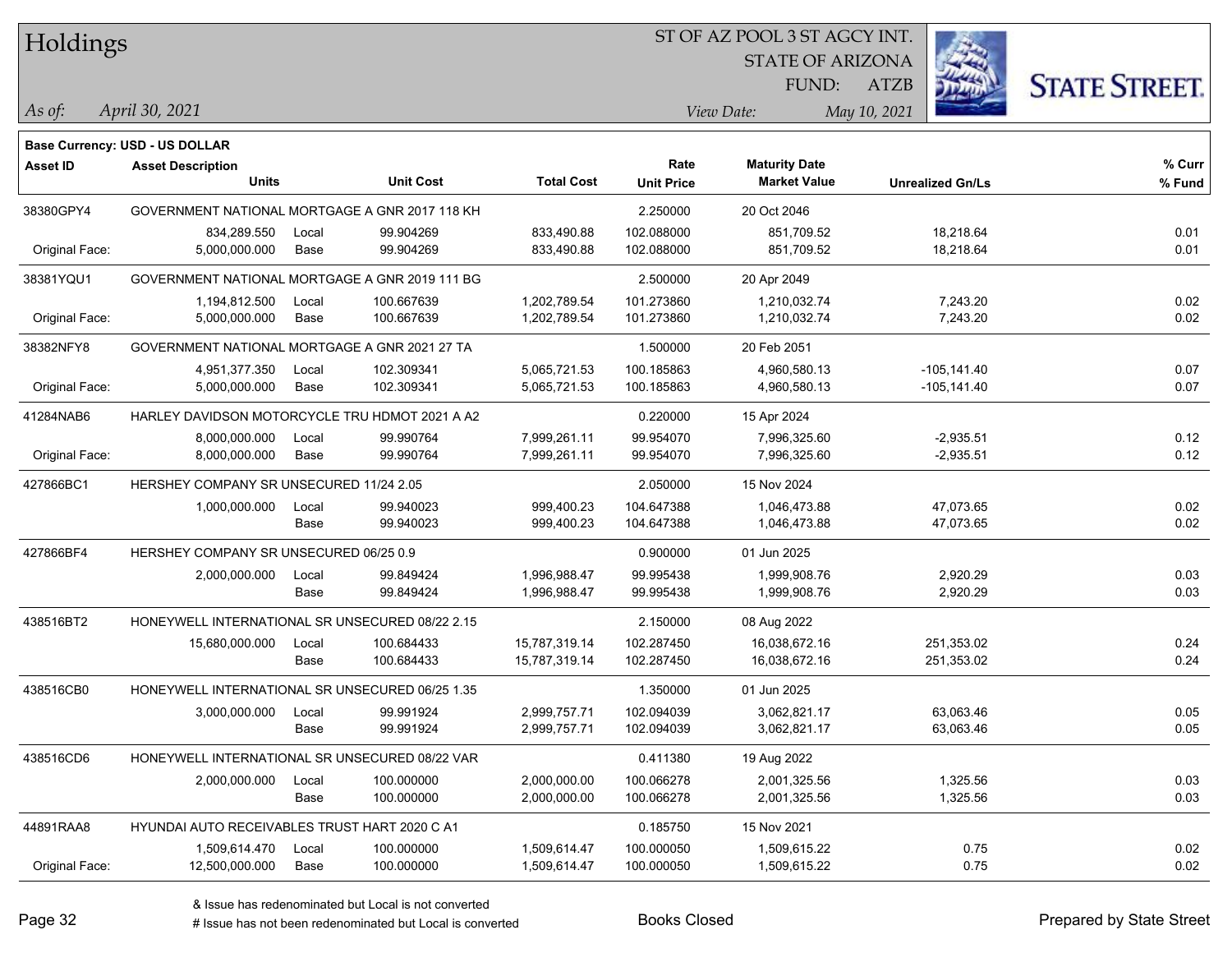# Holdings

ST OF AZ POOL 3 ST AGCY INT.
STATE OF ARIZONA
FUND: ATZB

*As of:* *April 30, 2021*
*View Date:* *May 10, 2021*

**Base Currency: USD - US DOLLAR**

| Asset ID | Asset Description / Units | | Unit Cost | Total Cost | Rate / Unit Price | Maturity Date / Market Value | Unrealized Gn/Ls | % Curr / % Fund |
|---|---|---|---|---|---|---|---|---|
| 38380GPY4 | GOVERNMENT NATIONAL MORTGAGE A GNR 2017 118 KH | | | | 2.250000 | 20 Oct 2046 | | |
| | 834,289.550 | Local | 99.904269 | 833,490.88 | 102.088000 | 851,709.52 | 18,218.64 | 0.01 |
| Original Face: | 5,000,000.000 | Base | 99.904269 | 833,490.88 | 102.088000 | 851,709.52 | 18,218.64 | 0.01 |
| 38381YQU1 | GOVERNMENT NATIONAL MORTGAGE A GNR 2019 111 BG | | | | 2.500000 | 20 Apr 2049 | | |
| | 1,194,812.500 | Local | 100.667639 | 1,202,789.54 | 101.273860 | 1,210,032.74 | 7,243.20 | 0.02 |
| Original Face: | 5,000,000.000 | Base | 100.667639 | 1,202,789.54 | 101.273860 | 1,210,032.74 | 7,243.20 | 0.02 |
| 38382NFY8 | GOVERNMENT NATIONAL MORTGAGE A GNR 2021 27 TA | | | | 1.500000 | 20 Feb 2051 | | |
| | 4,951,377.350 | Local | 102.309341 | 5,065,721.53 | 100.185863 | 4,960,580.13 | -105,141.40 | 0.07 |
| Original Face: | 5,000,000.000 | Base | 102.309341 | 5,065,721.53 | 100.185863 | 4,960,580.13 | -105,141.40 | 0.07 |
| 41284NAB6 | HARLEY DAVIDSON MOTORCYCLE TRU HDMOT 2021 A A2 | | | | 0.220000 | 15 Apr 2024 | | |
| | 8,000,000.000 | Local | 99.990764 | 7,999,261.11 | 99.954070 | 7,996,325.60 | -2,935.51 | 0.12 |
| Original Face: | 8,000,000.000 | Base | 99.990764 | 7,999,261.11 | 99.954070 | 7,996,325.60 | -2,935.51 | 0.12 |
| 427866BC1 | HERSHEY COMPANY SR UNSECURED 11/24 2.05 | | | | 2.050000 | 15 Nov 2024 | | |
| | 1,000,000.000 | Local | 99.940023 | 999,400.23 | 104.647388 | 1,046,473.88 | 47,073.65 | 0.02 |
| | | Base | 99.940023 | 999,400.23 | 104.647388 | 1,046,473.88 | 47,073.65 | 0.02 |
| 427866BF4 | HERSHEY COMPANY SR UNSECURED 06/25 0.9 | | | | 0.900000 | 01 Jun 2025 | | |
| | 2,000,000.000 | Local | 99.849424 | 1,996,988.47 | 99.995438 | 1,999,908.76 | 2,920.29 | 0.03 |
| | | Base | 99.849424 | 1,996,988.47 | 99.995438 | 1,999,908.76 | 2,920.29 | 0.03 |
| 438516BT2 | HONEYWELL INTERNATIONAL SR UNSECURED 08/22 2.15 | | | | 2.150000 | 08 Aug 2022 | | |
| | 15,680,000.000 | Local | 100.684433 | 15,787,319.14 | 102.287450 | 16,038,672.16 | 251,353.02 | 0.24 |
| | | Base | 100.684433 | 15,787,319.14 | 102.287450 | 16,038,672.16 | 251,353.02 | 0.24 |
| 438516CB0 | HONEYWELL INTERNATIONAL SR UNSECURED 06/25 1.35 | | | | 1.350000 | 01 Jun 2025 | | |
| | 3,000,000.000 | Local | 99.991924 | 2,999,757.71 | 102.094039 | 3,062,821.17 | 63,063.46 | 0.05 |
| | | Base | 99.991924 | 2,999,757.71 | 102.094039 | 3,062,821.17 | 63,063.46 | 0.05 |
| 438516CD6 | HONEYWELL INTERNATIONAL SR UNSECURED 08/22 VAR | | | | 0.411380 | 19 Aug 2022 | | |
| | 2,000,000.000 | Local | 100.000000 | 2,000,000.00 | 100.066278 | 2,001,325.56 | 1,325.56 | 0.03 |
| | | Base | 100.000000 | 2,000,000.00 | 100.066278 | 2,001,325.56 | 1,325.56 | 0.03 |
| 44891RAA8 | HYUNDAI AUTO RECEIVABLES TRUST HART 2020 C A1 | | | | 0.185750 | 15 Nov 2021 | | |
| | 1,509,614.470 | Local | 100.000000 | 1,509,614.47 | 100.000050 | 1,509,615.22 | 0.75 | 0.02 |
| Original Face: | 12,500,000.000 | Base | 100.000000 | 1,509,614.47 | 100.000050 | 1,509,615.22 | 0.75 | 0.02 |

& Issue has redenominated but Local is not converted
# Issue has not been redenominated but Local is converted

Books Closed

Prepared by State Street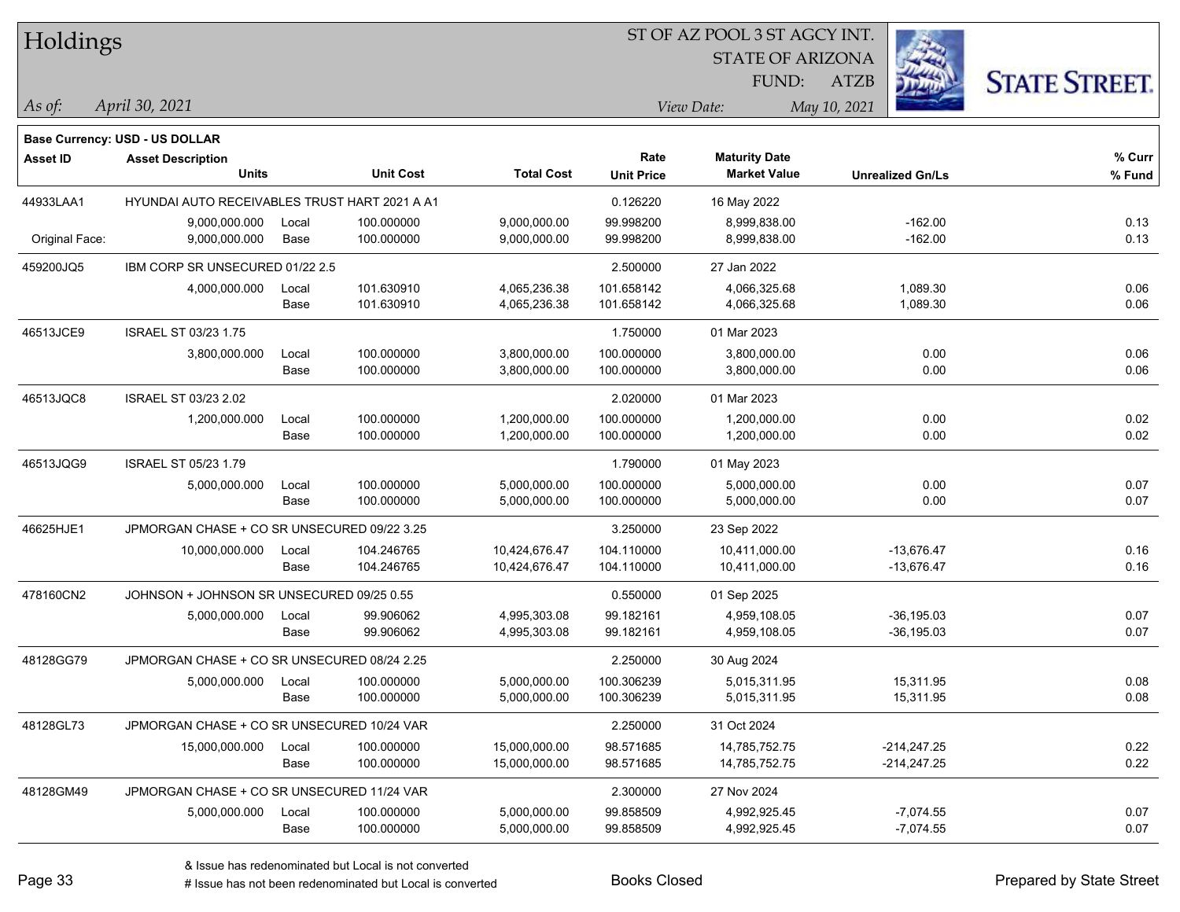# Holdings

ST OF AZ POOL 3 ST AGCY INT.
STATE OF ARIZONA
FUND: ATZB

*As of:* *April 30, 2021*
*View Date:* *May 10, 2021*

**Base Currency: USD - US DOLLAR**

| Asset ID | Asset Description / Units | | Unit Cost | Total Cost | Rate / Unit Price | Maturity Date / Market Value | Unrealized Gn/Ls | % Curr / % Fund |
|---|---|---|---|---|---|---|---|---|
| 44933LAA1 | HYUNDAI AUTO RECEIVABLES TRUST HART 2021 A A1 | | | | 0.126220 | 16 May 2022 | | |
| | 9,000,000.000 | Local | 100.000000 | 9,000,000.00 | 99.998200 | 8,999,838.00 | -162.00 | 0.13 |
| Original Face: | 9,000,000.000 | Base | 100.000000 | 9,000,000.00 | 99.998200 | 8,999,838.00 | -162.00 | 0.13 |
| 459200JQ5 | IBM CORP SR UNSECURED 01/22 2.5 | | | | 2.500000 | 27 Jan 2022 | | |
| | 4,000,000.000 | Local | 101.630910 | 4,065,236.38 | 101.658142 | 4,066,325.68 | 1,089.30 | 0.06 |
| | | Base | 101.630910 | 4,065,236.38 | 101.658142 | 4,066,325.68 | 1,089.30 | 0.06 |
| 46513JCE9 | ISRAEL ST 03/23 1.75 | | | | 1.750000 | 01 Mar 2023 | | |
| | 3,800,000.000 | Local | 100.000000 | 3,800,000.00 | 100.000000 | 3,800,000.00 | 0.00 | 0.06 |
| | | Base | 100.000000 | 3,800,000.00 | 100.000000 | 3,800,000.00 | 0.00 | 0.06 |
| 46513JQC8 | ISRAEL ST 03/23 2.02 | | | | 2.020000 | 01 Mar 2023 | | |
| | 1,200,000.000 | Local | 100.000000 | 1,200,000.00 | 100.000000 | 1,200,000.00 | 0.00 | 0.02 |
| | | Base | 100.000000 | 1,200,000.00 | 100.000000 | 1,200,000.00 | 0.00 | 0.02 |
| 46513JQG9 | ISRAEL ST 05/23 1.79 | | | | 1.790000 | 01 May 2023 | | |
| | 5,000,000.000 | Local | 100.000000 | 5,000,000.00 | 100.000000 | 5,000,000.00 | 0.00 | 0.07 |
| | | Base | 100.000000 | 5,000,000.00 | 100.000000 | 5,000,000.00 | 0.00 | 0.07 |
| 46625HJE1 | JPMORGAN CHASE + CO SR UNSECURED 09/22 3.25 | | | | 3.250000 | 23 Sep 2022 | | |
| | 10,000,000.000 | Local | 104.246765 | 10,424,676.47 | 104.110000 | 10,411,000.00 | -13,676.47 | 0.16 |
| | | Base | 104.246765 | 10,424,676.47 | 104.110000 | 10,411,000.00 | -13,676.47 | 0.16 |
| 478160CN2 | JOHNSON + JOHNSON SR UNSECURED 09/25 0.55 | | | | 0.550000 | 01 Sep 2025 | | |
| | 5,000,000.000 | Local | 99.906062 | 4,995,303.08 | 99.182161 | 4,959,108.05 | -36,195.03 | 0.07 |
| | | Base | 99.906062 | 4,995,303.08 | 99.182161 | 4,959,108.05 | -36,195.03 | 0.07 |
| 48128GG79 | JPMORGAN CHASE + CO SR UNSECURED 08/24 2.25 | | | | 2.250000 | 30 Aug 2024 | | |
| | 5,000,000.000 | Local | 100.000000 | 5,000,000.00 | 100.306239 | 5,015,311.95 | 15,311.95 | 0.08 |
| | | Base | 100.000000 | 5,000,000.00 | 100.306239 | 5,015,311.95 | 15,311.95 | 0.08 |
| 48128GL73 | JPMORGAN CHASE + CO SR UNSECURED 10/24 VAR | | | | 2.250000 | 31 Oct 2024 | | |
| | 15,000,000.000 | Local | 100.000000 | 15,000,000.00 | 98.571685 | 14,785,752.75 | -214,247.25 | 0.22 |
| | | Base | 100.000000 | 15,000,000.00 | 98.571685 | 14,785,752.75 | -214,247.25 | 0.22 |
| 48128GM49 | JPMORGAN CHASE + CO SR UNSECURED 11/24 VAR | | | | 2.300000 | 27 Nov 2024 | | |
| | 5,000,000.000 | Local | 100.000000 | 5,000,000.00 | 99.858509 | 4,992,925.45 | -7,074.55 | 0.07 |
| | | Base | 100.000000 | 5,000,000.00 | 99.858509 | 4,992,925.45 | -7,074.55 | 0.07 |

& Issue has redenominated but Local is not converted
# Issue has not been redenominated but Local is converted

Books Closed

Prepared by State Street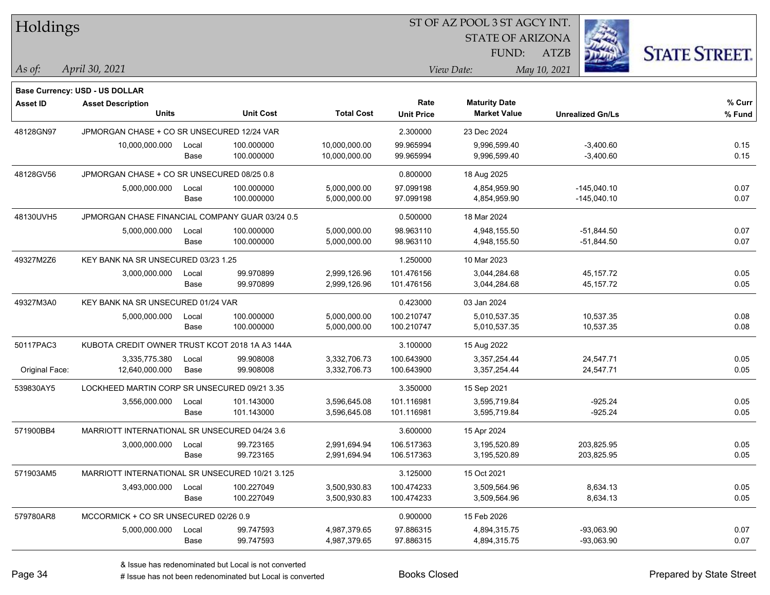# Holdings

ST OF AZ POOL 3 ST AGCY INT.
STATE OF ARIZONA
FUND: ATZB

*As of:* *April 30, 2021*
*View Date:* *May 10, 2021*

**Base Currency: USD - US DOLLAR**

| Asset ID | Asset Description / Units | | Unit Cost | Total Cost | Rate / Unit Price | Maturity Date / Market Value | Unrealized Gn/Ls | % Curr / % Fund |
|---|---|---|---|---|---|---|---|---|
| 48128GN97 | JPMORGAN CHASE + CO SR UNSECURED 12/24 VAR | | | | 2.300000 | 23 Dec 2024 | | |
| | 10,000,000.000 | Local | 100.000000 | 10,000,000.00 | 99.965994 | 9,996,599.40 | -3,400.60 | 0.15 |
| | | Base | 100.000000 | 10,000,000.00 | 99.965994 | 9,996,599.40 | -3,400.60 | 0.15 |
| 48128GV56 | JPMORGAN CHASE + CO SR UNSECURED 08/25 0.8 | | | | 0.800000 | 18 Aug 2025 | | |
| | 5,000,000.000 | Local | 100.000000 | 5,000,000.00 | 97.099198 | 4,854,959.90 | -145,040.10 | 0.07 |
| | | Base | 100.000000 | 5,000,000.00 | 97.099198 | 4,854,959.90 | -145,040.10 | 0.07 |
| 48130UVH5 | JPMORGAN CHASE FINANCIAL COMPANY GUAR 03/24 0.5 | | | | 0.500000 | 18 Mar 2024 | | |
| | 5,000,000.000 | Local | 100.000000 | 5,000,000.00 | 98.963110 | 4,948,155.50 | -51,844.50 | 0.07 |
| | | Base | 100.000000 | 5,000,000.00 | 98.963110 | 4,948,155.50 | -51,844.50 | 0.07 |
| 49327M2Z6 | KEY BANK NA SR UNSECURED 03/23 1.25 | | | | 1.250000 | 10 Mar 2023 | | |
| | 3,000,000.000 | Local | 99.970899 | 2,999,126.96 | 101.476156 | 3,044,284.68 | 45,157.72 | 0.05 |
| | | Base | 99.970899 | 2,999,126.96 | 101.476156 | 3,044,284.68 | 45,157.72 | 0.05 |
| 49327M3A0 | KEY BANK NA SR UNSECURED 01/24 VAR | | | | 0.423000 | 03 Jan 2024 | | |
| | 5,000,000.000 | Local | 100.000000 | 5,000,000.00 | 100.210747 | 5,010,537.35 | 10,537.35 | 0.08 |
| | | Base | 100.000000 | 5,000,000.00 | 100.210747 | 5,010,537.35 | 10,537.35 | 0.08 |
| 50117PAC3 | KUBOTA CREDIT OWNER TRUST KCOT 2018 1A A3 144A | | | | 3.100000 | 15 Aug 2022 | | |
| | 3,335,775.380 | Local | 99.908008 | 3,332,706.73 | 100.643900 | 3,357,254.44 | 24,547.71 | 0.05 |
| Original Face: | 12,640,000.000 | Base | 99.908008 | 3,332,706.73 | 100.643900 | 3,357,254.44 | 24,547.71 | 0.05 |
| 539830AY5 | LOCKHEED MARTIN CORP SR UNSECURED 09/21 3.35 | | | | 3.350000 | 15 Sep 2021 | | |
| | 3,556,000.000 | Local | 101.143000 | 3,596,645.08 | 101.116981 | 3,595,719.84 | -925.24 | 0.05 |
| | | Base | 101.143000 | 3,596,645.08 | 101.116981 | 3,595,719.84 | -925.24 | 0.05 |
| 571900BB4 | MARRIOTT INTERNATIONAL SR UNSECURED 04/24 3.6 | | | | 3.600000 | 15 Apr 2024 | | |
| | 3,000,000.000 | Local | 99.723165 | 2,991,694.94 | 106.517363 | 3,195,520.89 | 203,825.95 | 0.05 |
| | | Base | 99.723165 | 2,991,694.94 | 106.517363 | 3,195,520.89 | 203,825.95 | 0.05 |
| 571903AM5 | MARRIOTT INTERNATIONAL SR UNSECURED 10/21 3.125 | | | | 3.125000 | 15 Oct 2021 | | |
| | 3,493,000.000 | Local | 100.227049 | 3,500,930.83 | 100.474233 | 3,509,564.96 | 8,634.13 | 0.05 |
| | | Base | 100.227049 | 3,500,930.83 | 100.474233 | 3,509,564.96 | 8,634.13 | 0.05 |
| 579780AR8 | MCCORMICK + CO SR UNSECURED 02/26 0.9 | | | | 0.900000 | 15 Feb 2026 | | |
| | 5,000,000.000 | Local | 99.747593 | 4,987,379.65 | 97.886315 | 4,894,315.75 | -93,063.90 | 0.07 |
| | | Base | 99.747593 | 4,987,379.65 | 97.886315 | 4,894,315.75 | -93,063.90 | 0.07 |

& Issue has redenominated but Local is not converted
# Issue has not been redenominated but Local is converted

Books Closed

Prepared by State Street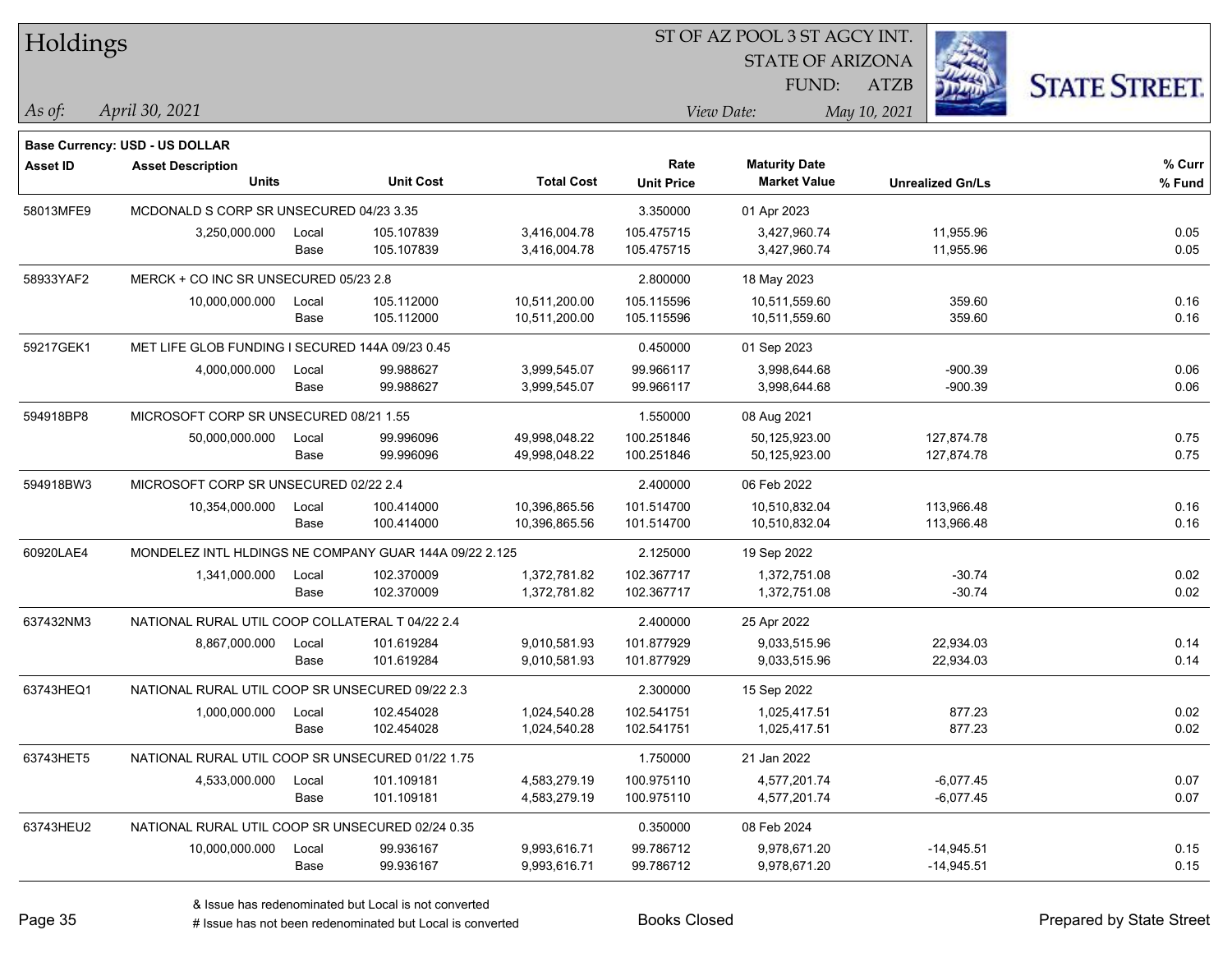**Base Currency: USD - US DOLLAR**

| Asset ID | Asset Description | | | | Rate | Maturity Date | | % Curr |
|---|---|---|---|---|---|---|---|---|
| | Units | | Unit Cost | Total Cost | Unit Price | Market Value | Unrealized Gn/Ls | % Fund |
| 58013MFE9 | MCDONALD S CORP SR UNSECURED 04/23 3.35 | | | | 3.350000 | 01 Apr 2023 | | |
| | 3,250,000.000 | Local | 105.107839 | 3,416,004.78 | 105.475715 | 3,427,960.74 | 11,955.96 | 0.05 |
| | | Base | 105.107839 | 3,416,004.78 | 105.475715 | 3,427,960.74 | 11,955.96 | 0.05 |
| 58933YAF2 | MERCK + CO INC SR UNSECURED 05/23 2.8 | | | | 2.800000 | 18 May 2023 | | |
| | 10,000,000.000 | Local | 105.112000 | 10,511,200.00 | 105.115596 | 10,511,559.60 | 359.60 | 0.16 |
| | | Base | 105.112000 | 10,511,200.00 | 105.115596 | 10,511,559.60 | 359.60 | 0.16 |
| 59217GEK1 | MET LIFE GLOB FUNDING I SECURED 144A 09/23 0.45 | | | | 0.450000 | 01 Sep 2023 | | |
| | 4,000,000.000 | Local | 99.988627 | 3,999,545.07 | 99.966117 | 3,998,644.68 | -900.39 | 0.06 |
| | | Base | 99.988627 | 3,999,545.07 | 99.966117 | 3,998,644.68 | -900.39 | 0.06 |
| 594918BP8 | MICROSOFT CORP SR UNSECURED 08/21 1.55 | | | | 1.550000 | 08 Aug 2021 | | |
| | 50,000,000.000 | Local | 99.996096 | 49,998,048.22 | 100.251846 | 50,125,923.00 | 127,874.78 | 0.75 |
| | | Base | 99.996096 | 49,998,048.22 | 100.251846 | 50,125,923.00 | 127,874.78 | 0.75 |
| 594918BW3 | MICROSOFT CORP SR UNSECURED 02/22 2.4 | | | | 2.400000 | 06 Feb 2022 | | |
| | 10,354,000.000 | Local | 100.414000 | 10,396,865.56 | 101.514700 | 10,510,832.04 | 113,966.48 | 0.16 |
| | | Base | 100.414000 | 10,396,865.56 | 101.514700 | 10,510,832.04 | 113,966.48 | 0.16 |
| 60920LAE4 | MONDELEZ INTL HLDINGS NE COMPANY GUAR 144A 09/22 2.125 | | | | 2.125000 | 19 Sep 2022 | | |
| | 1,341,000.000 | Local | 102.370009 | 1,372,781.82 | 102.367717 | 1,372,751.08 | -30.74 | 0.02 |
| | | Base | 102.370009 | 1,372,781.82 | 102.367717 | 1,372,751.08 | -30.74 | 0.02 |
| 637432NM3 | NATIONAL RURAL UTIL COOP COLLATERAL T 04/22 2.4 | | | | 2.400000 | 25 Apr 2022 | | |
| | 8,867,000.000 | Local | 101.619284 | 9,010,581.93 | 101.877929 | 9,033,515.96 | 22,934.03 | 0.14 |
| | | Base | 101.619284 | 9,010,581.93 | 101.877929 | 9,033,515.96 | 22,934.03 | 0.14 |
| 63743HEQ1 | NATIONAL RURAL UTIL COOP SR UNSECURED 09/22 2.3 | | | | 2.300000 | 15 Sep 2022 | | |
| | 1,000,000.000 | Local | 102.454028 | 1,024,540.28 | 102.541751 | 1,025,417.51 | 877.23 | 0.02 |
| | | Base | 102.454028 | 1,024,540.28 | 102.541751 | 1,025,417.51 | 877.23 | 0.02 |
| 63743HET5 | NATIONAL RURAL UTIL COOP SR UNSECURED 01/22 1.75 | | | | 1.750000 | 21 Jan 2022 | | |
| | 4,533,000.000 | Local | 101.109181 | 4,583,279.19 | 100.975110 | 4,577,201.74 | -6,077.45 | 0.07 |
| | | Base | 101.109181 | 4,583,279.19 | 100.975110 | 4,577,201.74 | -6,077.45 | 0.07 |
| 63743HEU2 | NATIONAL RURAL UTIL COOP SR UNSECURED 02/24 0.35 | | | | 0.350000 | 08 Feb 2024 | | |
| | 10,000,000.000 | Local | 99.936167 | 9,993,616.71 | 99.786712 | 9,978,671.20 | -14,945.51 | 0.15 |
| | | Base | 99.936167 | 9,993,616.71 | 99.786712 | 9,978,671.20 | -14,945.51 | 0.15 |

& Issue has redenominated but Local is not converted

# Issue has not been redenominated but Local is converted

Books Closed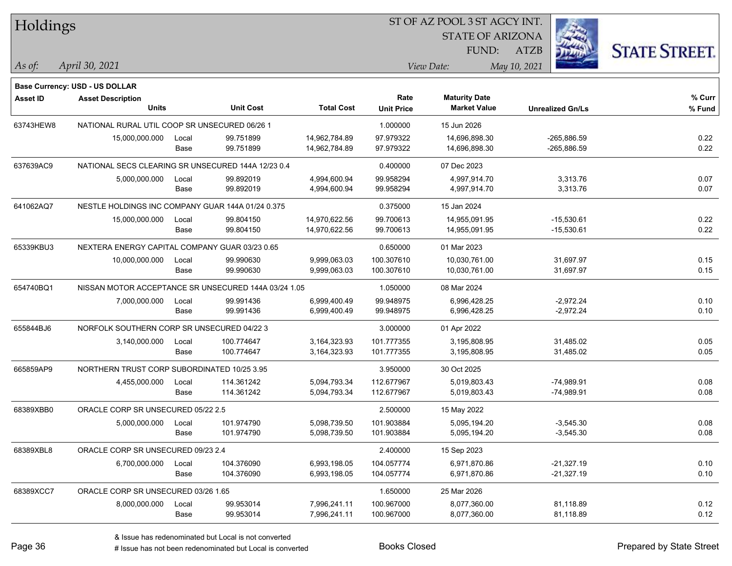# Holdings

ST OF AZ POOL 3 ST AGCY INT.
STATE OF ARIZONA
FUND: ATZB

*As of:* *April 30, 2021*
*View Date:* *May 10, 2021*

**Base Currency: USD - US DOLLAR**

| Asset ID | Asset Description / Units | | Unit Cost | Total Cost | Rate / Unit Price | Maturity Date / Market Value | Unrealized Gn/Ls | % Curr / % Fund |
|---|---|---|---|---|---|---|---|---|
| 63743HEW8 | NATIONAL RURAL UTIL COOP SR UNSECURED 06/26 1 | | | | 1.000000 | 15 Jun 2026 | | |
| | 15,000,000.000 | Local | 99.751899 | 14,962,784.89 | 97.979322 | 14,696,898.30 | -265,886.59 | 0.22 |
| | | Base | 99.751899 | 14,962,784.89 | 97.979322 | 14,696,898.30 | -265,886.59 | 0.22 |
| 637639AC9 | NATIONAL SECS CLEARING SR UNSECURED 144A 12/23 0.4 | | | | 0.400000 | 07 Dec 2023 | | |
| | 5,000,000.000 | Local | 99.892019 | 4,994,600.94 | 99.958294 | 4,997,914.70 | 3,313.76 | 0.07 |
| | | Base | 99.892019 | 4,994,600.94 | 99.958294 | 4,997,914.70 | 3,313.76 | 0.07 |
| 641062AQ7 | NESTLE HOLDINGS INC COMPANY GUAR 144A 01/24 0.375 | | | | 0.375000 | 15 Jan 2024 | | |
| | 15,000,000.000 | Local | 99.804150 | 14,970,622.56 | 99.700613 | 14,955,091.95 | -15,530.61 | 0.22 |
| | | Base | 99.804150 | 14,970,622.56 | 99.700613 | 14,955,091.95 | -15,530.61 | 0.22 |
| 65339KBU3 | NEXTERA ENERGY CAPITAL COMPANY GUAR 03/23 0.65 | | | | 0.650000 | 01 Mar 2023 | | |
| | 10,000,000.000 | Local | 99.990630 | 9,999,063.03 | 100.307610 | 10,030,761.00 | 31,697.97 | 0.15 |
| | | Base | 99.990630 | 9,999,063.03 | 100.307610 | 10,030,761.00 | 31,697.97 | 0.15 |
| 654740BQ1 | NISSAN MOTOR ACCEPTANCE SR UNSECURED 144A 03/24 1.05 | | | | 1.050000 | 08 Mar 2024 | | |
| | 7,000,000.000 | Local | 99.991436 | 6,999,400.49 | 99.948975 | 6,996,428.25 | -2,972.24 | 0.10 |
| | | Base | 99.991436 | 6,999,400.49 | 99.948975 | 6,996,428.25 | -2,972.24 | 0.10 |
| 655844BJ6 | NORFOLK SOUTHERN CORP SR UNSECURED 04/22 3 | | | | 3.000000 | 01 Apr 2022 | | |
| | 3,140,000.000 | Local | 100.774647 | 3,164,323.93 | 101.777355 | 3,195,808.95 | 31,485.02 | 0.05 |
| | | Base | 100.774647 | 3,164,323.93 | 101.777355 | 3,195,808.95 | 31,485.02 | 0.05 |
| 665859AP9 | NORTHERN TRUST CORP SUBORDINATED 10/25 3.95 | | | | 3.950000 | 30 Oct 2025 | | |
| | 4,455,000.000 | Local | 114.361242 | 5,094,793.34 | 112.677967 | 5,019,803.43 | -74,989.91 | 0.08 |
| | | Base | 114.361242 | 5,094,793.34 | 112.677967 | 5,019,803.43 | -74,989.91 | 0.08 |
| 68389XBB0 | ORACLE CORP SR UNSECURED 05/22 2.5 | | | | 2.500000 | 15 May 2022 | | |
| | 5,000,000.000 | Local | 101.974790 | 5,098,739.50 | 101.903884 | 5,095,194.20 | -3,545.30 | 0.08 |
| | | Base | 101.974790 | 5,098,739.50 | 101.903884 | 5,095,194.20 | -3,545.30 | 0.08 |
| 68389XBL8 | ORACLE CORP SR UNSECURED 09/23 2.4 | | | | 2.400000 | 15 Sep 2023 | | |
| | 6,700,000.000 | Local | 104.376090 | 6,993,198.05 | 104.057774 | 6,971,870.86 | -21,327.19 | 0.10 |
| | | Base | 104.376090 | 6,993,198.05 | 104.057774 | 6,971,870.86 | -21,327.19 | 0.10 |
| 68389XCC7 | ORACLE CORP SR UNSECURED 03/26 1.65 | | | | 1.650000 | 25 Mar 2026 | | |
| | 8,000,000.000 | Local | 99.953014 | 7,996,241.11 | 100.967000 | 8,077,360.00 | 81,118.89 | 0.12 |
| | | Base | 99.953014 | 7,996,241.11 | 100.967000 | 8,077,360.00 | 81,118.89 | 0.12 |

& Issue has redenominated but Local is not converted
# Issue has not been redenominated but Local is converted

Books Closed

Prepared by State Street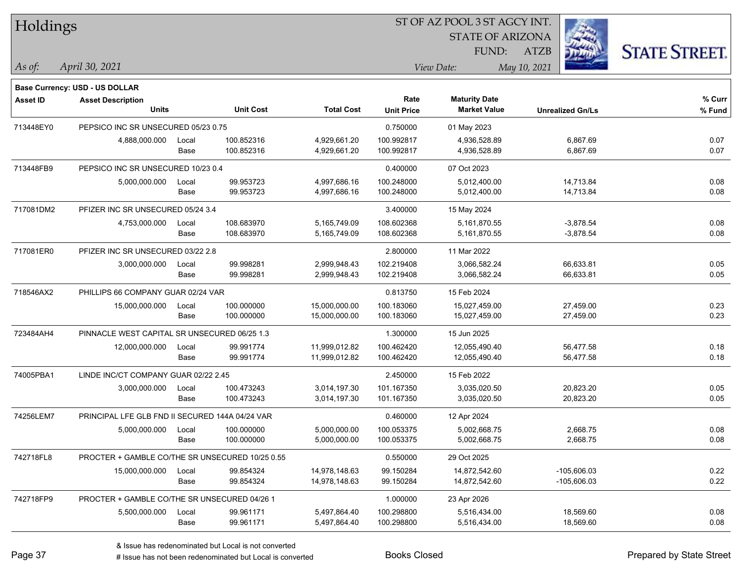# Holdings

ST OF AZ POOL 3 ST AGCY INT.
STATE OF ARIZONA
FUND: ATZB

*As of:* *April 30, 2021*
*View Date:* *May 10, 2021*

**Base Currency: USD - US DOLLAR**

| Asset ID | Asset Description / Units | | Unit Cost | Total Cost | Rate / Unit Price | Maturity Date / Market Value | Unrealized Gn/Ls | % Curr / % Fund |
|---|---|---|---|---|---|---|---|---|
| 713448EY0 | PEPSICO INC SR UNSECURED 05/23 0.75 | | | | 0.750000 | 01 May 2023 | | |
| | 4,888,000.000 | Local | 100.852316 | 4,929,661.20 | 100.992817 | 4,936,528.89 | 6,867.69 | 0.07 |
| | | Base | 100.852316 | 4,929,661.20 | 100.992817 | 4,936,528.89 | 6,867.69 | 0.07 |
| 713448FB9 | PEPSICO INC SR UNSECURED 10/23 0.4 | | | | 0.400000 | 07 Oct 2023 | | |
| | 5,000,000.000 | Local | 99.953723 | 4,997,686.16 | 100.248000 | 5,012,400.00 | 14,713.84 | 0.08 |
| | | Base | 99.953723 | 4,997,686.16 | 100.248000 | 5,012,400.00 | 14,713.84 | 0.08 |
| 717081DM2 | PFIZER INC SR UNSECURED 05/24 3.4 | | | | 3.400000 | 15 May 2024 | | |
| | 4,753,000.000 | Local | 108.683970 | 5,165,749.09 | 108.602368 | 5,161,870.55 | -3,878.54 | 0.08 |
| | | Base | 108.683970 | 5,165,749.09 | 108.602368 | 5,161,870.55 | -3,878.54 | 0.08 |
| 717081ER0 | PFIZER INC SR UNSECURED 03/22 2.8 | | | | 2.800000 | 11 Mar 2022 | | |
| | 3,000,000.000 | Local | 99.998281 | 2,999,948.43 | 102.219408 | 3,066,582.24 | 66,633.81 | 0.05 |
| | | Base | 99.998281 | 2,999,948.43 | 102.219408 | 3,066,582.24 | 66,633.81 | 0.05 |
| 718546AX2 | PHILLIPS 66 COMPANY GUAR 02/24 VAR | | | | 0.813750 | 15 Feb 2024 | | |
| | 15,000,000.000 | Local | 100.000000 | 15,000,000.00 | 100.183060 | 15,027,459.00 | 27,459.00 | 0.23 |
| | | Base | 100.000000 | 15,000,000.00 | 100.183060 | 15,027,459.00 | 27,459.00 | 0.23 |
| 723484AH4 | PINNACLE WEST CAPITAL SR UNSECURED 06/25 1.3 | | | | 1.300000 | 15 Jun 2025 | | |
| | 12,000,000.000 | Local | 99.991774 | 11,999,012.82 | 100.462420 | 12,055,490.40 | 56,477.58 | 0.18 |
| | | Base | 99.991774 | 11,999,012.82 | 100.462420 | 12,055,490.40 | 56,477.58 | 0.18 |
| 74005PBA1 | LINDE INC/CT COMPANY GUAR 02/22 2.45 | | | | 2.450000 | 15 Feb 2022 | | |
| | 3,000,000.000 | Local | 100.473243 | 3,014,197.30 | 101.167350 | 3,035,020.50 | 20,823.20 | 0.05 |
| | | Base | 100.473243 | 3,014,197.30 | 101.167350 | 3,035,020.50 | 20,823.20 | 0.05 |
| 74256LEM7 | PRINCIPAL LFE GLB FND II SECURED 144A 04/24 VAR | | | | 0.460000 | 12 Apr 2024 | | |
| | 5,000,000.000 | Local | 100.000000 | 5,000,000.00 | 100.053375 | 5,002,668.75 | 2,668.75 | 0.08 |
| | | Base | 100.000000 | 5,000,000.00 | 100.053375 | 5,002,668.75 | 2,668.75 | 0.08 |
| 742718FL8 | PROCTER + GAMBLE CO/THE SR UNSECURED 10/25 0.55 | | | | 0.550000 | 29 Oct 2025 | | |
| | 15,000,000.000 | Local | 99.854324 | 14,978,148.63 | 99.150284 | 14,872,542.60 | -105,606.03 | 0.22 |
| | | Base | 99.854324 | 14,978,148.63 | 99.150284 | 14,872,542.60 | -105,606.03 | 0.22 |
| 742718FP9 | PROCTER + GAMBLE CO/THE SR UNSECURED 04/26 1 | | | | 1.000000 | 23 Apr 2026 | | |
| | 5,500,000.000 | Local | 99.961171 | 5,497,864.40 | 100.298800 | 5,516,434.00 | 18,569.60 | 0.08 |
| | | Base | 99.961171 | 5,497,864.40 | 100.298800 | 5,516,434.00 | 18,569.60 | 0.08 |

& Issue has redenominated but Local is not converted
# Issue has not been redenominated but Local is converted

Books Closed

Prepared by State Street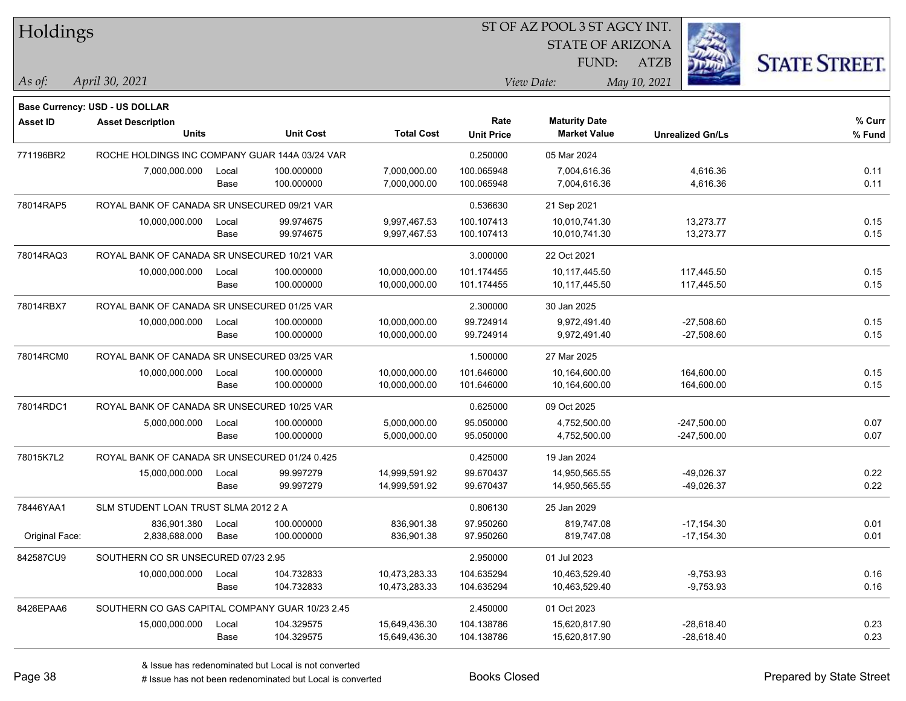# Holdings

ST OF AZ POOL 3 ST AGCY INT.
STATE OF ARIZONA
FUND: ATZB

*As of:* *April 30, 2021*
*View Date:* *May 10, 2021*

**Base Currency: USD - US DOLLAR**

| Asset ID | Asset Description / Units | | Unit Cost | Total Cost | Rate / Unit Price | Maturity Date / Market Value | Unrealized Gn/Ls | % Curr / % Fund |
|---|---|---|---|---|---|---|---|---|
| 771196BR2 | ROCHE HOLDINGS INC COMPANY GUAR 144A 03/24 VAR | | | | 0.250000 | 05 Mar 2024 | | |
| | 7,000,000.000 | Local | 100.000000 | 7,000,000.00 | 100.065948 | 7,004,616.36 | 4,616.36 | 0.11 |
| | | Base | 100.000000 | 7,000,000.00 | 100.065948 | 7,004,616.36 | 4,616.36 | 0.11 |
| 78014RAP5 | ROYAL BANK OF CANADA SR UNSECURED 09/21 VAR | | | | 0.536630 | 21 Sep 2021 | | |
| | 10,000,000.000 | Local | 99.974675 | 9,997,467.53 | 100.107413 | 10,010,741.30 | 13,273.77 | 0.15 |
| | | Base | 99.974675 | 9,997,467.53 | 100.107413 | 10,010,741.30 | 13,273.77 | 0.15 |
| 78014RAQ3 | ROYAL BANK OF CANADA SR UNSECURED 10/21 VAR | | | | 3.000000 | 22 Oct 2021 | | |
| | 10,000,000.000 | Local | 100.000000 | 10,000,000.00 | 101.174455 | 10,117,445.50 | 117,445.50 | 0.15 |
| | | Base | 100.000000 | 10,000,000.00 | 101.174455 | 10,117,445.50 | 117,445.50 | 0.15 |
| 78014RBX7 | ROYAL BANK OF CANADA SR UNSECURED 01/25 VAR | | | | 2.300000 | 30 Jan 2025 | | |
| | 10,000,000.000 | Local | 100.000000 | 10,000,000.00 | 99.724914 | 9,972,491.40 | -27,508.60 | 0.15 |
| | | Base | 100.000000 | 10,000,000.00 | 99.724914 | 9,972,491.40 | -27,508.60 | 0.15 |
| 78014RCM0 | ROYAL BANK OF CANADA SR UNSECURED 03/25 VAR | | | | 1.500000 | 27 Mar 2025 | | |
| | 10,000,000.000 | Local | 100.000000 | 10,000,000.00 | 101.646000 | 10,164,600.00 | 164,600.00 | 0.15 |
| | | Base | 100.000000 | 10,000,000.00 | 101.646000 | 10,164,600.00 | 164,600.00 | 0.15 |
| 78014RDC1 | ROYAL BANK OF CANADA SR UNSECURED 10/25 VAR | | | | 0.625000 | 09 Oct 2025 | | |
| | 5,000,000.000 | Local | 100.000000 | 5,000,000.00 | 95.050000 | 4,752,500.00 | -247,500.00 | 0.07 |
| | | Base | 100.000000 | 5,000,000.00 | 95.050000 | 4,752,500.00 | -247,500.00 | 0.07 |
| 78015K7L2 | ROYAL BANK OF CANADA SR UNSECURED 01/24 0.425 | | | | 0.425000 | 19 Jan 2024 | | |
| | 15,000,000.000 | Local | 99.997279 | 14,999,591.92 | 99.670437 | 14,950,565.55 | -49,026.37 | 0.22 |
| | | Base | 99.997279 | 14,999,591.92 | 99.670437 | 14,950,565.55 | -49,026.37 | 0.22 |
| 78446YAA1 | SLM STUDENT LOAN TRUST SLMA 2012 2 A | | | | 0.806130 | 25 Jan 2029 | | |
| | 836,901.380 | Local | 100.000000 | 836,901.38 | 97.950260 | 819,747.08 | -17,154.30 | 0.01 |
| Original Face: | 2,838,688.000 | Base | 100.000000 | 836,901.38 | 97.950260 | 819,747.08 | -17,154.30 | 0.01 |
| 842587CU9 | SOUTHERN CO SR UNSECURED 07/23 2.95 | | | | 2.950000 | 01 Jul 2023 | | |
| | 10,000,000.000 | Local | 104.732833 | 10,473,283.33 | 104.635294 | 10,463,529.40 | -9,753.93 | 0.16 |
| | | Base | 104.732833 | 10,473,283.33 | 104.635294 | 10,463,529.40 | -9,753.93 | 0.16 |
| 8426EPAA6 | SOUTHERN CO GAS CAPITAL COMPANY GUAR 10/23 2.45 | | | | 2.450000 | 01 Oct 2023 | | |
| | 15,000,000.000 | Local | 104.329575 | 15,649,436.30 | 104.138786 | 15,620,817.90 | -28,618.40 | 0.23 |
| | | Base | 104.329575 | 15,649,436.30 | 104.138786 | 15,620,817.90 | -28,618.40 | 0.23 |

& Issue has redenominated but Local is not converted
# Issue has not been redenominated but Local is converted

Books Closed

Prepared by State Street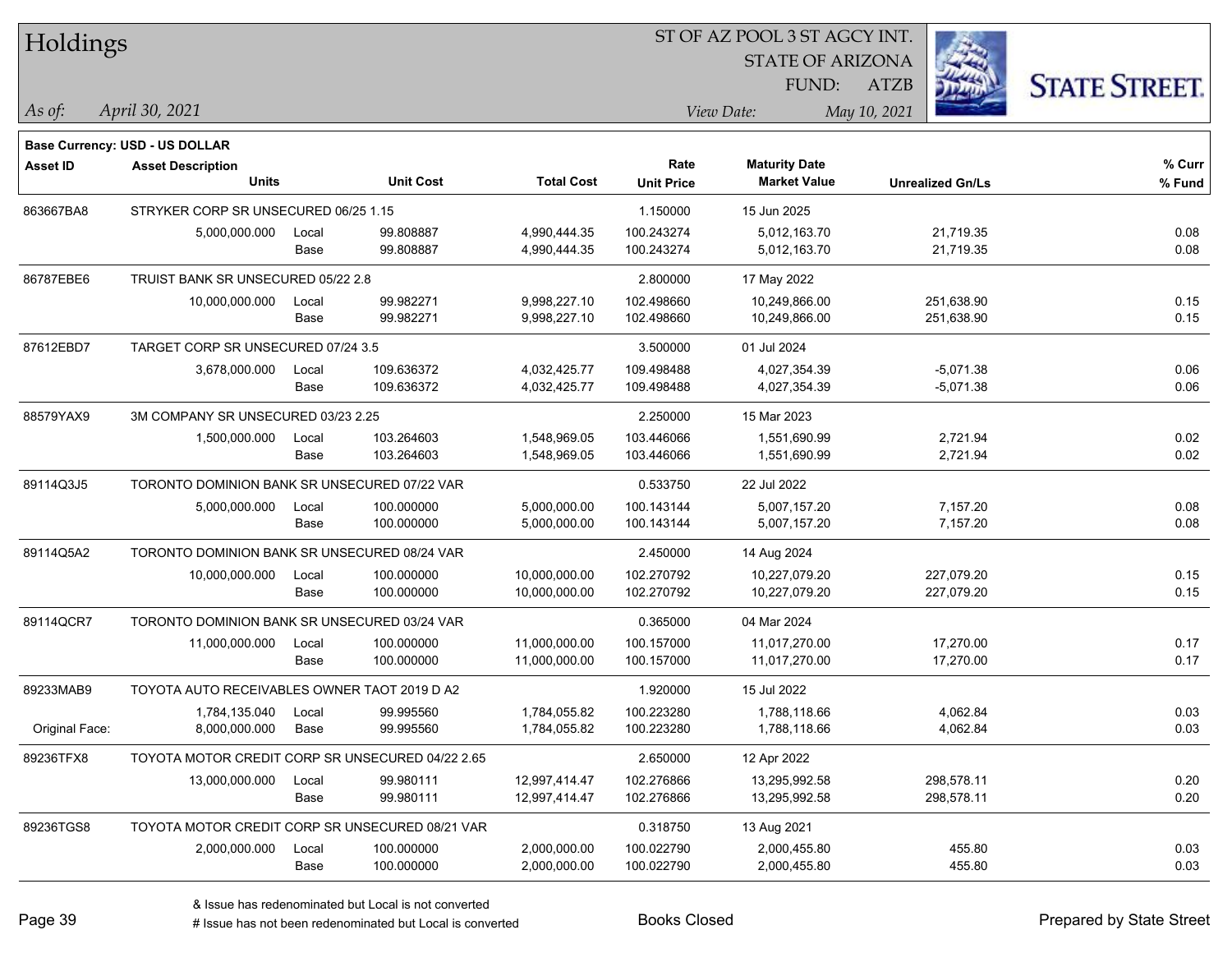# Holdings

ST OF AZ POOL 3 ST AGCY INT.
STATE OF ARIZONA
FUND: ATZB

*As of:* *April 30, 2021*
*View Date:* *May 10, 2021*

**Base Currency: USD - US DOLLAR**

| Asset ID | Asset Description / Units | | Unit Cost | Total Cost | Rate / Unit Price | Maturity Date / Market Value | Unrealized Gn/Ls | % Curr / % Fund |
|---|---|---|---|---|---|---|---|---|
| 863667BA8 | STRYKER CORP SR UNSECURED 06/25 1.15 | | | | 1.150000 | 15 Jun 2025 | | |
| | 5,000,000.000 | Local | 99.808887 | 4,990,444.35 | 100.243274 | 5,012,163.70 | 21,719.35 | 0.08 |
| | | Base | 99.808887 | 4,990,444.35 | 100.243274 | 5,012,163.70 | 21,719.35 | 0.08 |
| 86787EBE6 | TRUIST BANK SR UNSECURED 05/22 2.8 | | | | 2.800000 | 17 May 2022 | | |
| | 10,000,000.000 | Local | 99.982271 | 9,998,227.10 | 102.498660 | 10,249,866.00 | 251,638.90 | 0.15 |
| | | Base | 99.982271 | 9,998,227.10 | 102.498660 | 10,249,866.00 | 251,638.90 | 0.15 |
| 87612EBD7 | TARGET CORP SR UNSECURED 07/24 3.5 | | | | 3.500000 | 01 Jul 2024 | | |
| | 3,678,000.000 | Local | 109.636372 | 4,032,425.77 | 109.498488 | 4,027,354.39 | -5,071.38 | 0.06 |
| | | Base | 109.636372 | 4,032,425.77 | 109.498488 | 4,027,354.39 | -5,071.38 | 0.06 |
| 88579YAX9 | 3M COMPANY SR UNSECURED 03/23 2.25 | | | | 2.250000 | 15 Mar 2023 | | |
| | 1,500,000.000 | Local | 103.264603 | 1,548,969.05 | 103.446066 | 1,551,690.99 | 2,721.94 | 0.02 |
| | | Base | 103.264603 | 1,548,969.05 | 103.446066 | 1,551,690.99 | 2,721.94 | 0.02 |
| 89114Q3J5 | TORONTO DOMINION BANK SR UNSECURED 07/22 VAR | | | | 0.533750 | 22 Jul 2022 | | |
| | 5,000,000.000 | Local | 100.000000 | 5,000,000.00 | 100.143144 | 5,007,157.20 | 7,157.20 | 0.08 |
| | | Base | 100.000000 | 5,000,000.00 | 100.143144 | 5,007,157.20 | 7,157.20 | 0.08 |
| 89114Q5A2 | TORONTO DOMINION BANK SR UNSECURED 08/24 VAR | | | | 2.450000 | 14 Aug 2024 | | |
| | 10,000,000.000 | Local | 100.000000 | 10,000,000.00 | 102.270792 | 10,227,079.20 | 227,079.20 | 0.15 |
| | | Base | 100.000000 | 10,000,000.00 | 102.270792 | 10,227,079.20 | 227,079.20 | 0.15 |
| 89114QCR7 | TORONTO DOMINION BANK SR UNSECURED 03/24 VAR | | | | 0.365000 | 04 Mar 2024 | | |
| | 11,000,000.000 | Local | 100.000000 | 11,000,000.00 | 100.157000 | 11,017,270.00 | 17,270.00 | 0.17 |
| | | Base | 100.000000 | 11,000,000.00 | 100.157000 | 11,017,270.00 | 17,270.00 | 0.17 |
| 89233MAB9 | TOYOTA AUTO RECEIVABLES OWNER TAOT 2019 D A2 | | | | 1.920000 | 15 Jul 2022 | | |
| | 1,784,135.040 | Local | 99.995560 | 1,784,055.82 | 100.223280 | 1,788,118.66 | 4,062.84 | 0.03 |
| Original Face: | 8,000,000.000 | Base | 99.995560 | 1,784,055.82 | 100.223280 | 1,788,118.66 | 4,062.84 | 0.03 |
| 89236TFX8 | TOYOTA MOTOR CREDIT CORP SR UNSECURED 04/22 2.65 | | | | 2.650000 | 12 Apr 2022 | | |
| | 13,000,000.000 | Local | 99.980111 | 12,997,414.47 | 102.276866 | 13,295,992.58 | 298,578.11 | 0.20 |
| | | Base | 99.980111 | 12,997,414.47 | 102.276866 | 13,295,992.58 | 298,578.11 | 0.20 |
| 89236TGS8 | TOYOTA MOTOR CREDIT CORP SR UNSECURED 08/21 VAR | | | | 0.318750 | 13 Aug 2021 | | |
| | 2,000,000.000 | Local | 100.000000 | 2,000,000.00 | 100.022790 | 2,000,455.80 | 455.80 | 0.03 |
| | | Base | 100.000000 | 2,000,000.00 | 100.022790 | 2,000,455.80 | 455.80 | 0.03 |

& Issue has redenominated but Local is not converted
# Issue has not been redenominated but Local is converted

Books Closed

Prepared by State Street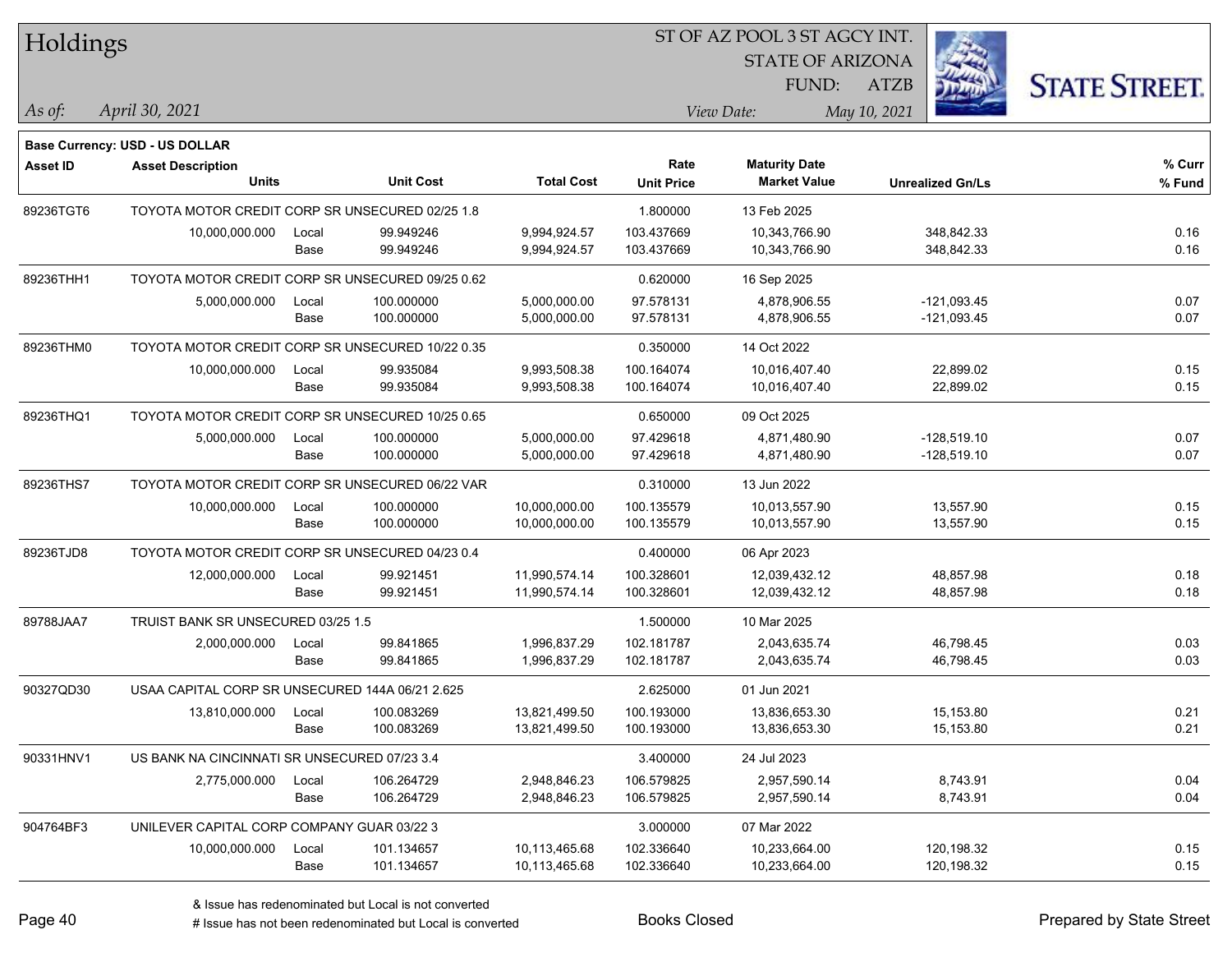# Holdings

ST OF AZ POOL 3 ST AGCY INT.
STATE OF ARIZONA
FUND: ATZB

*As of:* *April 30, 2021*
*View Date:* *May 10, 2021*

**Base Currency: USD - US DOLLAR**

| Asset ID | Asset Description / Units | | Unit Cost | Total Cost | Rate / Unit Price | Maturity Date / Market Value | Unrealized Gn/Ls | % Curr / % Fund |
|---|---|---|---|---|---|---|---|---|
| 89236TGT6 | TOYOTA MOTOR CREDIT CORP SR UNSECURED 02/25 1.8 | | | | 1.800000 | 13 Feb 2025 | | |
| | 10,000,000.000 | Local | 99.949246 | 9,994,924.57 | 103.437669 | 10,343,766.90 | 348,842.33 | 0.16 |
| | | Base | 99.949246 | 9,994,924.57 | 103.437669 | 10,343,766.90 | 348,842.33 | 0.16 |
| 89236THH1 | TOYOTA MOTOR CREDIT CORP SR UNSECURED 09/25 0.62 | | | | 0.620000 | 16 Sep 2025 | | |
| | 5,000,000.000 | Local | 100.000000 | 5,000,000.00 | 97.578131 | 4,878,906.55 | -121,093.45 | 0.07 |
| | | Base | 100.000000 | 5,000,000.00 | 97.578131 | 4,878,906.55 | -121,093.45 | 0.07 |
| 89236THM0 | TOYOTA MOTOR CREDIT CORP SR UNSECURED 10/22 0.35 | | | | 0.350000 | 14 Oct 2022 | | |
| | 10,000,000.000 | Local | 99.935084 | 9,993,508.38 | 100.164074 | 10,016,407.40 | 22,899.02 | 0.15 |
| | | Base | 99.935084 | 9,993,508.38 | 100.164074 | 10,016,407.40 | 22,899.02 | 0.15 |
| 89236THQ1 | TOYOTA MOTOR CREDIT CORP SR UNSECURED 10/25 0.65 | | | | 0.650000 | 09 Oct 2025 | | |
| | 5,000,000.000 | Local | 100.000000 | 5,000,000.00 | 97.429618 | 4,871,480.90 | -128,519.10 | 0.07 |
| | | Base | 100.000000 | 5,000,000.00 | 97.429618 | 4,871,480.90 | -128,519.10 | 0.07 |
| 89236THS7 | TOYOTA MOTOR CREDIT CORP SR UNSECURED 06/22 VAR | | | | 0.310000 | 13 Jun 2022 | | |
| | 10,000,000.000 | Local | 100.000000 | 10,000,000.00 | 100.135579 | 10,013,557.90 | 13,557.90 | 0.15 |
| | | Base | 100.000000 | 10,000,000.00 | 100.135579 | 10,013,557.90 | 13,557.90 | 0.15 |
| 89236TJD8 | TOYOTA MOTOR CREDIT CORP SR UNSECURED 04/23 0.4 | | | | 0.400000 | 06 Apr 2023 | | |
| | 12,000,000.000 | Local | 99.921451 | 11,990,574.14 | 100.328601 | 12,039,432.12 | 48,857.98 | 0.18 |
| | | Base | 99.921451 | 11,990,574.14 | 100.328601 | 12,039,432.12 | 48,857.98 | 0.18 |
| 89788JAA7 | TRUIST BANK SR UNSECURED 03/25 1.5 | | | | 1.500000 | 10 Mar 2025 | | |
| | 2,000,000.000 | Local | 99.841865 | 1,996,837.29 | 102.181787 | 2,043,635.74 | 46,798.45 | 0.03 |
| | | Base | 99.841865 | 1,996,837.29 | 102.181787 | 2,043,635.74 | 46,798.45 | 0.03 |
| 90327QD30 | USAA CAPITAL CORP SR UNSECURED 144A 06/21 2.625 | | | | 2.625000 | 01 Jun 2021 | | |
| | 13,810,000.000 | Local | 100.083269 | 13,821,499.50 | 100.193000 | 13,836,653.30 | 15,153.80 | 0.21 |
| | | Base | 100.083269 | 13,821,499.50 | 100.193000 | 13,836,653.30 | 15,153.80 | 0.21 |
| 90331HNV1 | US BANK NA CINCINNATI SR UNSECURED 07/23 3.4 | | | | 3.400000 | 24 Jul 2023 | | |
| | 2,775,000.000 | Local | 106.264729 | 2,948,846.23 | 106.579825 | 2,957,590.14 | 8,743.91 | 0.04 |
| | | Base | 106.264729 | 2,948,846.23 | 106.579825 | 2,957,590.14 | 8,743.91 | 0.04 |
| 904764BF3 | UNILEVER CAPITAL CORP COMPANY GUAR 03/22 3 | | | | 3.000000 | 07 Mar 2022 | | |
| | 10,000,000.000 | Local | 101.134657 | 10,113,465.68 | 102.336640 | 10,233,664.00 | 120,198.32 | 0.15 |
| | | Base | 101.134657 | 10,113,465.68 | 102.336640 | 10,233,664.00 | 120,198.32 | 0.15 |

& Issue has redenominated but Local is not converted
# Issue has not been redenominated but Local is converted

Books Closed

Prepared by State Street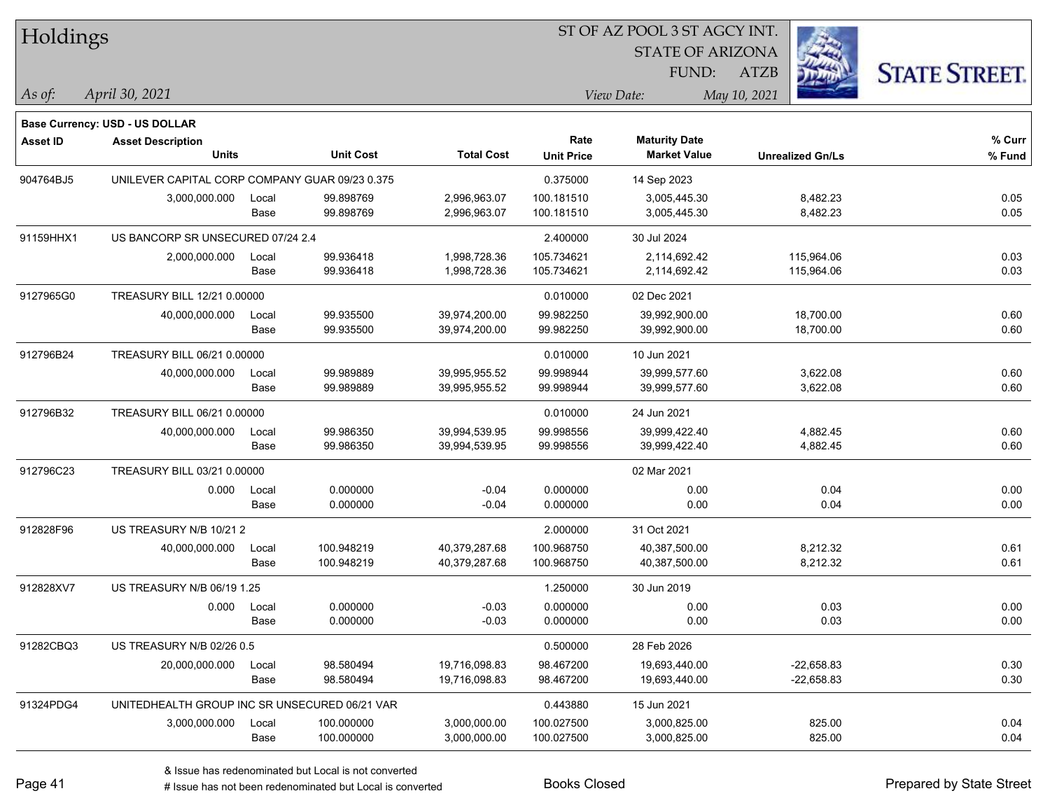# Holdings

ST OF AZ POOL 3 ST AGCY INT.
STATE OF ARIZONA
FUND: ATZB

*As of: April 30, 2021*

*View Date: May 10, 2021*

**Base Currency: USD - US DOLLAR**

| Asset ID | Asset Description / Units | | Unit Cost | Total Cost | Rate / Unit Price | Maturity Date / Market Value | Unrealized Gn/Ls | % Curr / % Fund |
|---|---|---|---|---|---|---|---|---|
| 904764BJ5 | UNILEVER CAPITAL CORP COMPANY GUAR 09/23 0.375 | | | | 0.375000 | 14 Sep 2023 | | |
| | 3,000,000.000 | Local | 99.898769 | 2,996,963.07 | 100.181510 | 3,005,445.30 | 8,482.23 | 0.05 |
| | | Base | 99.898769 | 2,996,963.07 | 100.181510 | 3,005,445.30 | 8,482.23 | 0.05 |
| 91159HHX1 | US BANCORP SR UNSECURED 07/24 2.4 | | | | 2.400000 | 30 Jul 2024 | | |
| | 2,000,000.000 | Local | 99.936418 | 1,998,728.36 | 105.734621 | 2,114,692.42 | 115,964.06 | 0.03 |
| | | Base | 99.936418 | 1,998,728.36 | 105.734621 | 2,114,692.42 | 115,964.06 | 0.03 |
| 9127965G0 | TREASURY BILL 12/21 0.00000 | | | | 0.010000 | 02 Dec 2021 | | |
| | 40,000,000.000 | Local | 99.935500 | 39,974,200.00 | 99.982250 | 39,992,900.00 | 18,700.00 | 0.60 |
| | | Base | 99.935500 | 39,974,200.00 | 99.982250 | 39,992,900.00 | 18,700.00 | 0.60 |
| 912796B24 | TREASURY BILL 06/21 0.00000 | | | | 0.010000 | 10 Jun 2021 | | |
| | 40,000,000.000 | Local | 99.989889 | 39,995,955.52 | 99.998944 | 39,999,577.60 | 3,622.08 | 0.60 |
| | | Base | 99.989889 | 39,995,955.52 | 99.998944 | 39,999,577.60 | 3,622.08 | 0.60 |
| 912796B32 | TREASURY BILL 06/21 0.00000 | | | | 0.010000 | 24 Jun 2021 | | |
| | 40,000,000.000 | Local | 99.986350 | 39,994,539.95 | 99.998556 | 39,999,422.40 | 4,882.45 | 0.60 |
| | | Base | 99.986350 | 39,994,539.95 | 99.998556 | 39,999,422.40 | 4,882.45 | 0.60 |
| 912796C23 | TREASURY BILL 03/21 0.00000 | | | | | 02 Mar 2021 | | |
| | 0.000 | Local | 0.000000 | -0.04 | 0.000000 | 0.00 | 0.04 | 0.00 |
| | | Base | 0.000000 | -0.04 | 0.000000 | 0.00 | 0.04 | 0.00 |
| 912828F96 | US TREASURY N/B 10/21 2 | | | | 2.000000 | 31 Oct 2021 | | |
| | 40,000,000.000 | Local | 100.948219 | 40,379,287.68 | 100.968750 | 40,387,500.00 | 8,212.32 | 0.61 |
| | | Base | 100.948219 | 40,379,287.68 | 100.968750 | 40,387,500.00 | 8,212.32 | 0.61 |
| 912828XV7 | US TREASURY N/B 06/19 1.25 | | | | 1.250000 | 30 Jun 2019 | | |
| | 0.000 | Local | 0.000000 | -0.03 | 0.000000 | 0.00 | 0.03 | 0.00 |
| | | Base | 0.000000 | -0.03 | 0.000000 | 0.00 | 0.03 | 0.00 |
| 91282CBQ3 | US TREASURY N/B 02/26 0.5 | | | | 0.500000 | 28 Feb 2026 | | |
| | 20,000,000.000 | Local | 98.580494 | 19,716,098.83 | 98.467200 | 19,693,440.00 | -22,658.83 | 0.30 |
| | | Base | 98.580494 | 19,716,098.83 | 98.467200 | 19,693,440.00 | -22,658.83 | 0.30 |
| 91324PDG4 | UNITEDHEALTH GROUP INC SR UNSECURED 06/21 VAR | | | | 0.443880 | 15 Jun 2021 | | |
| | 3,000,000.000 | Local | 100.000000 | 3,000,000.00 | 100.027500 | 3,000,825.00 | 825.00 | 0.04 |
| | | Base | 100.000000 | 3,000,000.00 | 100.027500 | 3,000,825.00 | 825.00 | 0.04 |

& Issue has redenominated but Local is not converted
# Issue has not been redenominated but Local is converted

Books Closed

Prepared by State Street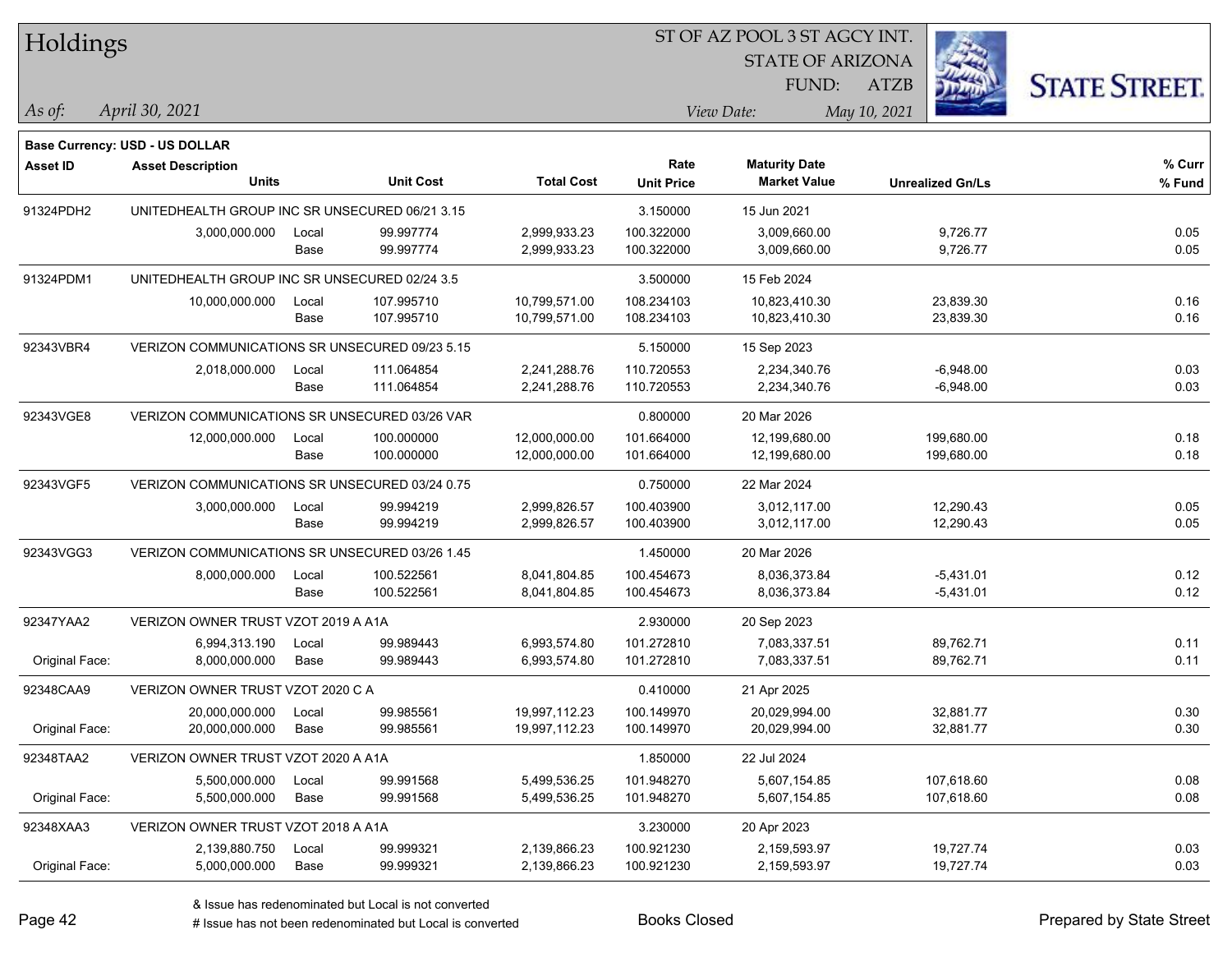# Holdings

ST OF AZ POOL 3 ST AGCY INT.
STATE OF ARIZONA
FUND: ATZB

*As of:* *April 30, 2021*

*View Date:* *May 10, 2021*

**Base Currency: USD - US DOLLAR**

| Asset ID | Asset Description / Units | | Unit Cost | Total Cost | Rate / Unit Price | Maturity Date / Market Value | Unrealized Gn/Ls | % Curr / % Fund |
|---|---|---|---|---|---|---|---|---|
| 91324PDH2 | UNITEDHEALTH GROUP INC SR UNSECURED 06/21 3.15 | | | | 3.150000 | 15 Jun 2021 | | |
| | 3,000,000.000 | Local | 99.997774 | 2,999,933.23 | 100.322000 | 3,009,660.00 | 9,726.77 | 0.05 |
| | | Base | 99.997774 | 2,999,933.23 | 100.322000 | 3,009,660.00 | 9,726.77 | 0.05 |
| 91324PDM1 | UNITEDHEALTH GROUP INC SR UNSECURED 02/24 3.5 | | | | 3.500000 | 15 Feb 2024 | | |
| | 10,000,000.000 | Local | 107.995710 | 10,799,571.00 | 108.234103 | 10,823,410.30 | 23,839.30 | 0.16 |
| | | Base | 107.995710 | 10,799,571.00 | 108.234103 | 10,823,410.30 | 23,839.30 | 0.16 |
| 92343VBR4 | VERIZON COMMUNICATIONS SR UNSECURED 09/23 5.15 | | | | 5.150000 | 15 Sep 2023 | | |
| | 2,018,000.000 | Local | 111.064854 | 2,241,288.76 | 110.720553 | 2,234,340.76 | -6,948.00 | 0.03 |
| | | Base | 111.064854 | 2,241,288.76 | 110.720553 | 2,234,340.76 | -6,948.00 | 0.03 |
| 92343VGE8 | VERIZON COMMUNICATIONS SR UNSECURED 03/26 VAR | | | | 0.800000 | 20 Mar 2026 | | |
| | 12,000,000.000 | Local | 100.000000 | 12,000,000.00 | 101.664000 | 12,199,680.00 | 199,680.00 | 0.18 |
| | | Base | 100.000000 | 12,000,000.00 | 101.664000 | 12,199,680.00 | 199,680.00 | 0.18 |
| 92343VGF5 | VERIZON COMMUNICATIONS SR UNSECURED 03/24 0.75 | | | | 0.750000 | 22 Mar 2024 | | |
| | 3,000,000.000 | Local | 99.994219 | 2,999,826.57 | 100.403900 | 3,012,117.00 | 12,290.43 | 0.05 |
| | | Base | 99.994219 | 2,999,826.57 | 100.403900 | 3,012,117.00 | 12,290.43 | 0.05 |
| 92343VGG3 | VERIZON COMMUNICATIONS SR UNSECURED 03/26 1.45 | | | | 1.450000 | 20 Mar 2026 | | |
| | 8,000,000.000 | Local | 100.522561 | 8,041,804.85 | 100.454673 | 8,036,373.84 | -5,431.01 | 0.12 |
| | | Base | 100.522561 | 8,041,804.85 | 100.454673 | 8,036,373.84 | -5,431.01 | 0.12 |
| 92347YAA2 | VERIZON OWNER TRUST VZOT 2019 A A1A | | | | 2.930000 | 20 Sep 2023 | | |
| | 6,994,313.190 | Local | 99.989443 | 6,993,574.80 | 101.272810 | 7,083,337.51 | 89,762.71 | 0.11 |
| Original Face: | 8,000,000.000 | Base | 99.989443 | 6,993,574.80 | 101.272810 | 7,083,337.51 | 89,762.71 | 0.11 |
| 92348CAA9 | VERIZON OWNER TRUST VZOT 2020 C A | | | | 0.410000 | 21 Apr 2025 | | |
| | 20,000,000.000 | Local | 99.985561 | 19,997,112.23 | 100.149970 | 20,029,994.00 | 32,881.77 | 0.30 |
| Original Face: | 20,000,000.000 | Base | 99.985561 | 19,997,112.23 | 100.149970 | 20,029,994.00 | 32,881.77 | 0.30 |
| 92348TAA2 | VERIZON OWNER TRUST VZOT 2020 A A1A | | | | 1.850000 | 22 Jul 2024 | | |
| | 5,500,000.000 | Local | 99.991568 | 5,499,536.25 | 101.948270 | 5,607,154.85 | 107,618.60 | 0.08 |
| Original Face: | 5,500,000.000 | Base | 99.991568 | 5,499,536.25 | 101.948270 | 5,607,154.85 | 107,618.60 | 0.08 |
| 92348XAA3 | VERIZON OWNER TRUST VZOT 2018 A A1A | | | | 3.230000 | 20 Apr 2023 | | |
| | 2,139,880.750 | Local | 99.999321 | 2,139,866.23 | 100.921230 | 2,159,593.97 | 19,727.74 | 0.03 |
| Original Face: | 5,000,000.000 | Base | 99.999321 | 2,139,866.23 | 100.921230 | 2,159,593.97 | 19,727.74 | 0.03 |

& Issue has redenominated but Local is not converted

# Issue has not been redenominated but Local is converted

Books Closed

Prepared by State Street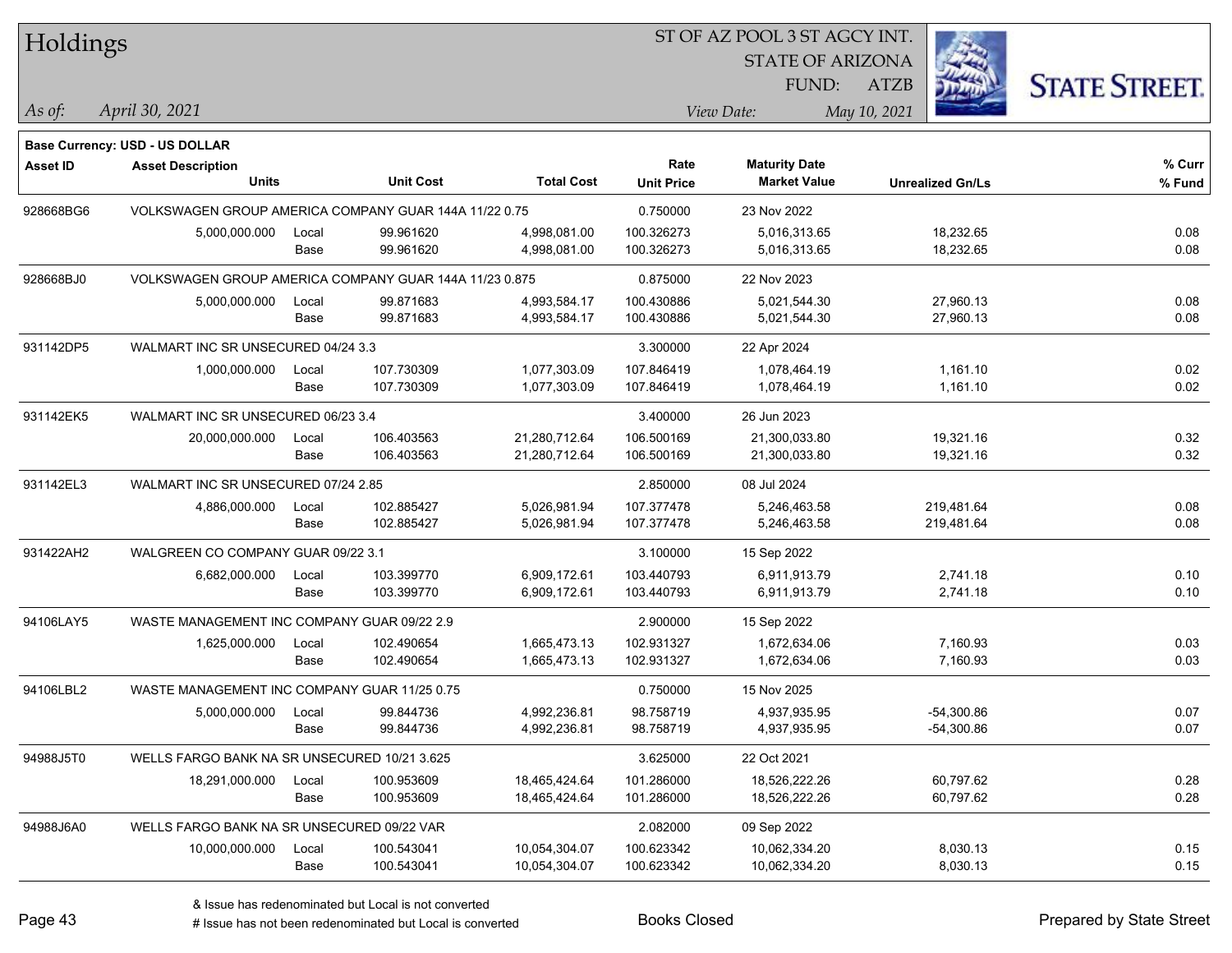# Holdings

ST OF AZ POOL 3 ST AGCY INT.
STATE OF ARIZONA
FUND: ATZB

*As of:* *April 30, 2021*

*View Date:* *May 10, 2021*

**Base Currency: USD - US DOLLAR**

| Asset ID | Asset Description / Units | | Unit Cost | Total Cost | Rate / Unit Price | Maturity Date / Market Value | Unrealized Gn/Ls | % Curr / % Fund |
|---|---|---|---|---|---|---|---|---|
| 928668BG6 | VOLKSWAGEN GROUP AMERICA COMPANY GUAR 144A 11/22 0.75 | | | | 0.750000 | 23 Nov 2022 | | |
| | 5,000,000.000 | Local | 99.961620 | 4,998,081.00 | 100.326273 | 5,016,313.65 | 18,232.65 | 0.08 |
| | | Base | 99.961620 | 4,998,081.00 | 100.326273 | 5,016,313.65 | 18,232.65 | 0.08 |
| 928668BJ0 | VOLKSWAGEN GROUP AMERICA COMPANY GUAR 144A 11/23 0.875 | | | | 0.875000 | 22 Nov 2023 | | |
| | 5,000,000.000 | Local | 99.871683 | 4,993,584.17 | 100.430886 | 5,021,544.30 | 27,960.13 | 0.08 |
| | | Base | 99.871683 | 4,993,584.17 | 100.430886 | 5,021,544.30 | 27,960.13 | 0.08 |
| 931142DP5 | WALMART INC SR UNSECURED 04/24 3.3 | | | | 3.300000 | 22 Apr 2024 | | |
| | 1,000,000.000 | Local | 107.730309 | 1,077,303.09 | 107.846419 | 1,078,464.19 | 1,161.10 | 0.02 |
| | | Base | 107.730309 | 1,077,303.09 | 107.846419 | 1,078,464.19 | 1,161.10 | 0.02 |
| 931142EK5 | WALMART INC SR UNSECURED 06/23 3.4 | | | | 3.400000 | 26 Jun 2023 | | |
| | 20,000,000.000 | Local | 106.403563 | 21,280,712.64 | 106.500169 | 21,300,033.80 | 19,321.16 | 0.32 |
| | | Base | 106.403563 | 21,280,712.64 | 106.500169 | 21,300,033.80 | 19,321.16 | 0.32 |
| 931142EL3 | WALMART INC SR UNSECURED 07/24 2.85 | | | | 2.850000 | 08 Jul 2024 | | |
| | 4,886,000.000 | Local | 102.885427 | 5,026,981.94 | 107.377478 | 5,246,463.58 | 219,481.64 | 0.08 |
| | | Base | 102.885427 | 5,026,981.94 | 107.377478 | 5,246,463.58 | 219,481.64 | 0.08 |
| 931422AH2 | WALGREEN CO COMPANY GUAR 09/22 3.1 | | | | 3.100000 | 15 Sep 2022 | | |
| | 6,682,000.000 | Local | 103.399770 | 6,909,172.61 | 103.440793 | 6,911,913.79 | 2,741.18 | 0.10 |
| | | Base | 103.399770 | 6,909,172.61 | 103.440793 | 6,911,913.79 | 2,741.18 | 0.10 |
| 94106LAY5 | WASTE MANAGEMENT INC COMPANY GUAR 09/22 2.9 | | | | 2.900000 | 15 Sep 2022 | | |
| | 1,625,000.000 | Local | 102.490654 | 1,665,473.13 | 102.931327 | 1,672,634.06 | 7,160.93 | 0.03 |
| | | Base | 102.490654 | 1,665,473.13 | 102.931327 | 1,672,634.06 | 7,160.93 | 0.03 |
| 94106LBL2 | WASTE MANAGEMENT INC COMPANY GUAR 11/25 0.75 | | | | 0.750000 | 15 Nov 2025 | | |
| | 5,000,000.000 | Local | 99.844736 | 4,992,236.81 | 98.758719 | 4,937,935.95 | -54,300.86 | 0.07 |
| | | Base | 99.844736 | 4,992,236.81 | 98.758719 | 4,937,935.95 | -54,300.86 | 0.07 |
| 94988J5T0 | WELLS FARGO BANK NA SR UNSECURED 10/21 3.625 | | | | 3.625000 | 22 Oct 2021 | | |
| | 18,291,000.000 | Local | 100.953609 | 18,465,424.64 | 101.286000 | 18,526,222.26 | 60,797.62 | 0.28 |
| | | Base | 100.953609 | 18,465,424.64 | 101.286000 | 18,526,222.26 | 60,797.62 | 0.28 |
| 94988J6A0 | WELLS FARGO BANK NA SR UNSECURED 09/22 VAR | | | | 2.082000 | 09 Sep 2022 | | |
| | 10,000,000.000 | Local | 100.543041 | 10,054,304.07 | 100.623342 | 10,062,334.20 | 8,030.13 | 0.15 |
| | | Base | 100.543041 | 10,054,304.07 | 100.623342 | 10,062,334.20 | 8,030.13 | 0.15 |

& Issue has redenominated but Local is not converted
# Issue has not been redenominated but Local is converted

Books Closed

Prepared by State Street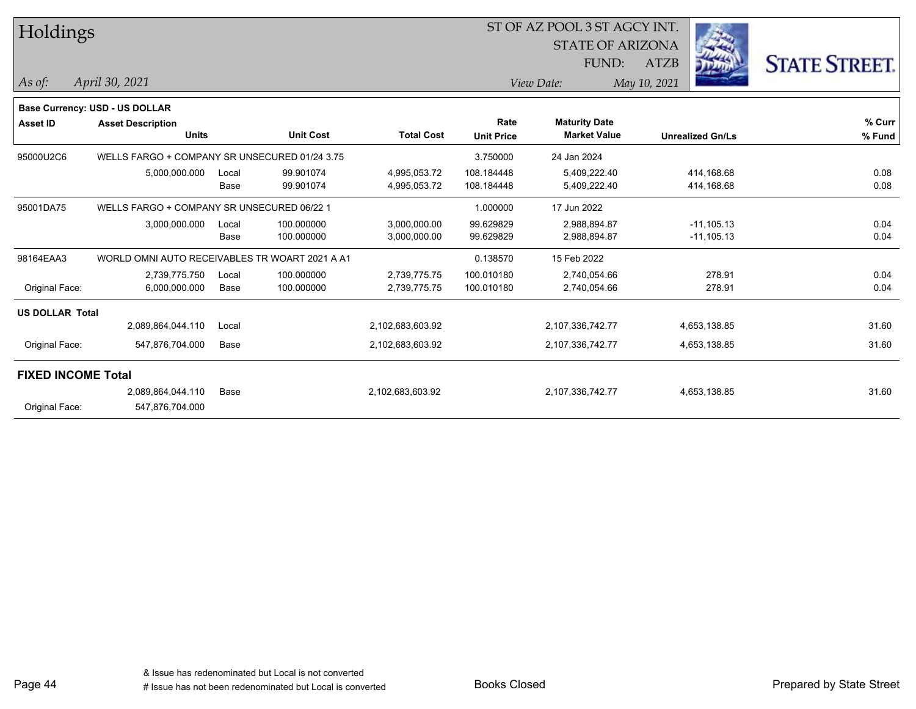# Holdings

ST OF AZ POOL 3 ST AGCY INT.
STATE OF ARIZONA
FUND: ATZB

*As of:* *April 30, 2021*
*View Date:* *May 10, 2021*

**Base Currency: USD - US DOLLAR**

| Asset ID | Asset Description / Units | | Unit Cost | Total Cost | Rate / Unit Price | Maturity Date / Market Value | Unrealized Gn/Ls | % Curr / % Fund |
|---|---|---|---|---|---|---|---|---|
| 95000U2C6 | WELLS FARGO + COMPANY SR UNSECURED 01/24 3.75 | | | | 3.750000 | 24 Jan 2024 | | |
| | 5,000,000.000 | Local | 99.901074 | 4,995,053.72 | 108.184448 | 5,409,222.40 | 414,168.68 | 0.08 |
| | | Base | 99.901074 | 4,995,053.72 | 108.184448 | 5,409,222.40 | 414,168.68 | 0.08 |
| 95001DA75 | WELLS FARGO + COMPANY SR UNSECURED 06/22 1 | | | | 1.000000 | 17 Jun 2022 | | |
| | 3,000,000.000 | Local | 100.000000 | 3,000,000.00 | 99.629829 | 2,988,894.87 | -11,105.13 | 0.04 |
| | | Base | 100.000000 | 3,000,000.00 | 99.629829 | 2,988,894.87 | -11,105.13 | 0.04 |
| 98164EAA3 | WORLD OMNI AUTO RECEIVABLES TR WOART 2021 A A1 | | | | 0.138570 | 15 Feb 2022 | | |
| | 2,739,775.750 | Local | 100.000000 | 2,739,775.75 | 100.010180 | 2,740,054.66 | 278.91 | 0.04 |
| Original Face: | 6,000,000.000 | Base | 100.000000 | 2,739,775.75 | 100.010180 | 2,740,054.66 | 278.91 | 0.04 |
| **US DOLLAR Total** | | | | | | | | |
| | 2,089,864,044.110 | Local | | 2,102,683,603.92 | | 2,107,336,742.77 | 4,653,138.85 | 31.60 |
| Original Face: | 547,876,704.000 | Base | | 2,102,683,603.92 | | 2,107,336,742.77 | 4,653,138.85 | 31.60 |
| **FIXED INCOME Total** | | | | | | | | |
| | 2,089,864,044.110 | Base | | 2,102,683,603.92 | | 2,107,336,742.77 | 4,653,138.85 | 31.60 |
| Original Face: | 547,876,704.000 | | | | | | | |

& Issue has redenominated but Local is not converted
# Issue has not been redenominated but Local is converted

Books Closed

Prepared by State Street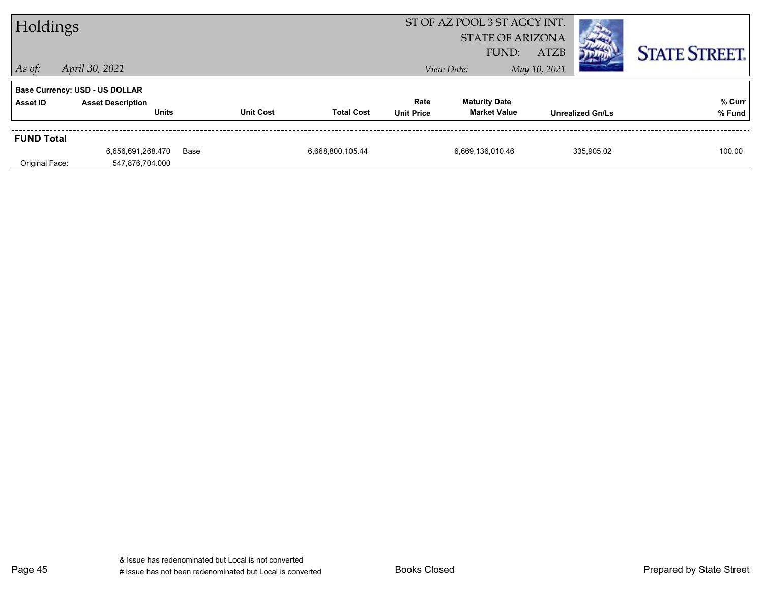# Holdings

ST OF AZ POOL 3 ST AGCY INT.
STATE OF ARIZONA
FUND: ATZB

*As of:* *April 30, 2021*

*View Date:* *May 10, 2021*

STATE STREET.

**Base Currency: USD - US DOLLAR**

| Asset ID | Asset Description / Units | | Unit Cost | Total Cost | Rate / Unit Price | Maturity Date / Market Value | Unrealized Gn/Ls | % Curr / % Fund |
|---|---|---|---|---|---|---|---|---|
| **FUND Total** | | | | | | | | |
| | 6,656,691,268.470 | Base | | 6,668,800,105.44 | | 6,669,136,010.46 | 335,905.02 | 100.00 |
| Original Face: | 547,876,704.000 | | | | | | | |

& Issue has redenominated but Local is not converted
# Issue has not been redenominated but Local is converted

Books Closed

Prepared by State Street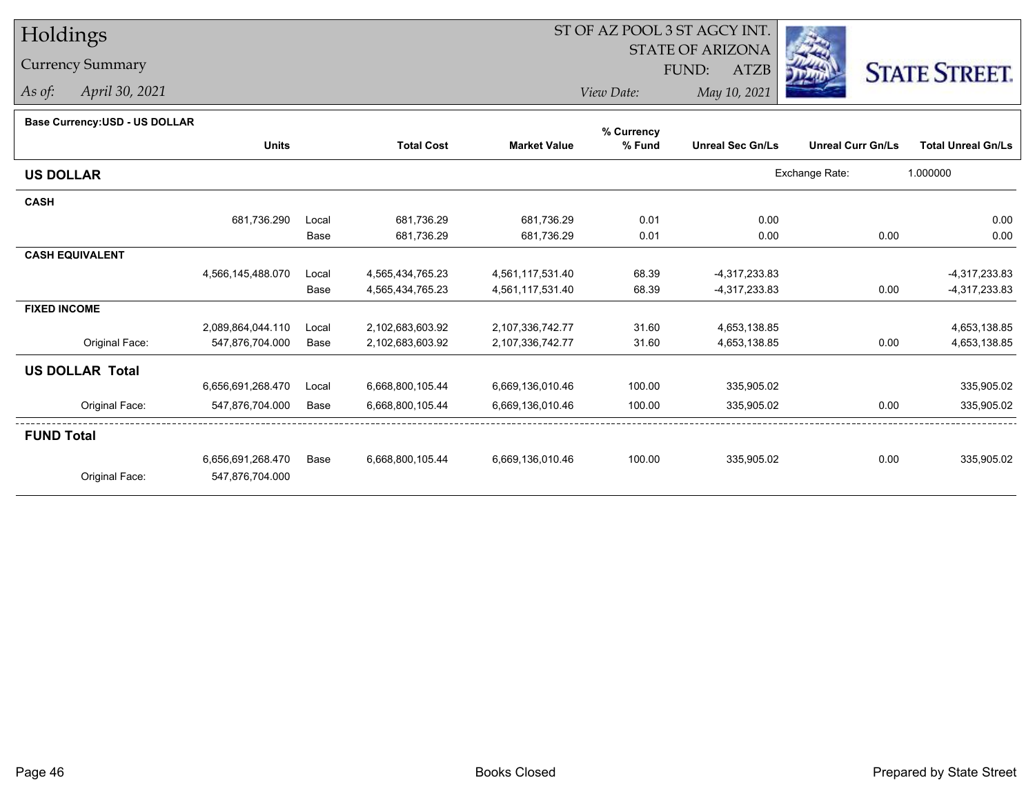# Holdings

## Currency Summary

*As of:* *April 30, 2021*

ST OF AZ POOL 3 ST AGCY INT.
STATE OF ARIZONA
FUND: ATZB

*View Date:* *May 10, 2021*

**Base Currency:USD - US DOLLAR**

| | Units | | Total Cost | Market Value | % Currency % Fund | Unreal Sec Gn/Ls | Unreal Curr Gn/Ls | Total Unreal Gn/Ls |
|---|---|---|---|---|---|---|---|---|
| **US DOLLAR** | | | | | | | Exchange Rate: | 1.000000 |
| **CASH** | | | | | | | | |
| | 681,736.290 | Local | 681,736.29 | 681,736.29 | 0.01 | 0.00 | | 0.00 |
| | | Base | 681,736.29 | 681,736.29 | 0.01 | 0.00 | 0.00 | 0.00 |
| **CASH EQUIVALENT** | | | | | | | | |
| | 4,566,145,488.070 | Local | 4,565,434,765.23 | 4,561,117,531.40 | 68.39 | -4,317,233.83 | | -4,317,233.83 |
| | | Base | 4,565,434,765.23 | 4,561,117,531.40 | 68.39 | -4,317,233.83 | 0.00 | -4,317,233.83 |
| **FIXED INCOME** | | | | | | | | |
| | 2,089,864,044.110 | Local | 2,102,683,603.92 | 2,107,336,742.77 | 31.60 | 4,653,138.85 | | 4,653,138.85 |
| Original Face: | 547,876,704.000 | Base | 2,102,683,603.92 | 2,107,336,742.77 | 31.60 | 4,653,138.85 | 0.00 | 4,653,138.85 |
| **US DOLLAR Total** | | | | | | | | |
| | 6,656,691,268.470 | Local | 6,668,800,105.44 | 6,669,136,010.46 | 100.00 | 335,905.02 | | 335,905.02 |
| Original Face: | 547,876,704.000 | Base | 6,668,800,105.44 | 6,669,136,010.46 | 100.00 | 335,905.02 | 0.00 | 335,905.02 |
| **FUND Total** | | | | | | | | |
| | 6,656,691,268.470 | Base | 6,668,800,105.44 | 6,669,136,010.46 | 100.00 | 335,905.02 | 0.00 | 335,905.02 |
| Original Face: | 547,876,704.000 | | | | | | | |

Books Closed

Prepared by State Street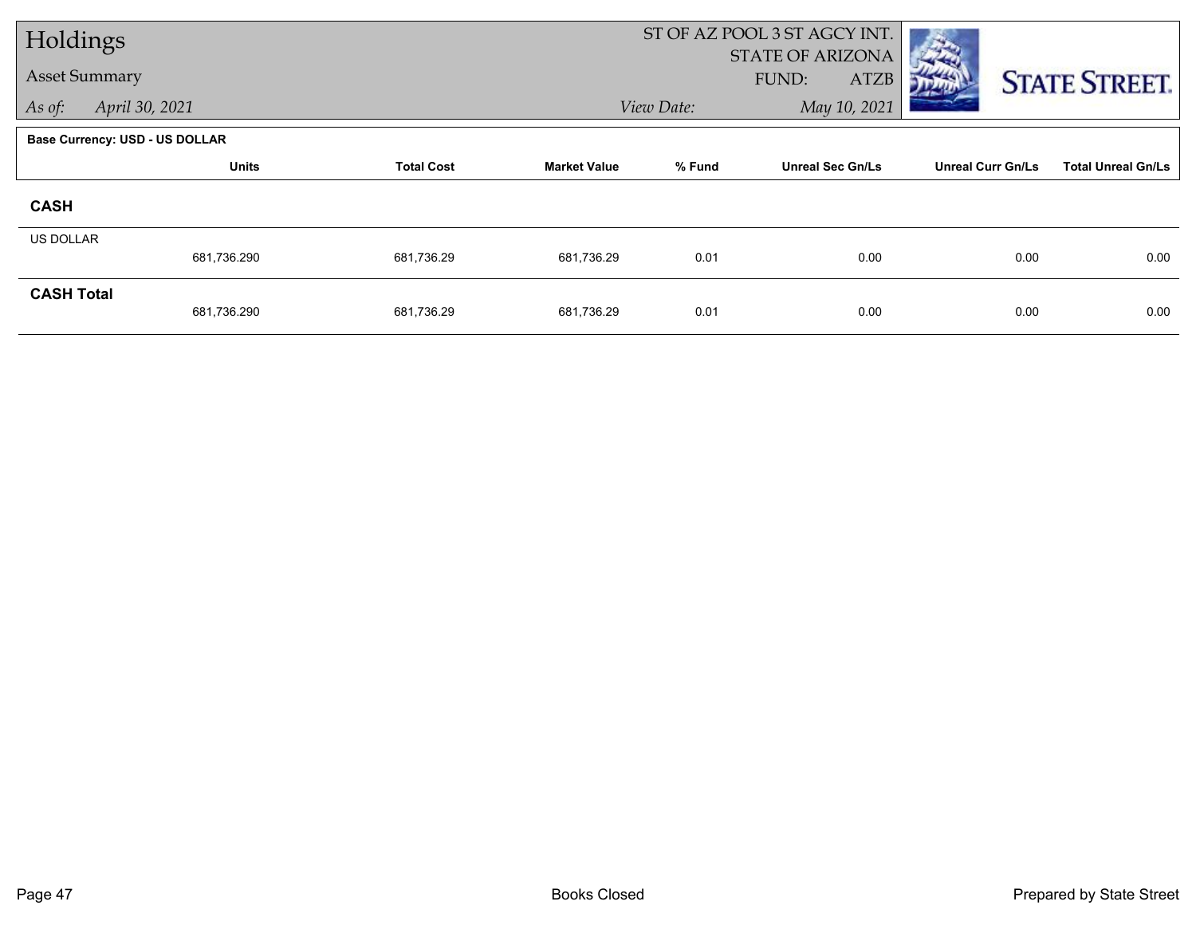# Holdings

## Asset Summary

*As of:* *April 30, 2021*

ST OF AZ POOL 3 ST AGCY INT.
STATE OF ARIZONA
FUND: ATZB

*View Date:* *May 10, 2021*

**Base Currency: USD - US DOLLAR**

| | Units | Total Cost | Market Value | % Fund | Unreal Sec Gn/Ls | Unreal Curr Gn/Ls | Total Unreal Gn/Ls |
|---|---|---|---|---|---|---|---|
| **CASH** | | | | | | | |
| US DOLLAR | 681,736.290 | 681,736.29 | 681,736.29 | 0.01 | 0.00 | 0.00 | 0.00 |
| **CASH Total** | 681,736.290 | 681,736.29 | 681,736.29 | 0.01 | 0.00 | 0.00 | 0.00 |

Books Closed

Prepared by State Street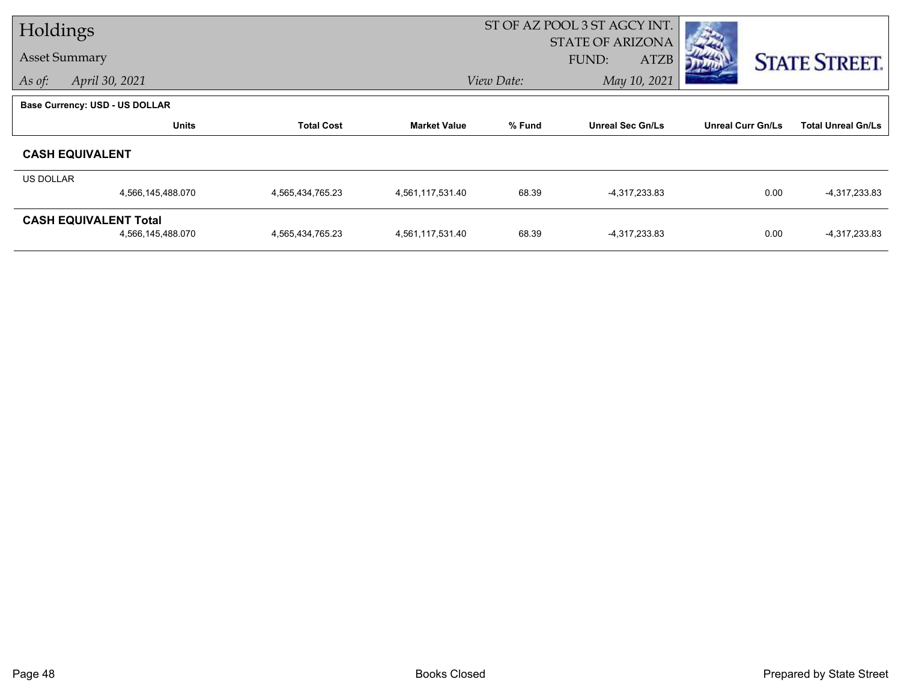# Holdings

Asset Summary

*As of:* *April 30, 2021*

ST OF AZ POOL 3 ST AGCY INT.
STATE OF ARIZONA
FUND: ATZB

*View Date:* *May 10, 2021*

STATE STREET.

**Base Currency: USD - US DOLLAR**

| | Units | Total Cost | Market Value | % Fund | Unreal Sec Gn/Ls | Unreal Curr Gn/Ls | Total Unreal Gn/Ls |
|---|---|---|---|---|---|---|---|
| **CASH EQUIVALENT** | | | | | | | |
| US DOLLAR | 4,566,145,488.070 | 4,565,434,765.23 | 4,561,117,531.40 | 68.39 | -4,317,233.83 | 0.00 | -4,317,233.83 |
| **CASH EQUIVALENT Total** | 4,566,145,488.070 | 4,565,434,765.23 | 4,561,117,531.40 | 68.39 | -4,317,233.83 | 0.00 | -4,317,233.83 |

Books Closed

Prepared by State Street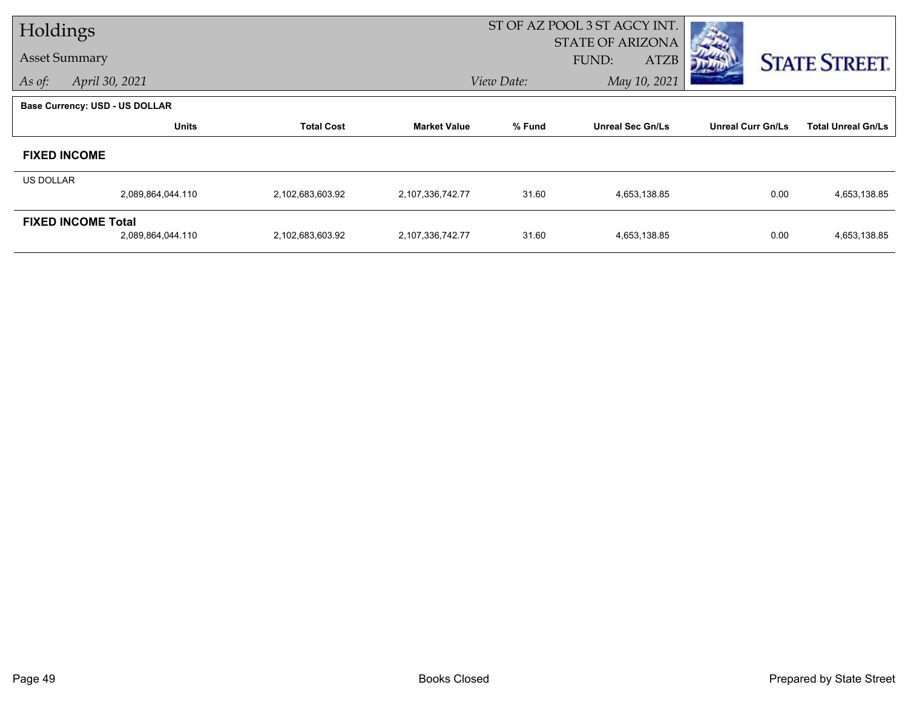# Holdings

**Asset Summary**

*As of:* April 30, 2021

ST OF AZ POOL 3 ST AGCY INT.
STATE OF ARIZONA
FUND: ATZB

*View Date:* May 10, 2021

STATE STREET.

**Base Currency: USD - US DOLLAR**

| | Units | Total Cost | Market Value | % Fund | Unreal Sec Gn/Ls | Unreal Curr Gn/Ls | Total Unreal Gn/Ls |
|---|---|---|---|---|---|---|---|
| **FIXED INCOME** | | | | | | | |
| US DOLLAR | 2,089,864,044.110 | 2,102,683,603.92 | 2,107,336,742.77 | 31.60 | 4,653,138.85 | 0.00 | 4,653,138.85 |
| **FIXED INCOME Total** | 2,089,864,044.110 | 2,102,683,603.92 | 2,107,336,742.77 | 31.60 | 4,653,138.85 | 0.00 | 4,653,138.85 |

Books Closed

Prepared by State Street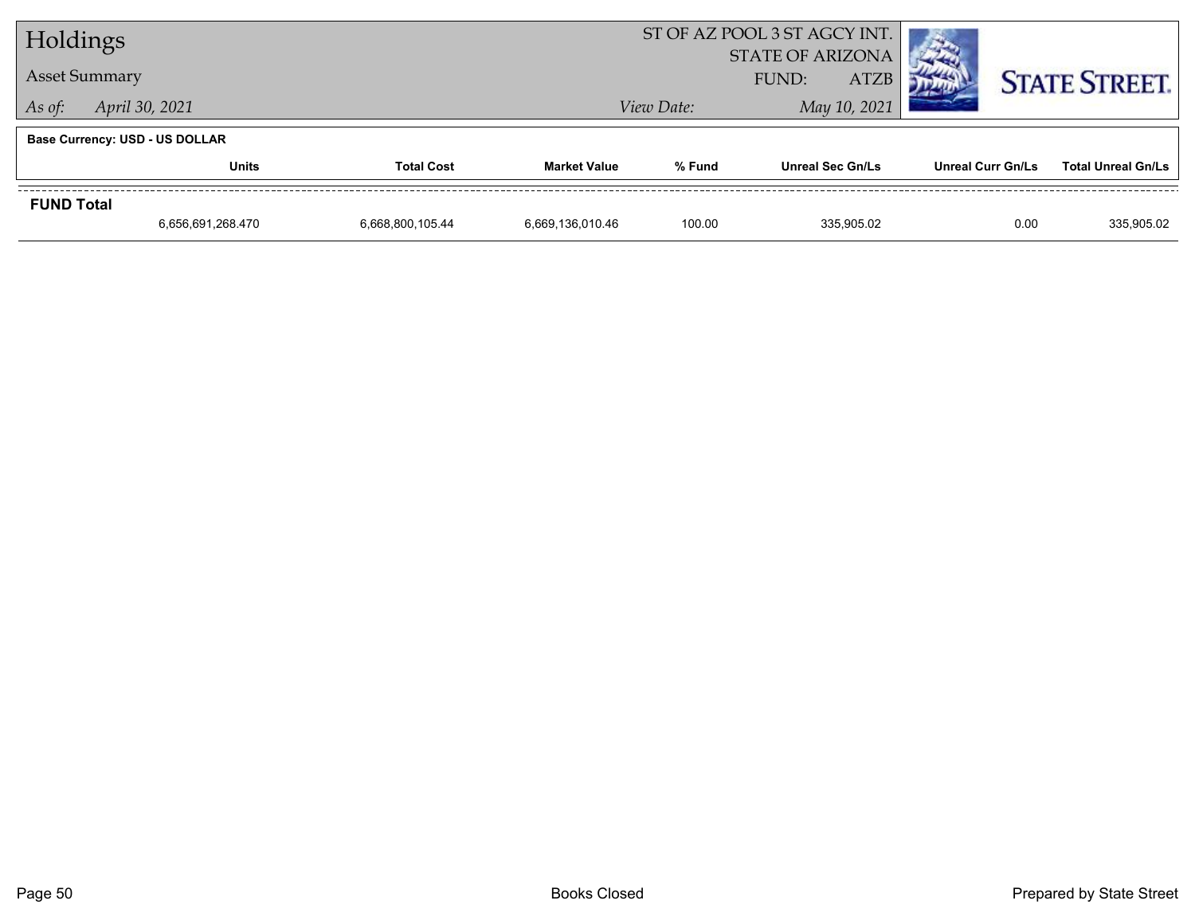# Holdings

## Asset Summary

*As of:* *April 30, 2021*

ST OF AZ POOL 3 ST AGCY INT.
STATE OF ARIZONA
FUND: ATZB
*View Date:* *May 10, 2021*

**Base Currency: USD - US DOLLAR**

| | Units | Total Cost | Market Value | % Fund | Unreal Sec Gn/Ls | Unreal Curr Gn/Ls | Total Unreal Gn/Ls |
|---|---|---|---|---|---|---|---|
| **FUND Total** | | | | | | | |
| | 6,656,691,268.470 | 6,668,800,105.44 | 6,669,136,010.46 | 100.00 | 335,905.02 | 0.00 | 335,905.02 |

Books Closed

Prepared by State Street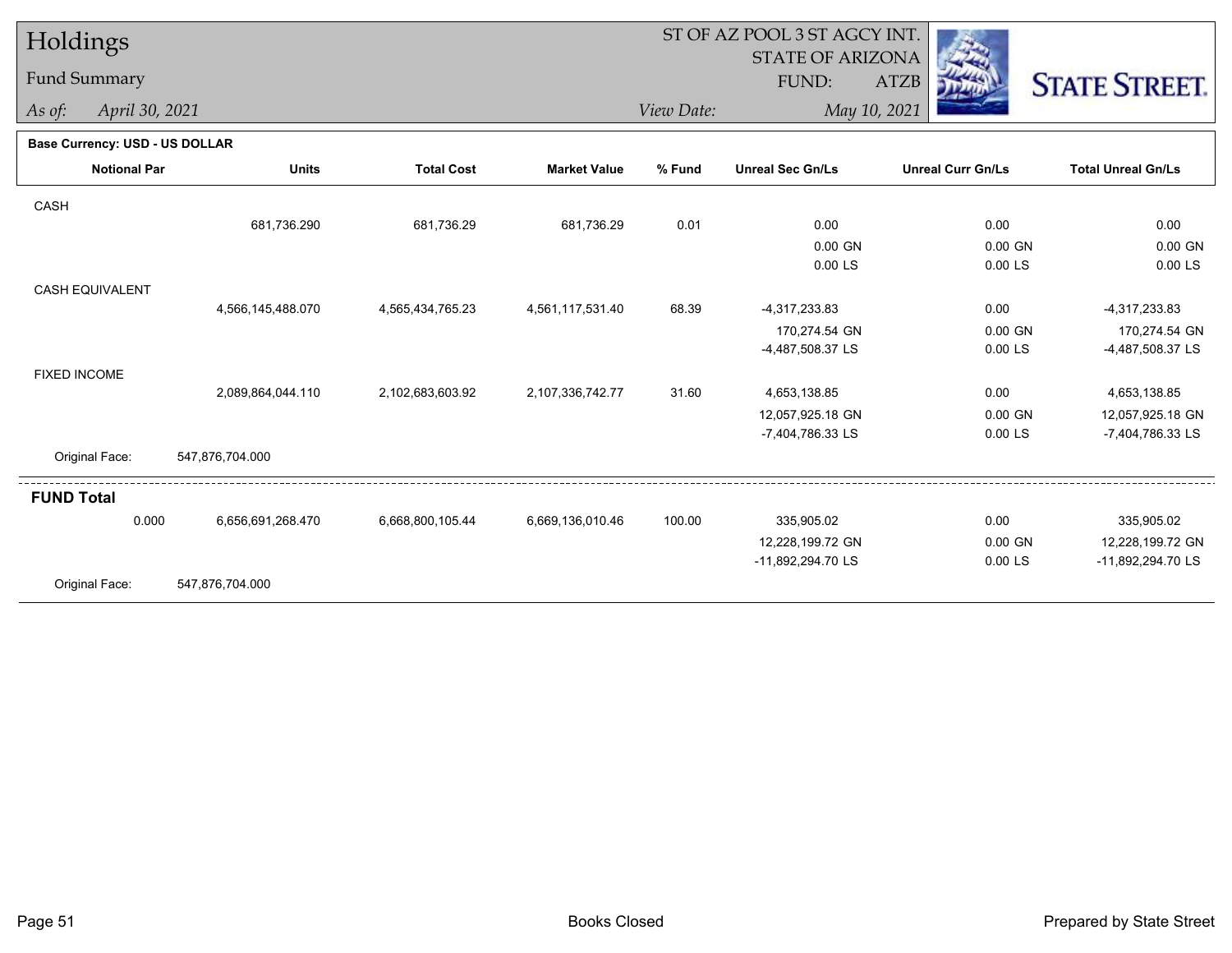# Holdings

Fund Summary

*As of:* *April 30, 2021*

ST OF AZ POOL 3 ST AGCY INT.
STATE OF ARIZONA
FUND: ATZB
*View Date:* *May 10, 2021*

STATE STREET.

**Base Currency: USD - US DOLLAR**

| Notional Par | Units | Total Cost | Market Value | % Fund | Unreal Sec Gn/Ls | Unreal Curr Gn/Ls | Total Unreal Gn/Ls |
|---|---|---|---|---|---|---|---|
| CASH | | | | | | | |
| | 681,736.290 | 681,736.29 | 681,736.29 | 0.01 | 0.00 | 0.00 | 0.00 |
| | | | | | 0.00 GN | 0.00 GN | 0.00 GN |
| | | | | | 0.00 LS | 0.00 LS | 0.00 LS |
| CASH EQUIVALENT | | | | | | | |
| | 4,566,145,488.070 | 4,565,434,765.23 | 4,561,117,531.40 | 68.39 | -4,317,233.83 | 0.00 | -4,317,233.83 |
| | | | | | 170,274.54 GN | 0.00 GN | 170,274.54 GN |
| | | | | | -4,487,508.37 LS | 0.00 LS | -4,487,508.37 LS |
| FIXED INCOME | | | | | | | |
| | 2,089,864,044.110 | 2,102,683,603.92 | 2,107,336,742.77 | 31.60 | 4,653,138.85 | 0.00 | 4,653,138.85 |
| | | | | | 12,057,925.18 GN | 0.00 GN | 12,057,925.18 GN |
| | | | | | -7,404,786.33 LS | 0.00 LS | -7,404,786.33 LS |
| Original Face: | 547,876,704.000 | | | | | | |
| **FUND Total** | | | | | | | |
| 0.000 | 6,656,691,268.470 | 6,668,800,105.44 | 6,669,136,010.46 | 100.00 | 335,905.02 | 0.00 | 335,905.02 |
| | | | | | 12,228,199.72 GN | 0.00 GN | 12,228,199.72 GN |
| | | | | | -11,892,294.70 LS | 0.00 LS | -11,892,294.70 LS |
| Original Face: | 547,876,704.000 | | | | | | |

Books Closed

Prepared by State Street